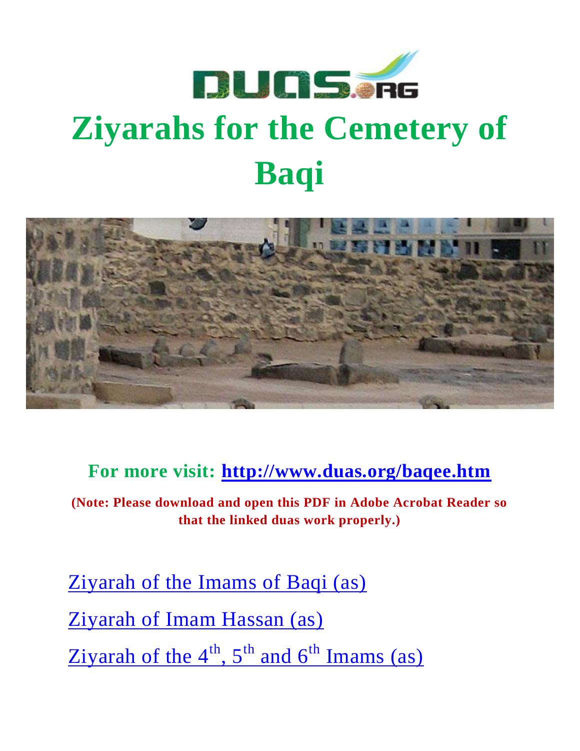# Ziyarahs for the Cemetery of Baqi

**For more visit: http://www.duas.org/baqee.htm**

**(Note: Please download and open this PDF in Adobe Acrobat Reader so that the linked duas work properly.)**

Ziyarah of the Imams of Baqi (as)

Ziyarah of Imam Hassan (as)

Ziyarah of the 4th, 5th and 6th Imams (as)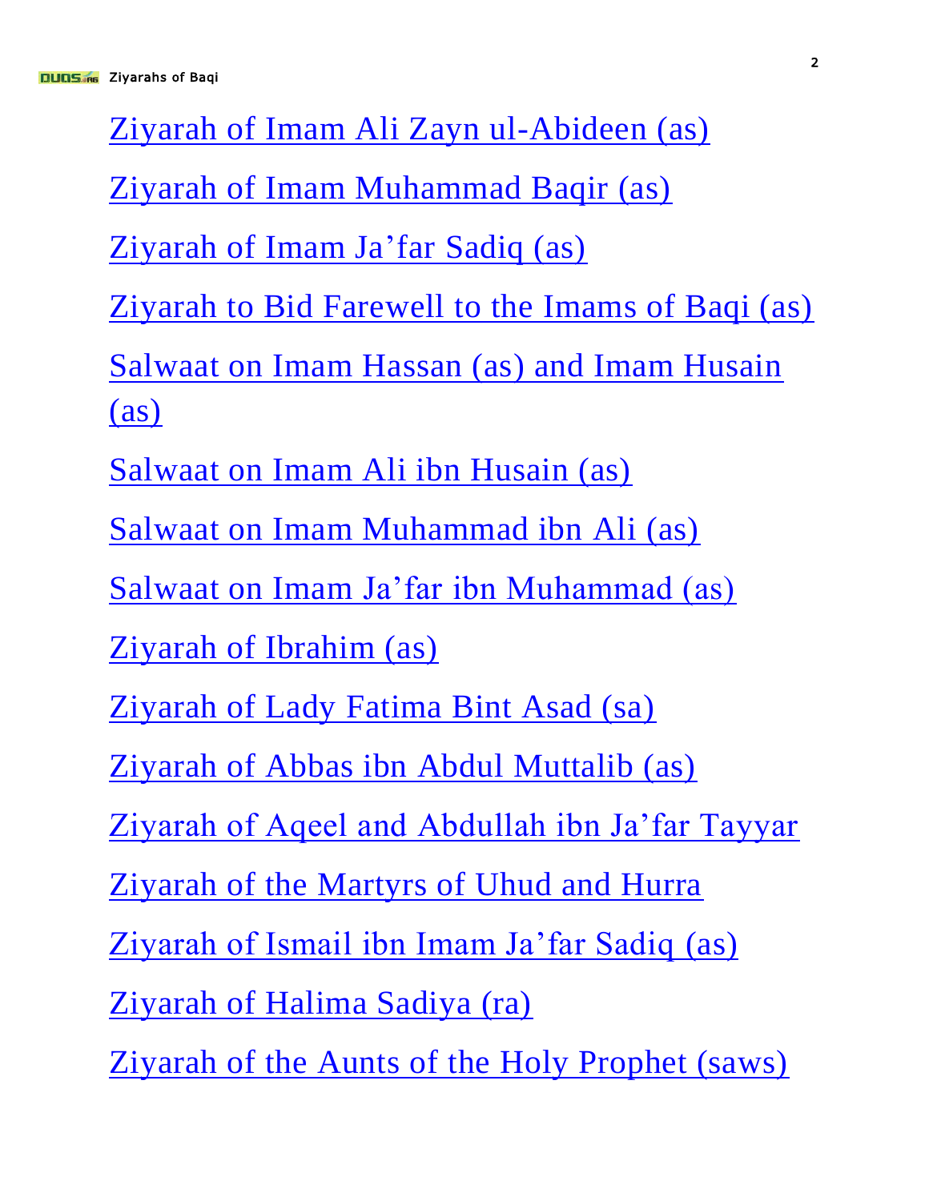Ziyarah of Imam Ali Zayn ul-Abideen (as)

Ziyarah of Imam Muhammad Baqir (as)

Ziyarah of Imam Ja'far Sadiq (as)

Ziyarah to Bid Farewell to the Imams of Baqi (as)

Salwaat on Imam Hassan (as) and Imam Husain (as)

Salwaat on Imam Ali ibn Husain (as)

Salwaat on Imam Muhammad ibn Ali (as)

Salwaat on Imam Ja'far ibn Muhammad (as)

Ziyarah of Ibrahim (as)

Ziyarah of Lady Fatima Bint Asad (sa)

Ziyarah of Abbas ibn Abdul Muttalib (as)

Ziyarah of Aqeel and Abdullah ibn Ja'far Tayyar

Ziyarah of the Martyrs of Uhud and Hurra

Ziyarah of Ismail ibn Imam Ja'far Sadiq (as)

Ziyarah of Halima Sadiya (ra)

Ziyarah of the Aunts of the Holy Prophet (saws)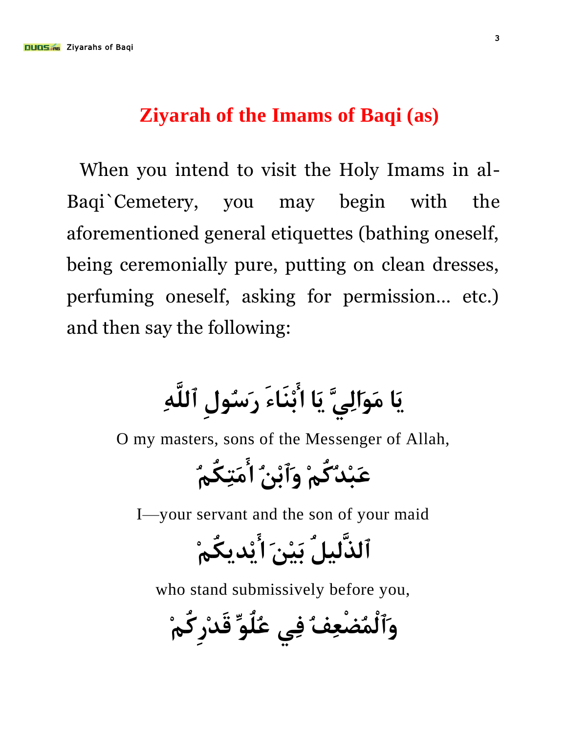## Ziyarah of the Imams of Baqi (as)

When you intend to visit the Holy Imams in al-Baqi`Cemetery, you may begin with the aforementioned general etiquettes (bathing oneself, being ceremonially pure, putting on clean dresses, perfuming oneself, asking for permission... etc.) and then say the following:

يَا مَوَالِيَّ يَا أَبْنَاءَ رَسُولِ ٱللَّهِ

O my masters, sons of the Messenger of Allah,

عَبْدُكُمْ وَٱبْنُ أَمَتِكُمُ

I—your servant and the son of your maid

ٱلذَّلِيلُ بَيْنَ أَيْدِيكُمْ

who stand submissively before you,

وَٱلْمُضْعِفُ فِي عُلُوِّ قَدْرِكُمْ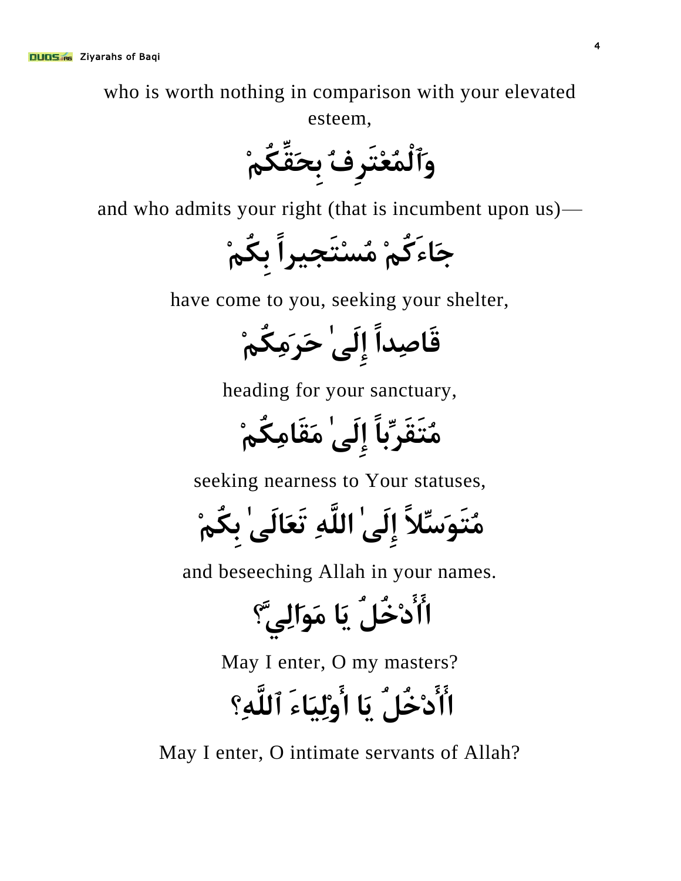who is worth nothing in comparison with your elevated esteem,

وَٱلْمُعْتَرِفُ بِحَقِّكُمْ

and who admits your right (that is incumbent upon us)—

جَاءَكُمْ مُسْتَجِيراً بِكُمْ

have come to you, seeking your shelter,

قَاصِداً إِلَىٰ حَرَمِكُمْ

heading for your sanctuary,

مُتَقَرِّباً إِلَىٰ مَقَامِكُمْ

seeking nearness to Your statuses,

مُتَوَسِّلاً إِلَىٰ اللَّهِ تَعَالَىٰ بِكُمْ

and beseeching Allah in your names.

اأَأَدْخُلُ يَا مَوَالِيَّ؟

May I enter, O my masters?

اأَأَدْخُلُ يَا أَوْلِيَاءَ ٱللَّهِ؟

May I enter, O intimate servants of Allah?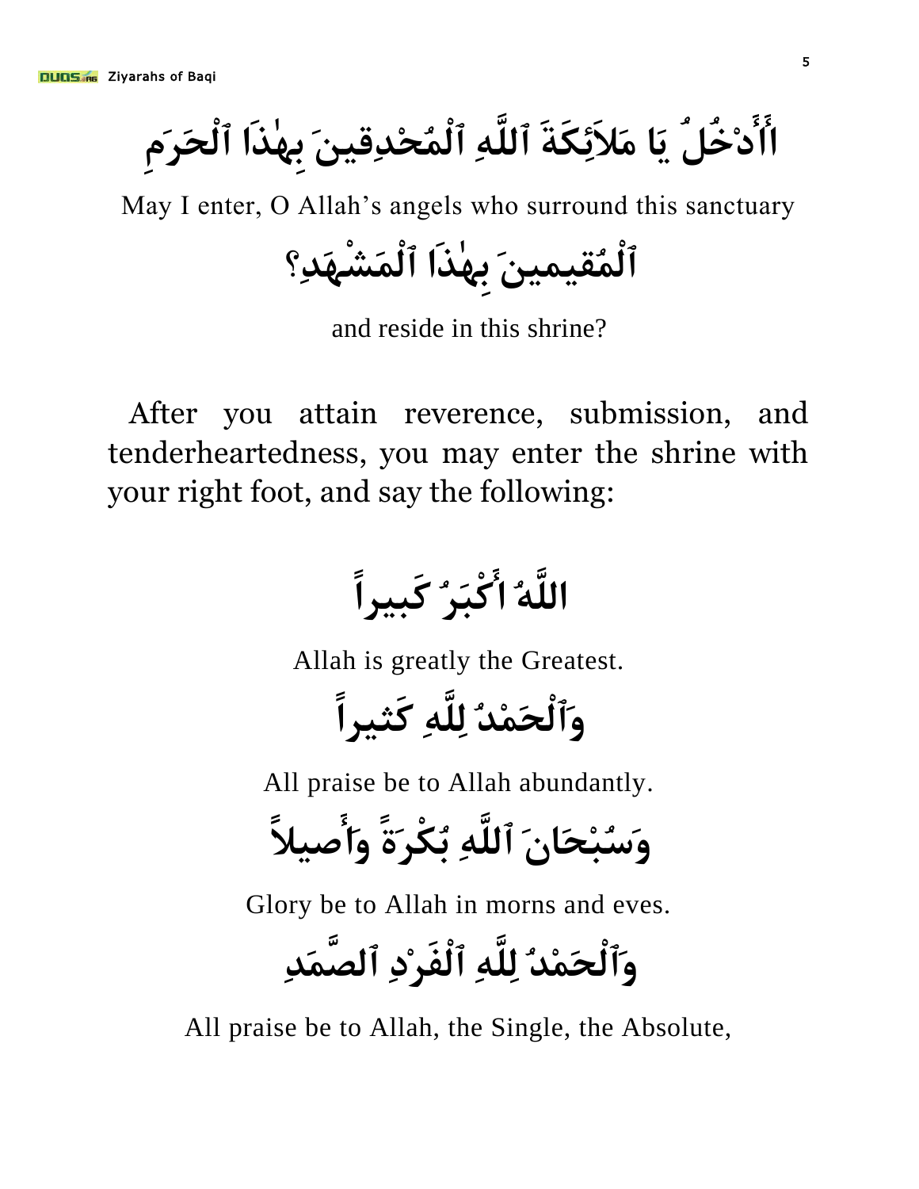اأَأَدْخُلُ يَا مَلاَئِكَةَ ٱللَّهِ ٱلْمُحْدِقِينَ بِهٰذَا ٱلْحَرَمِ

May I enter, O Allah’s angels who surround this sanctuary

ٱلْمُقِيمِينَ بِهٰذَا ٱلْمَشْهَدِ؟

and reside in this shrine?

After you attain reverence, submission, and tenderheartedness, you may enter the shrine with your right foot, and say the following:

اللَّهُ أَكْبَرُ كَبِيراً

Allah is greatly the Greatest.

وَٱلْحَمْدُ لِلَّهِ كَثِيراً

All praise be to Allah abundantly.

وَسُبْحَانَ ٱللَّهِ بُكْرَةً وَأَصِيلاً

Glory be to Allah in morns and eves.

وَٱلْحَمْدُ لِلَّهِ ٱلْفَرْدِ ٱلصَّمَدِ

All praise be to Allah, the Single, the Absolute,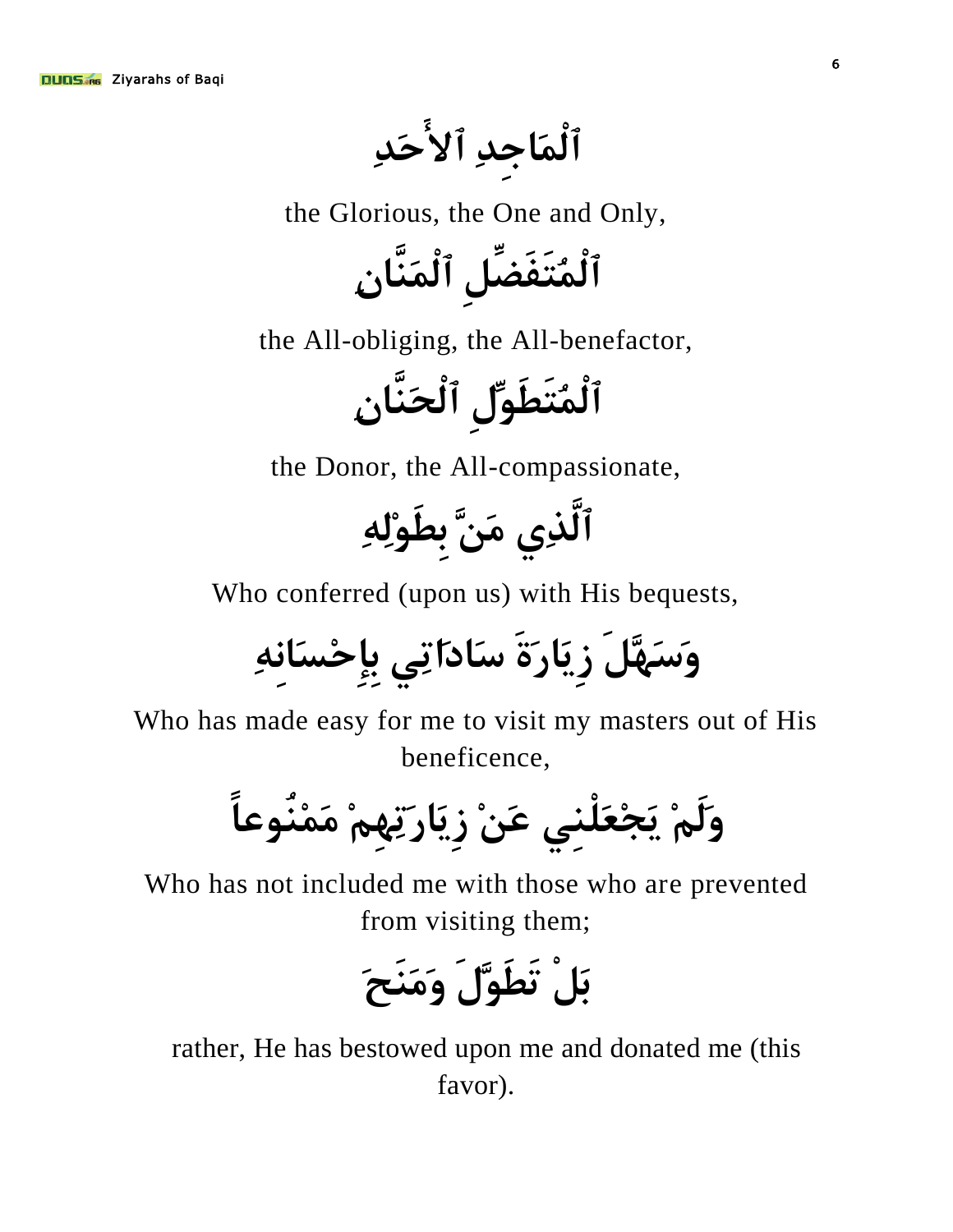ٱلْمَاجِدِ ٱلأَحَدِ

the Glorious, the One and Only,

ٱلْمُتَفَضِّلِ ٱلْمَنَّانِ

the All-obliging, the All-benefactor,

ٱلْمُتَطَوِّلِ ٱلْحَنَّانِ

the Donor, the All-compassionate,

ٱلَّذِي مَنَّ بِطَوْلِهِ

Who conferred (upon us) with His bequests,

وَسَهَّلَ زِيَارَةَ سَادَاتِي بِإِحْسَانِهِ

Who has made easy for me to visit my masters out of His beneficence,

وَلَمْ يَجْعَلْنِي عَنْ زِيَارَتِهِمْ مَمْنُوعاً

Who has not included me with those who are prevented from visiting them;

بَلْ تَطَوَّلَ وَمَنَحَ

rather, He has bestowed upon me and donated me (this favor).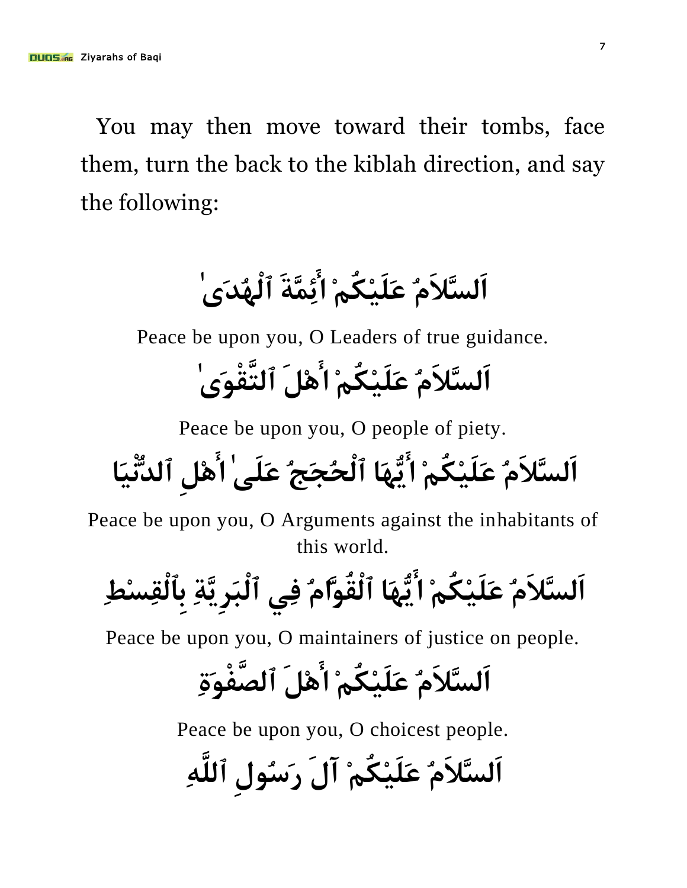You may then move toward their tombs, face them, turn the back to the kiblah direction, and say the following:

اَلسَّلاَمُ عَلَيْكُمْ اَئِمَّةَ ٱلْهُدَىٰ

Peace be upon you, O Leaders of true guidance.

اَلسَّلاَمُ عَلَيْكُمْ اَهْلَ ٱلتَّقْوَىٰ

Peace be upon you, O people of piety.

اَلسَّلاَمُ عَلَيْكُمْ اَيُّهَا ٱلْحُجَجُ عَلَىٰ اَهْلِ ٱلدُّنْيَا

Peace be upon you, O Arguments against the inhabitants of this world.

اَلسَّلاَمُ عَلَيْكُمْ اَيُّهَا ٱلْقُوَّامُ فِي ٱلْبَرِيَّةِ بِٱلْقِسْطِ

Peace be upon you, O maintainers of justice on people.

اَلسَّلاَمُ عَلَيْكُمْ اَهْلَ ٱلصَّفْوَةِ

Peace be upon you, O choicest people.

اَلسَّلاَمُ عَلَيْكُمْ آلَ رَسُولِ ٱللَّهِ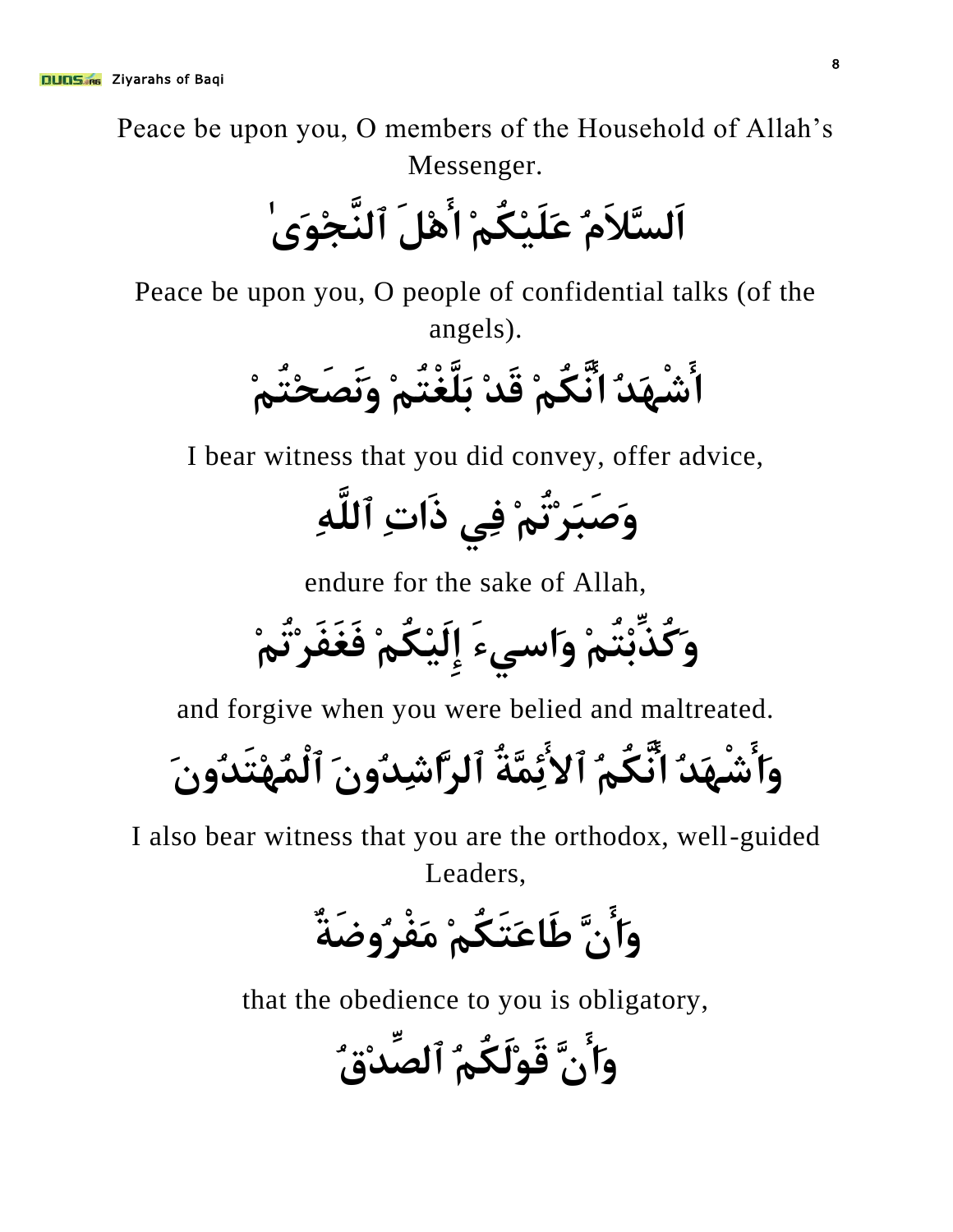Peace be upon you, O members of the Household of Allah's Messenger.

اَلسَّلاَمُ عَلَيْكُمْ أَهْلَ ٱلنَّجْوَىٰ

Peace be upon you, O people of confidential talks (of the angels).

أَشْهَدُ أَنَّكُمْ قَدْ بَلَّغْتُمْ وَنَصَحْتُمْ

I bear witness that you did convey, offer advice,

وَصَبَرْتُمْ فِي ذَاتِ ٱللَّهِ

endure for the sake of Allah,

وَكُذِّبْتُمْ وَاسِيءَ إِلَيْكُمْ فَغَفَرْتُمْ

and forgive when you were belied and maltreated.

وَأَشْهَدُ أَنَّكُمُ ٱلائِمَّةُ ٱلرَّاشِدُونَ ٱلْمُهْتَدُونَ

I also bear witness that you are the orthodox, well-guided Leaders,

وَأَنَّ طَاعَتَكُمْ مَفْرُوضَةٌ

that the obedience to you is obligatory,

وَأَنَّ قَوْلَكُمُ ٱلصِّدْقُ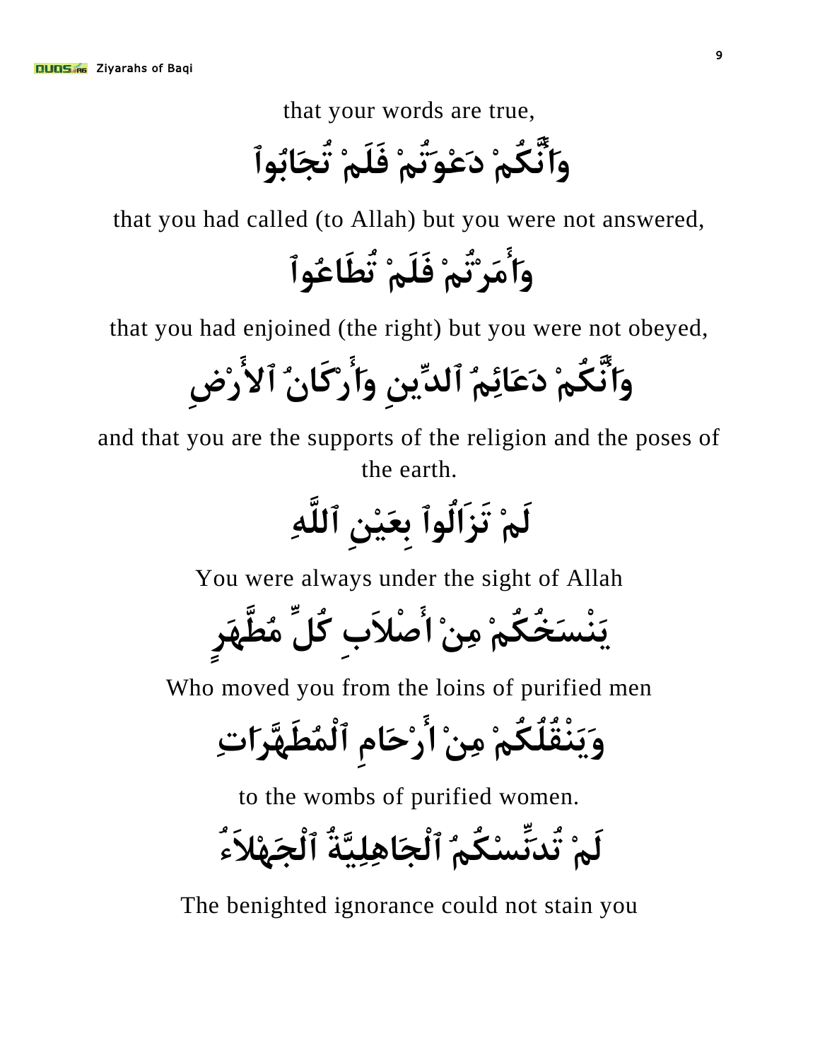that your words are true,

وَأَنَّكُمْ دَعَوْتُمْ فَلَمْ تُجَابُوا

that you had called (to Allah) but you were not answered,

وَأَمَرْتُمْ فَلَمْ تُطَاعُوا

that you had enjoined (the right) but you were not obeyed,

وَأَنَّكُمْ دَعَائِمُ ٱلدِّينِ وَأَرْكَانُ ٱلأَرْضِ

and that you are the supports of the religion and the poses of the earth.

لَمْ تَزَالُوا بِعَيْنِ ٱللَّهِ

You were always under the sight of Allah

يَنْسَخُكُمْ مِنْ أَصْلاَبِ كُلِّ مُطَهَّرٍ

Who moved you from the loins of purified men

وَيَنْقُلُكُمْ مِنْ أَرْحَامِ ٱلْمُطَهَّرَاتِ

to the wombs of purified women.

لَمْ تُدَنِّسْكُمُ ٱلْجَاهِلِيَّةُ ٱلْجَهْلاَءُ

The benighted ignorance could not stain you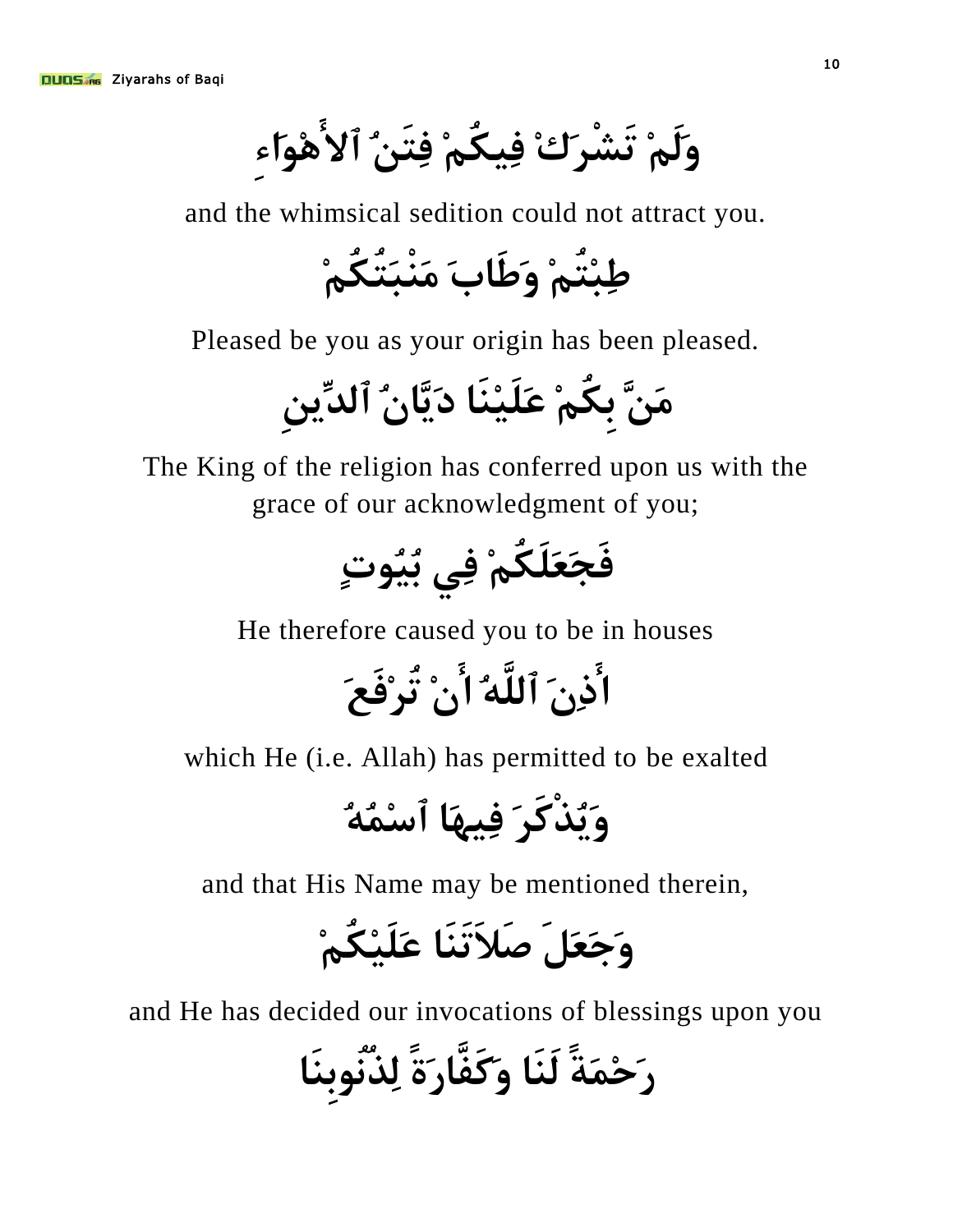وَلَمْ تَشْرَكْ فِيكُمْ فِتَنُ ٱلأَهْوَاءِ

and the whimsical sedition could not attract you.

طِبْتُمْ وَطَابَ مَنْبَتُكُمْ

Pleased be you as your origin has been pleased.

مَنَّ بِكُمْ عَلَيْنَا دَيَّانُ ٱلدِّينِ

The King of the religion has conferred upon us with the grace of our acknowledgment of you;

فَجَعَلَكُمْ فِي بُيُوتٍ

He therefore caused you to be in houses

أَذِنَ ٱللَّهُ أَنْ تُرْفَعَ

which He (i.e. Allah) has permitted to be exalted

وَيُذْكَرَ فِيهَا ٱسْمُهُ

and that His Name may be mentioned therein,

وَجَعَلَ صَلاَتَنَا عَلَيْكُمْ

and He has decided our invocations of blessings upon you

رَحْمَةً لَنَا وَكَفَّارَةً لِذُنُوبِنَا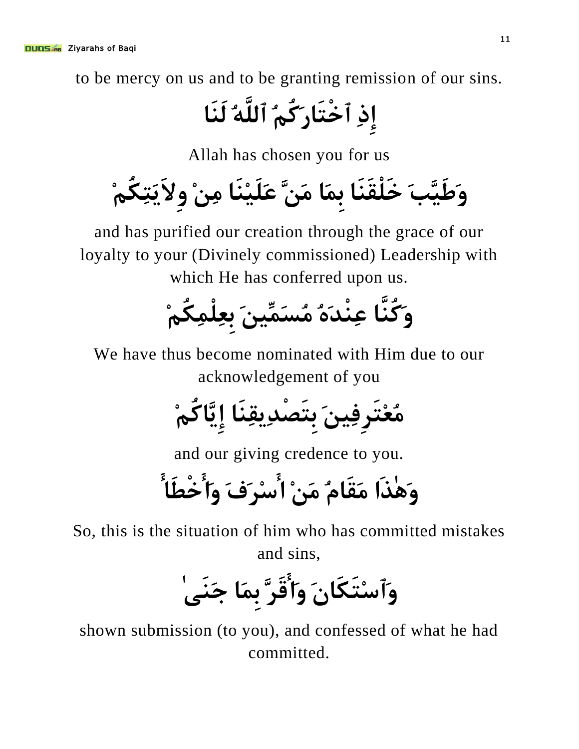to be mercy on us and to be granting remission of our sins.

إِذِ ٱخْتَارَكُمُ ٱللَّهُ لَنَا

Allah has chosen you for us

وَطَيَّبَ خَلْقَنَا بِمَا مَنَّ عَلَيْنَا مِنْ وِلاَيَتِكُمْ

and has purified our creation through the grace of our loyalty to your (Divinely commissioned) Leadership with which He has conferred upon us.

وَكُنَّا عِنْدَهُ مُسَمِّينَ بِعِلْمِكُمْ

We have thus become nominated with Him due to our acknowledgement of you

مُعْتَرِفِينَ بِتَصْدِيقِنَا إِيَّاكُمْ

and our giving credence to you.

وَهٰذَا مَقَامُ مَنْ أَسْرَفَ وَأَخْطَأَ

So, this is the situation of him who has committed mistakes and sins,

وَٱسْتَكَانَ وَأَقَرَّ بِمَا جَنَىٰ

shown submission (to you), and confessed of what he had committed.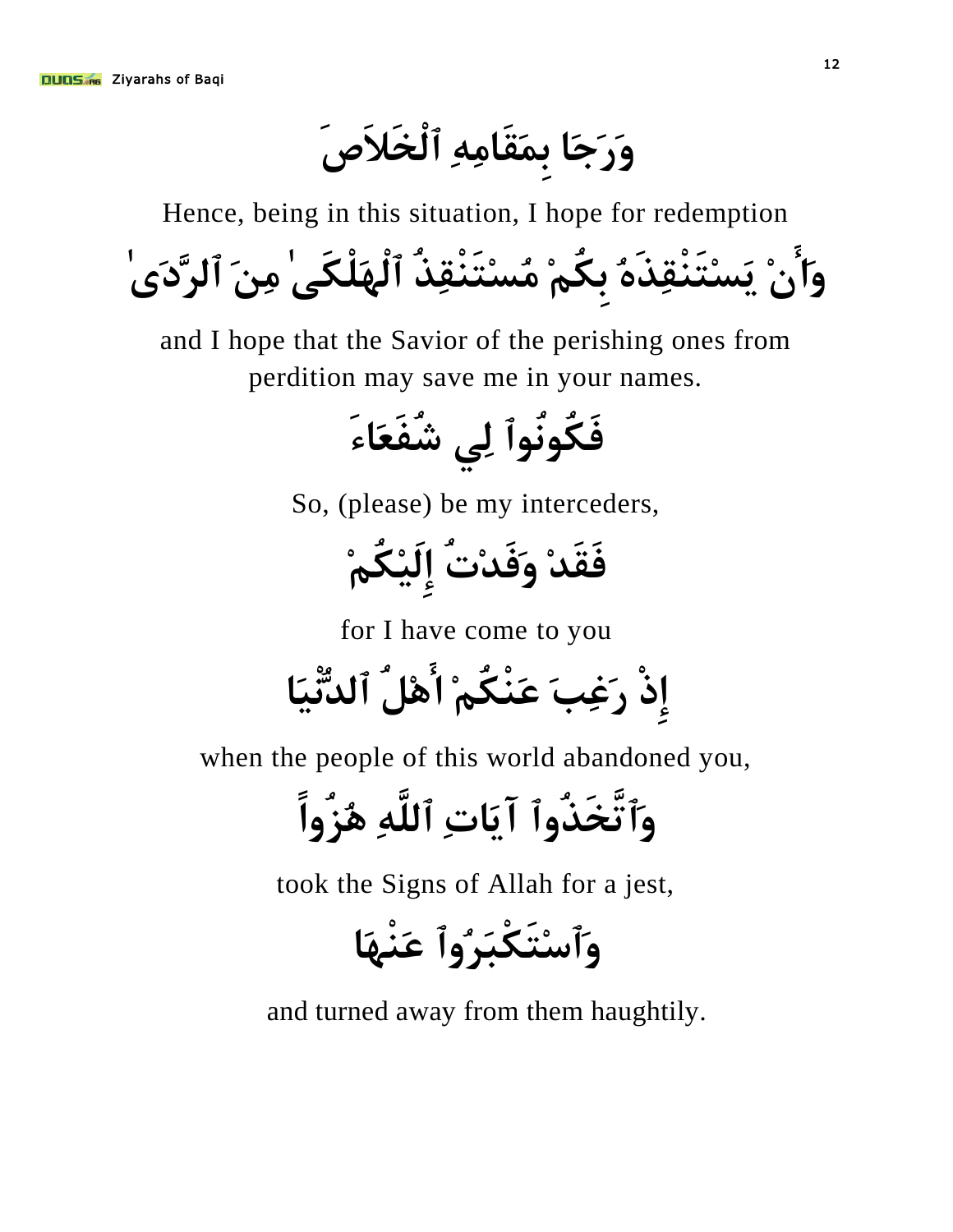وَرَجَا بِمَقَامِهِ ٱلْخَلاَصَ

Hence, being in this situation, I hope for redemption

وَأَنْ يَسْتَنْقِذَهُ بِكُمْ مُسْتَنْقِذُ ٱلْهَلْكَىٰ مِنَ ٱلرَّدَىٰ

and I hope that the Savior of the perishing ones from perdition may save me in your names.

فَكُونُوا لِي شُفَعَاءَ

So, (please) be my interceders,

فَقَدْ وَفَدْتُ إِلَيْكُمْ

for I have come to you

إِذْ رَغِبَ عَنْكُمْ أَهْلُ ٱلدُّنْيَا

when the people of this world abandoned you,

وَٱتَّخَذُوا آيَاتِ ٱللَّهِ هُزُواً

took the Signs of Allah for a jest,

وَٱسْتَكْبَرُوا عَنْهَا

and turned away from them haughtily.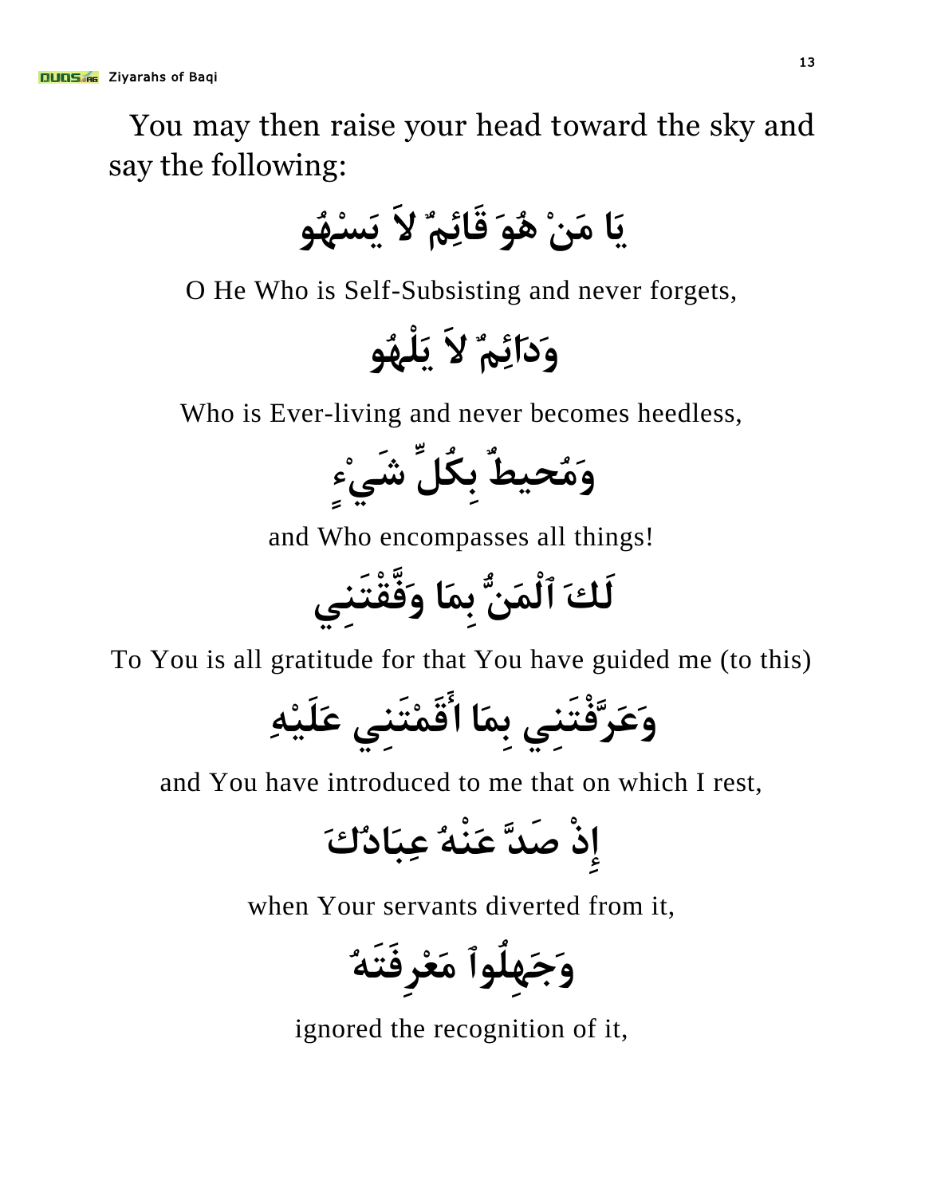You may then raise your head toward the sky and say the following:

يَا مَنْ هُوَ قَائِمٌ لاَ يَسْهُو

O He Who is Self-Subsisting and never forgets,

وَدَائِمٌ لاَ يَلْهُو

Who is Ever-living and never becomes heedless,

وَمُحِيطٌ بِكُلِّ شَيْءٍ

and Who encompasses all things!

لَكَ ٱلْمَنُّ بِمَا وَفَّقْتَنِي

To You is all gratitude for that You have guided me (to this)

وَعَرَّفْتَنِي بِمَا أَقَمْتَنِي عَلَيْهِ

and You have introduced to me that on which I rest,

إِذْ صَدَّ عَنْهُ عِبَادُكَ

when Your servants diverted from it,

وَجَهِلُوا مَعْرِفَتَهُ

ignored the recognition of it,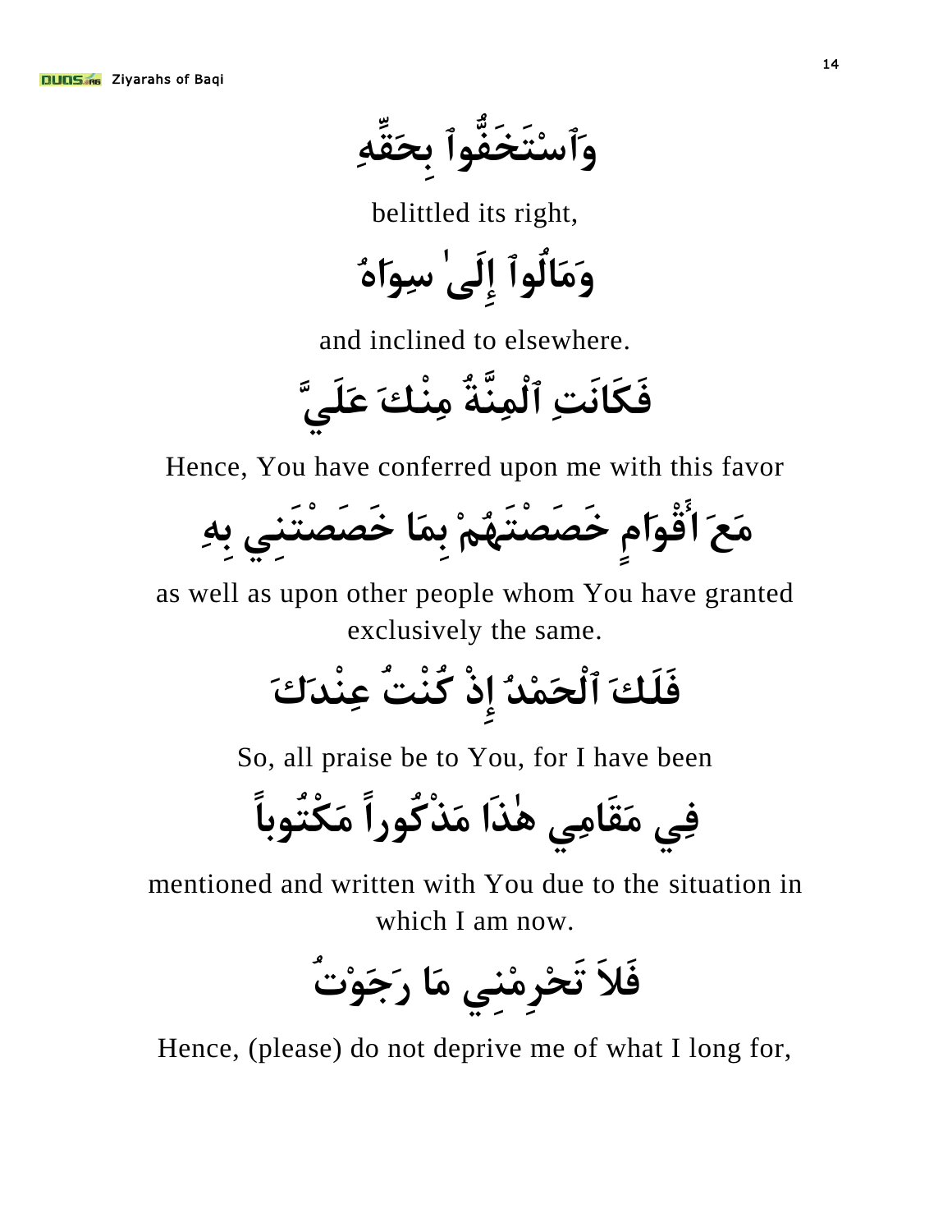وَٱسْتَخَفُّوا۟ بِحَقِّهِ

belittled its right,

وَمَالُوا۟ إِلَىٰ سِوَاهُ

and inclined to elsewhere.

فَكَانَتِ ٱلْمِنَّةُ مِنْكَ عَلَيَّ

Hence, You have conferred upon me with this favor

مَعَ أَقْوَامٍ خَصَصْتَهُمْ بِمَا خَصَصْتَنِي بِهِ

as well as upon other people whom You have granted exclusively the same.

فَلَكَ ٱلْحَمْدُ إِذْ كُنْتُ عِنْدَكَ

So, all praise be to You, for I have been

فِي مَقَامِي هٰذَا مَذْكُوراً مَكْتُوباً

mentioned and written with You due to the situation in which I am now.

فَلاَ تَحْرِمْنِي مَا رَجَوْتُ

Hence, (please) do not deprive me of what I long for,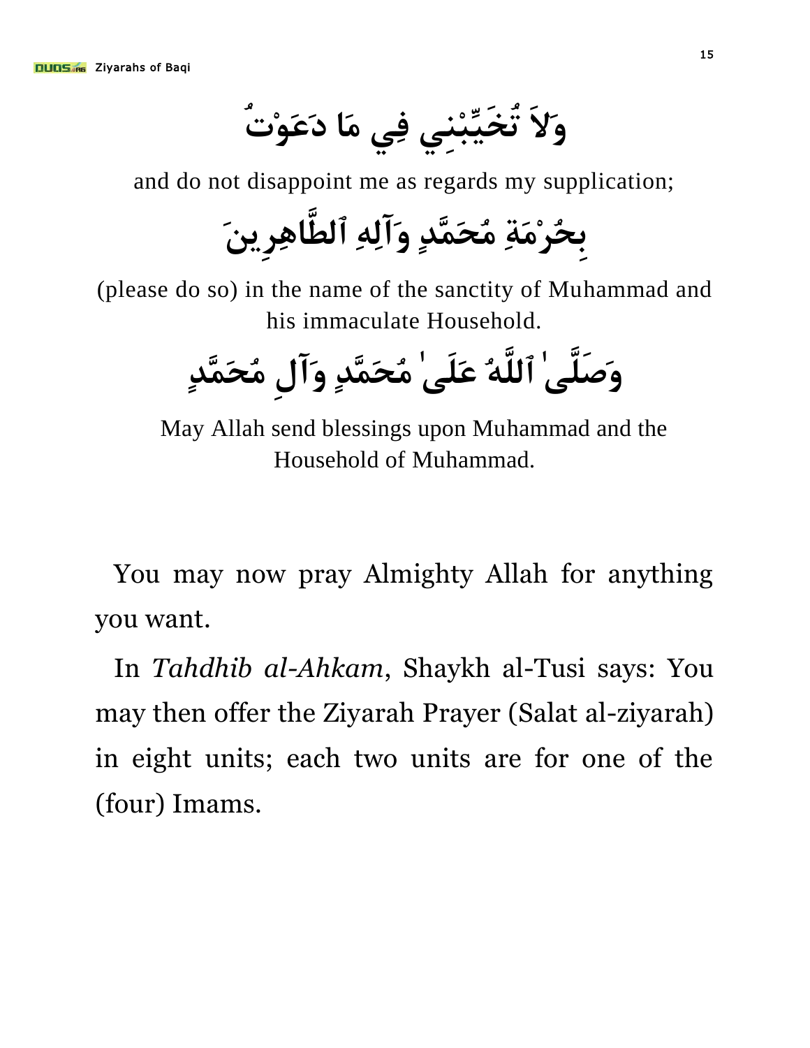وَلاَ تُخَيِّبْنِي فِي مَا دَعَوْتُ

and do not disappoint me as regards my supplication;

بِحُرْمَةِ مُحَمَّدٍ وَآلِهِ ٱلطَّاهِرِينَ

(please do so) in the name of the sanctity of Muhammad and his immaculate Household.

وَصَلَّىٰ ٱللَّهُ عَلَىٰ مُحَمَّدٍ وَآلِ مُحَمَّدٍ

May Allah send blessings upon Muhammad and the Household of Muhammad.

You may now pray Almighty Allah for anything you want.

In *Tahdhib al-Ahkam*, Shaykh al-Tusi says: You may then offer the Ziyarah Prayer (Salat al-ziyarah) in eight units; each two units are for one of the (four) Imams.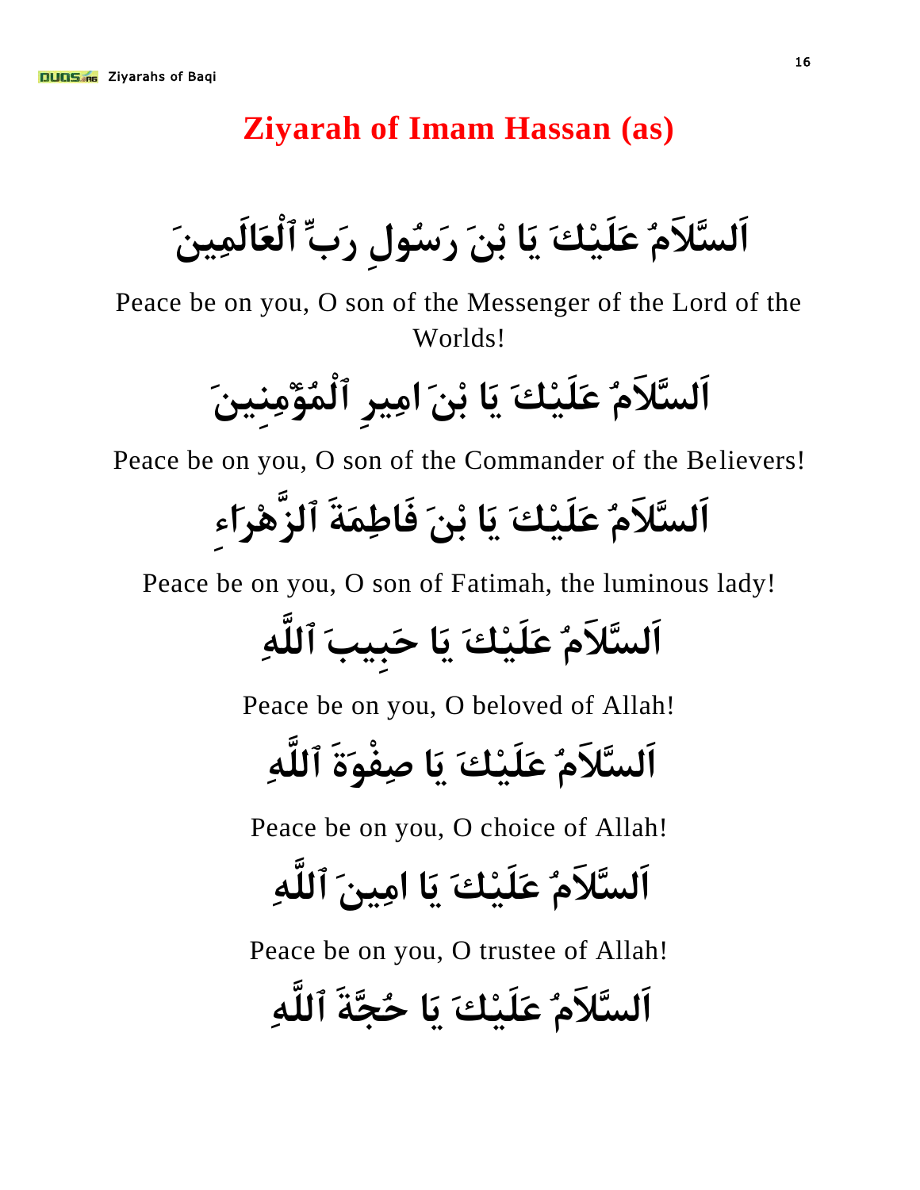# Ziyarah of Imam Hassan (as)

اَلسَّلاَمُ عَلَيْكَ يَا بْنَ رَسُولِ رَبِّ ٱلْعَالَمِينَ

Peace be on you, O son of the Messenger of the Lord of the Worlds!

اَلسَّلاَمُ عَلَيْكَ يَا بْنَ امِيرِ ٱلْمُؤْمِنِينَ

Peace be on you, O son of the Commander of the Believers!

اَلسَّلاَمُ عَلَيْكَ يَا بْنَ فَاطِمَةَ ٱلزَّهْرَاءِ

Peace be on you, O son of Fatimah, the luminous lady!

اَلسَّلاَمُ عَلَيْكَ يَا حَبِيبَ ٱللَّهِ

Peace be on you, O beloved of Allah!

اَلسَّلاَمُ عَلَيْكَ يَا صِفْوَةَ ٱللَّهِ

Peace be on you, O choice of Allah!

اَلسَّلاَمُ عَلَيْكَ يَا امِينَ ٱللَّهِ

Peace be on you, O trustee of Allah!

اَلسَّلاَمُ عَلَيْكَ يَا حُجَّةَ ٱللَّهِ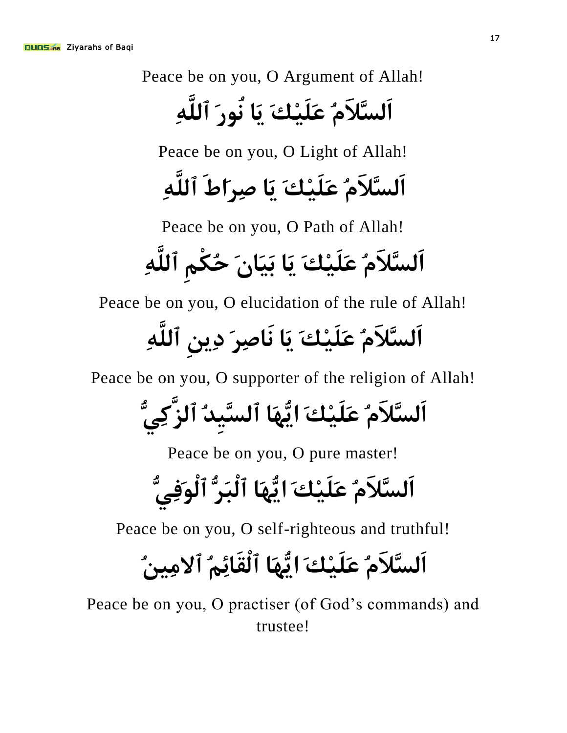Peace be on you, O Argument of Allah!

اَلسَّلاَمُ عَلَيْكَ يَا نُورَ ٱللَّهِ

Peace be on you, O Light of Allah!

اَلسَّلاَمُ عَلَيْكَ يَا صِرِاَطَ ٱللَّهِ

Peace be on you, O Path of Allah!

اَلسَّلاَمُ عَلَيْكَ يَا بَيَانَ حُكْمِ ٱللَّهِ

Peace be on you, O elucidation of the rule of Allah!

اَلسَّلاَمُ عَلَيْكَ يَا نَاصِرَ دِينِ ٱللَّهِ

Peace be on you, O supporter of the religion of Allah!

اَلسَّلاَمُ عَلَيْكَ ايُّهَا ٱلسَّيِدُ ٱلزَّكِيُّ

Peace be on you, O pure master!

اَلسَّلاَمُ عَلَيْكَ ايُّهَا ٱلْبَرُّ ٱلْوَفِيُّ

Peace be on you, O self-righteous and truthful!

اَلسَّلاَمُ عَلَيْكَ ايُّهَا ٱلْقَائِمُ ٱلامِينُ

Peace be on you, O practiser (of God's commands) and trustee!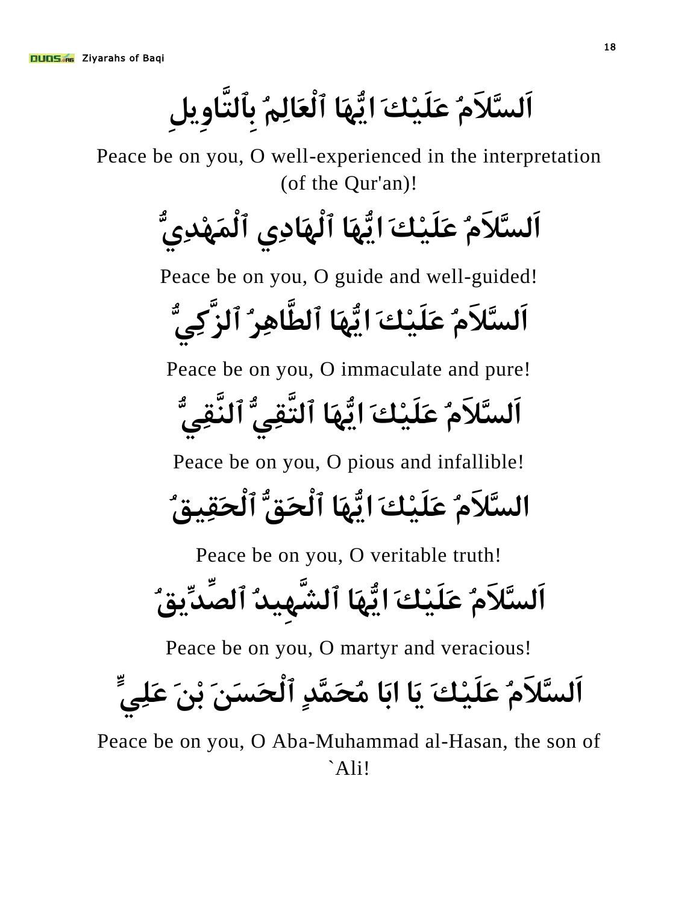اَلسَّلاَمُ عَلَيْكَ ايُّهَا ٱلْعَالِمُ بِٱلتَّاوِيلِ

Peace be on you, O well-experienced in the interpretation (of the Qur'an)!

اَلسَّلاَمُ عَلَيْكَ ايُّهَا ٱلْهَادِي ٱلْمَهْدِيُّ

Peace be on you, O guide and well-guided!

اَلسَّلاَمُ عَلَيْكَ ايُّهَا ٱلطَّاهِرُ ٱلزَّكِيُّ

Peace be on you, O immaculate and pure!

اَلسَّلاَمُ عَلَيْكَ ايُّهَا ٱلتَّقِيُّ ٱلنَّقِيُّ

Peace be on you, O pious and infallible!

السَّلاَمُ عَلَيْكَ ايُّهَا ٱلْحَقُّ ٱلْحَقِيقُ

Peace be on you, O veritable truth!

اَلسَّلاَمُ عَلَيْكَ ايُّهَا ٱلشَّهِيدُ ٱلصِّدِّيقُ

Peace be on you, O martyr and veracious!

اَلسَّلاَمُ عَلَيْكَ يَا ابَا مُحَمَّدٍ ٱلْحَسَنَ بْنَ عَلِيٍّ

Peace be on you, O Aba-Muhammad al-Hasan, the son of `Ali!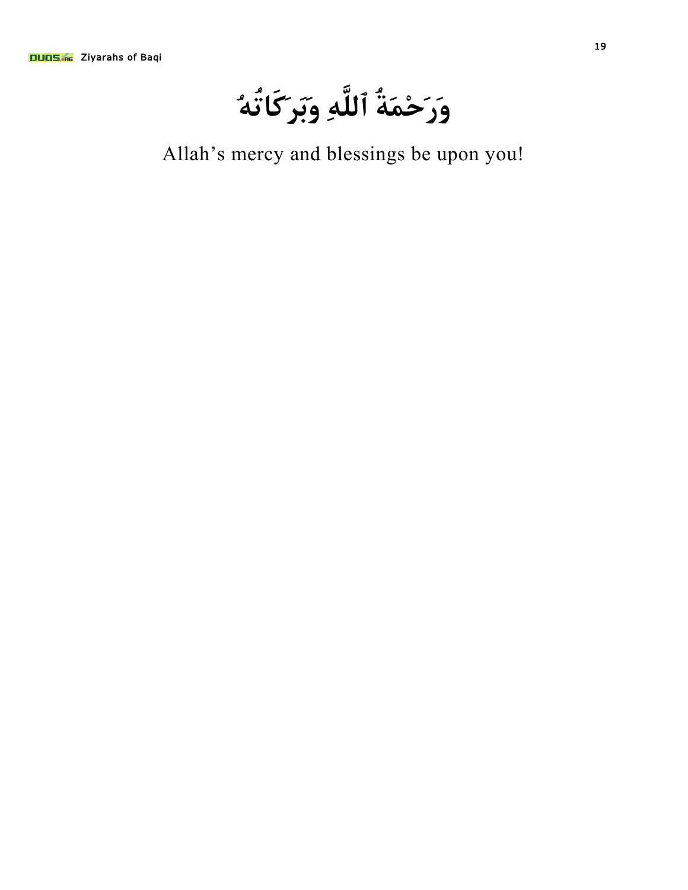وَرَحْمَةُ ٱللَّهِ وَبَرَكَاتُهُ

Allah's mercy and blessings be upon you!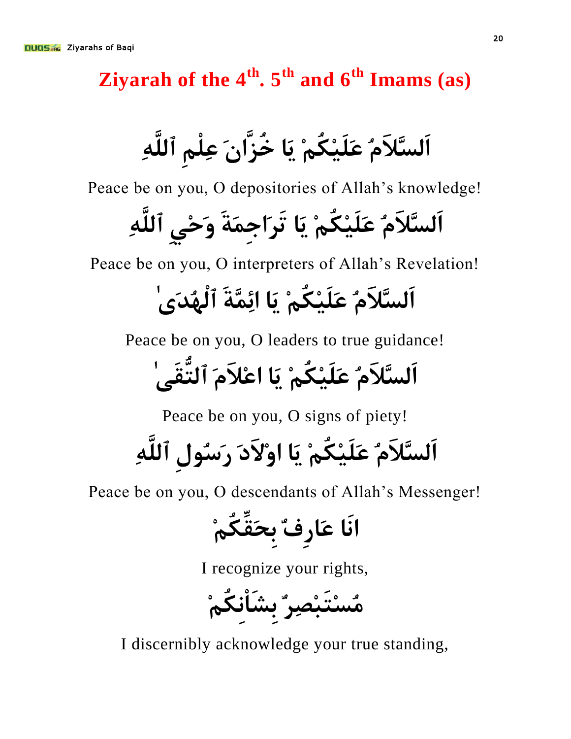# Ziyarah of the 4th. 5th and 6th Imams (as)

اَلسَّلاَمُ عَلَيْكُمْ يَا خُزَّانَ عِلْمِ ٱللَّهِ

Peace be on you, O depositories of Allah's knowledge!

اَلسَّلاَمُ عَلَيْكُمْ يَا تَرَاجِمَةَ وَحْيِ ٱللَّهِ

Peace be on you, O interpreters of Allah's Revelation!

اَلسَّلاَمُ عَلَيْكُمْ يَا ائِمَّةَ ٱلْهُدَىٰ

Peace be on you, O leaders to true guidance!

اَلسَّلاَمُ عَلَيْكُمْ يَا اعْلاَمَ ٱلتُّقَىٰ

Peace be on you, O signs of piety!

اَلسَّلاَمُ عَلَيْكُمْ يَا اوْلاَدَ رَسُولِ ٱللَّهِ

Peace be on you, O descendants of Allah's Messenger!

انَا عَارِفٌ بِحَقِّكُمْ

I recognize your rights,

مُسْتَبْصِرٌ بِشَأْنِكُمْ

I discernibly acknowledge your true standing,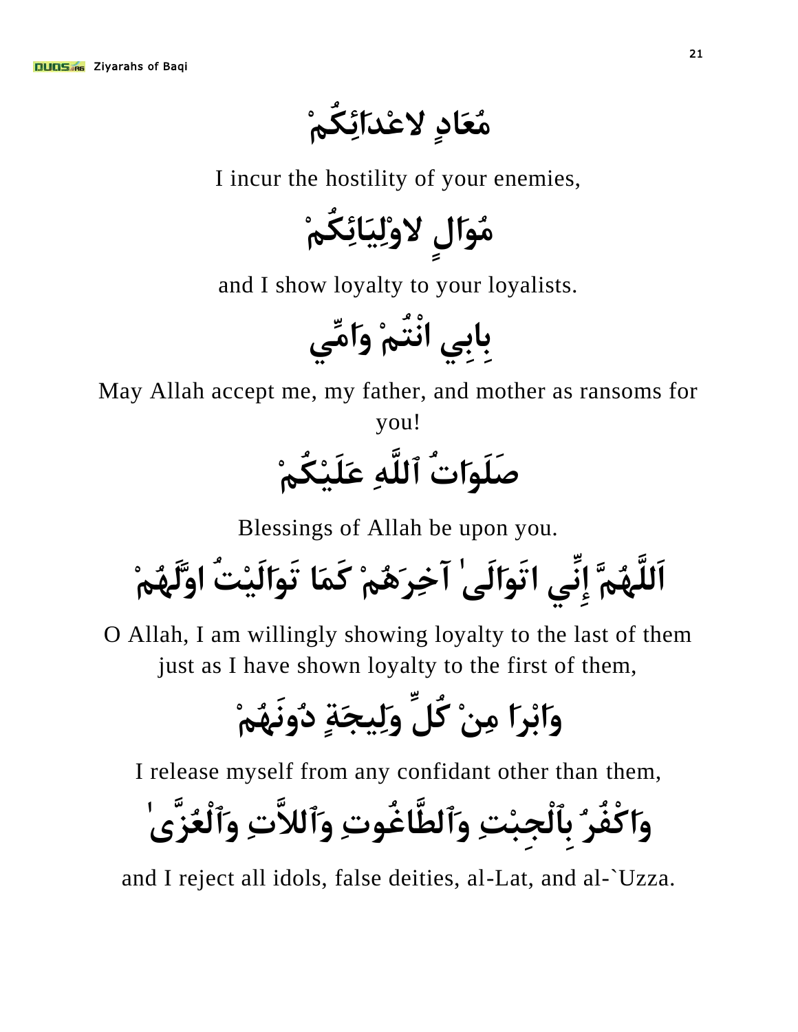مُعَادٍ لاعْدَائِكُمْ

I incur the hostility of your enemies,

مُوَالٍ لاوْلِيَائِكُمْ

and I show loyalty to your loyalists.

بِابِي انْتُمْ وَامِّي

May Allah accept me, my father, and mother as ransoms for you!

صَلَوَاتُ ٱللَّهِ عَلَيْكُمْ

Blessings of Allah be upon you.

اَللَّهُمَّ إِنِّي اتَوَالَىٰ آخِرَهُمْ كَمَا تَوَالَيْتُ اوَّلَهُمْ

O Allah, I am willingly showing loyalty to the last of them just as I have shown loyalty to the first of them,

وَابْرَا مِنْ كُلِّ وَلِيجَةٍ دُونَهُمْ

I release myself from any confidant other than them,

وَاكْفُرُ بِٱلْجِبْتِ وَٱلطَّاغُوتِ وَٱللاَّتِ وَٱلْعُزَّىٰ

and I reject all idols, false deities, al-Lat, and al-`Uzza.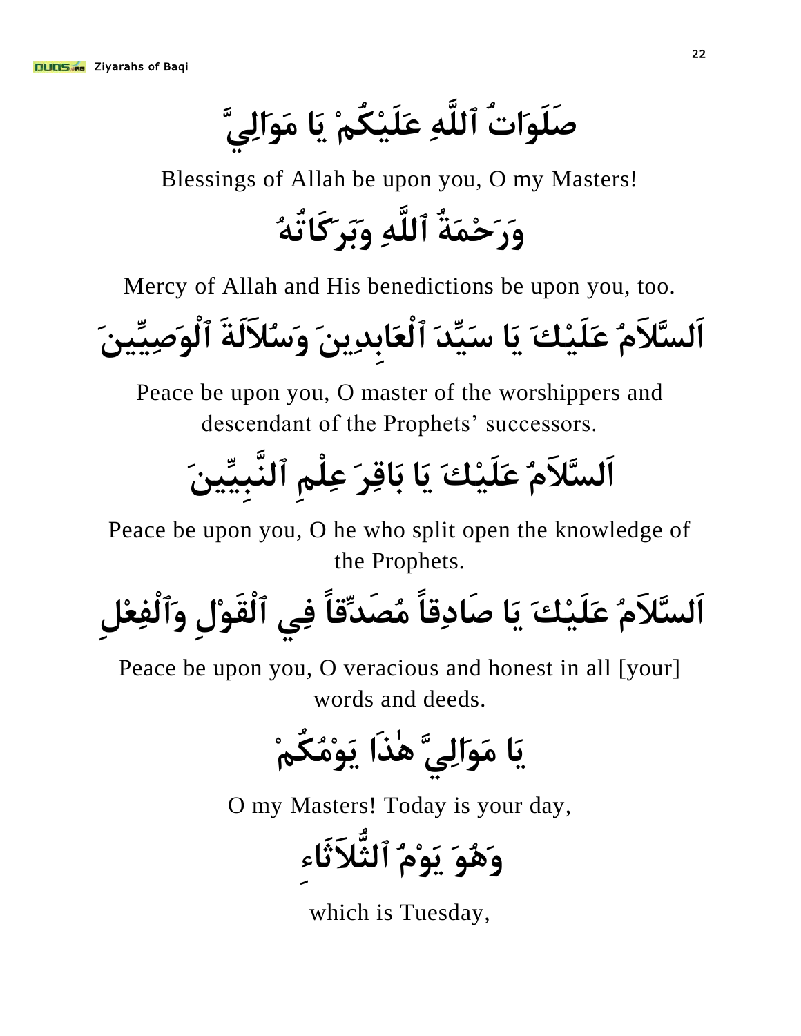صَلَوَاتُ ٱللَّهِ عَلَيْكُمْ يَا مَوَالِيَّ

Blessings of Allah be upon you, O my Masters!

وَرَحْمَةُ ٱللَّهِ وَبَرَكَاتُهُ

Mercy of Allah and His benedictions be upon you, too.

اَلسَّلاَمُ عَلَيْكَ يَا سَيِّدَ ٱلْعَابِدِينَ وَسُلاَلَةَ ٱلْوَصِيِّينَ

Peace be upon you, O master of the worshippers and descendant of the Prophets' successors.

اَلسَّلاَمُ عَلَيْكَ يَا بَاقِرَ عِلْمِ ٱلنَّبِيِّينَ

Peace be upon you, O he who split open the knowledge of the Prophets.

اَلسَّلاَمُ عَلَيْكَ يَا صَادِقاً مُصَدِّقاً فِي ٱلْقَوْلِ وَٱلْفِعْلِ

Peace be upon you, O veracious and honest in all [your] words and deeds.

يَا مَوَالِيَّ هٰذَا يَوْمُكُمْ

O my Masters! Today is your day,

وَهُوَ يَوْمُ ٱلثُّلاَثَاءِ

which is Tuesday,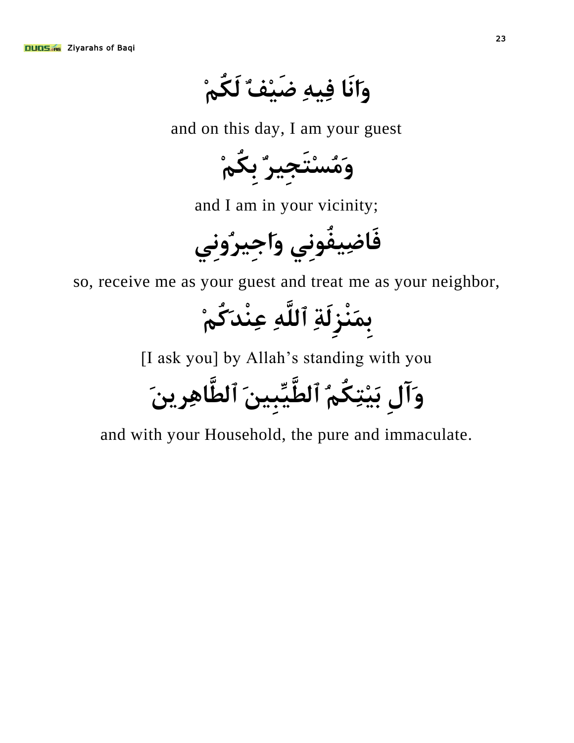وَانَا فِيهِ ضَيْفٌ لَكُمْ

and on this day, I am your guest

وَمُسْتَجِيرٌ بِكُمْ

and I am in your vicinity;

فَاضِيفُونِي وَاَجِيرُونِي

so, receive me as your guest and treat me as your neighbor,

بِمَنْزِلَةِ ٱللَّهِ عِنْدَكُمْ

[I ask you] by Allah’s standing with you

وَآلِ بَيْتِكُمُ ٱلطَّيِّبِينَ ٱلطَّاهِرِينَ

and with your Household, the pure and immaculate.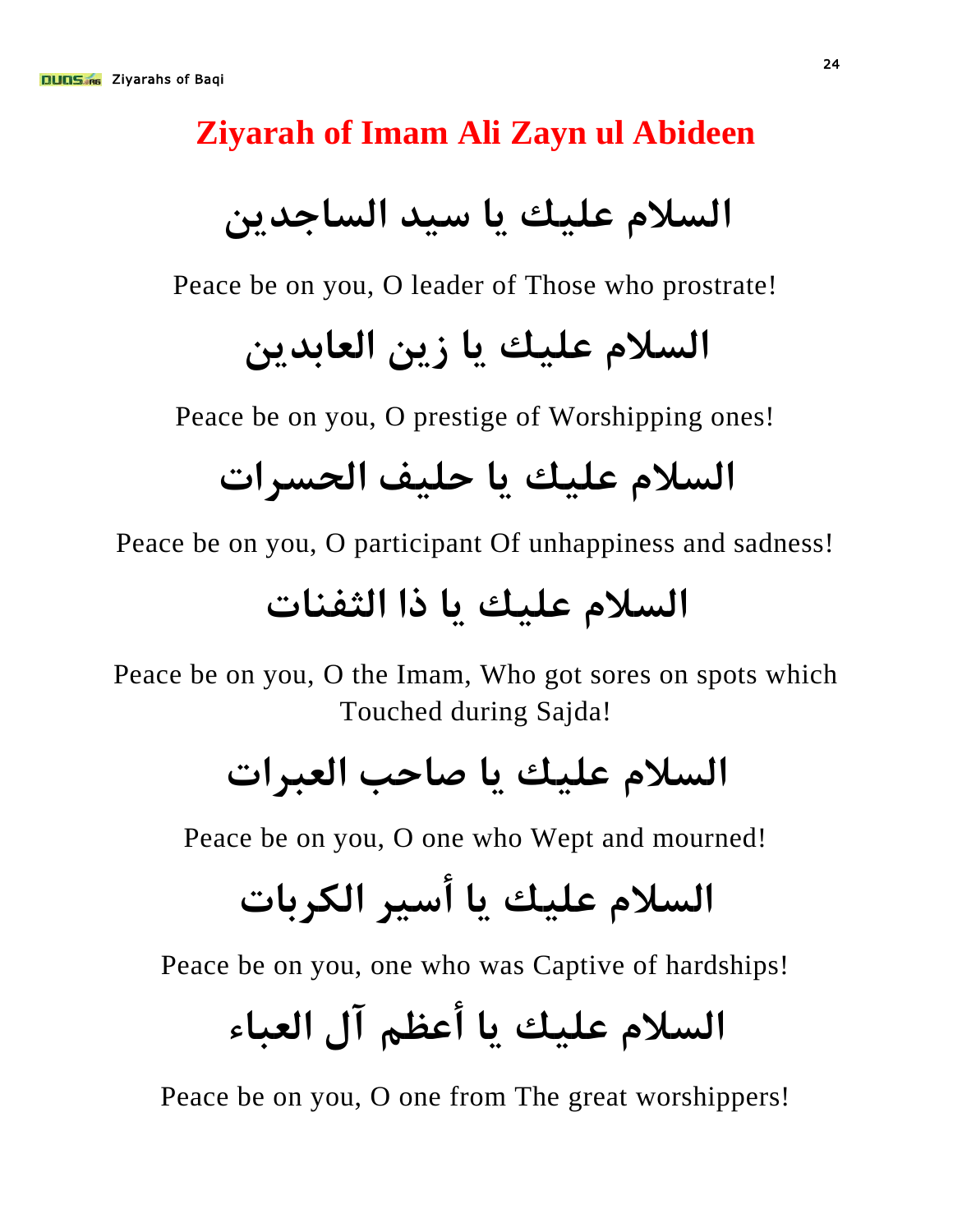## Ziyarah of Imam Ali Zayn ul Abideen

السلام عليك يا سيد الساجدين

Peace be on you, O leader of Those who prostrate!

السلام عليك يا زين العابدين

Peace be on you, O prestige of Worshipping ones!

السلام عليك يا حليف الحسرات

Peace be on you, O participant Of unhappiness and sadness!

السلام عليك يا ذا الثفنات

Peace be on you, O the Imam, Who got sores on spots which Touched during Sajda!

السلام عليك يا صاحب العبرات

Peace be on you, O one who Wept and mourned!

السلام عليك يا أسير الكربات

Peace be on you, one who was Captive of hardships!

السلام عليك يا أعظم آل العباء

Peace be on you, O one from The great worshippers!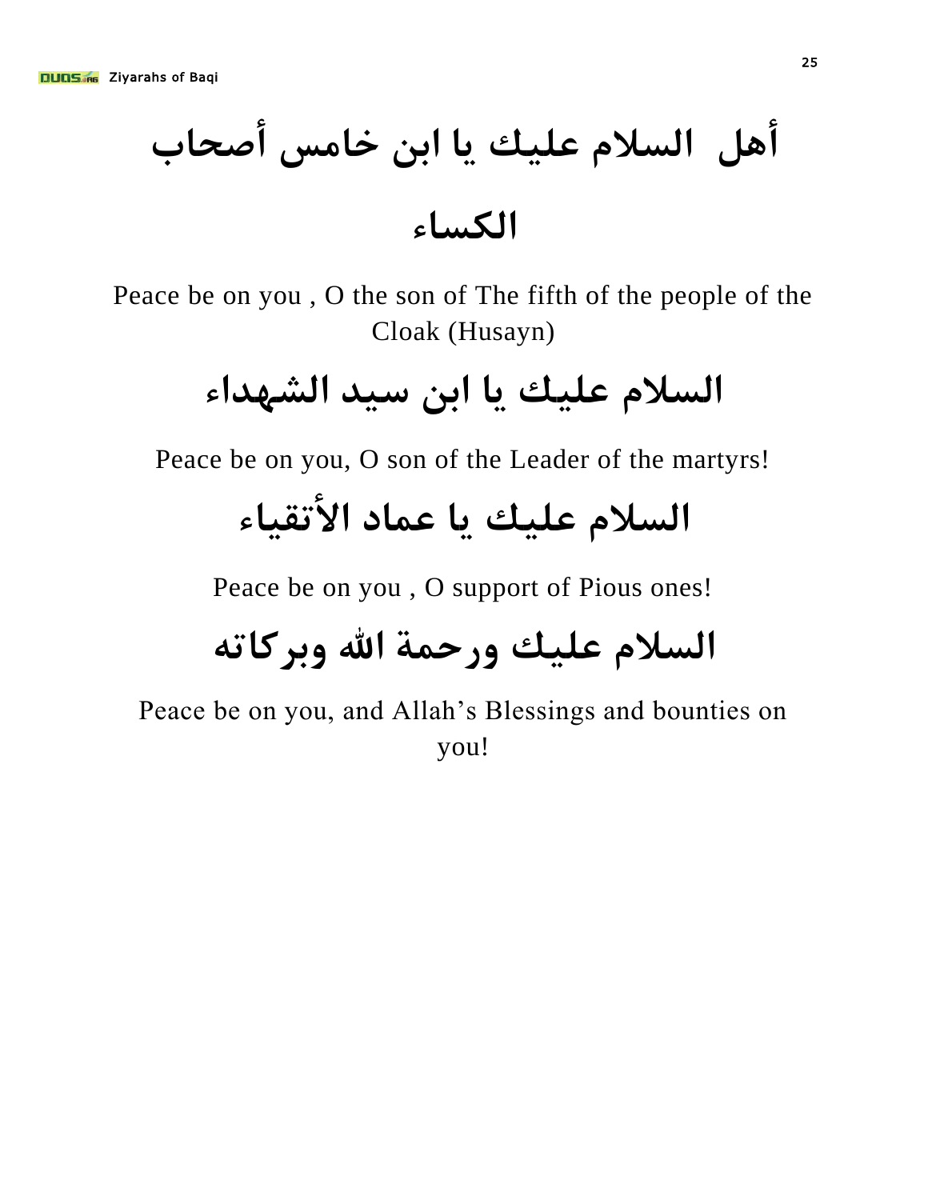أهل  السلام عليك يا ابن خامس أصحاب الكساء

Peace be on you , O the son of The fifth of the people of the Cloak (Husayn)

السلام عليك يا ابن سيد الشهداء

Peace be on you, O son of the Leader of the martyrs!

السلام عليك يا عماد الأتقياء

Peace be on you , O support of Pious ones!

السلام عليك ورحمة الله وبركاته

Peace be on you, and Allah's Blessings and bounties on you!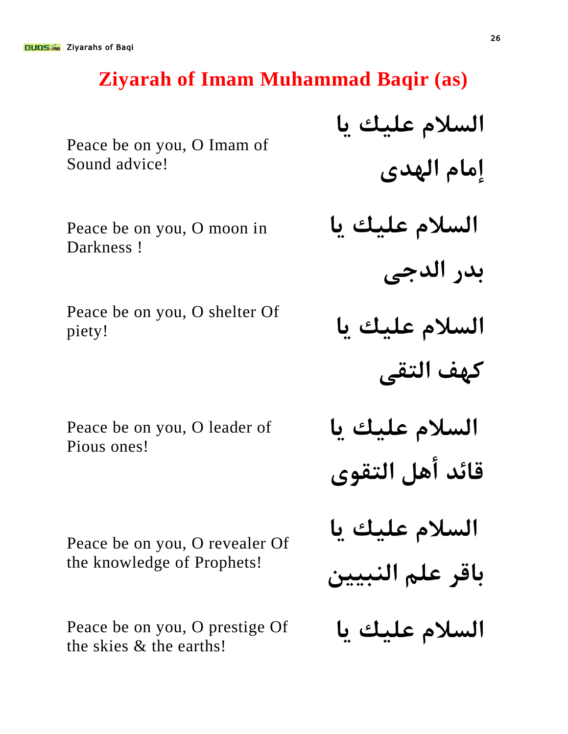# Ziyarah of Imam Muhammad Baqir (as)

السلام عليك يا إمام الهدى

Peace be on you, O Imam of Sound advice!

السلام عليك يا بدر الدجى

Peace be on you, O moon in Darkness !

السلام عليك يا كهف التقى

Peace be on you, O shelter Of piety!

السلام عليك يا قائد أهل التقوى

Peace be on you, O leader of Pious ones!

السلام عليك يا باقر علم النبيين

Peace be on you, O revealer Of the knowledge of Prophets!

السلام عليك يا

Peace be on you, O prestige Of the skies & the earths!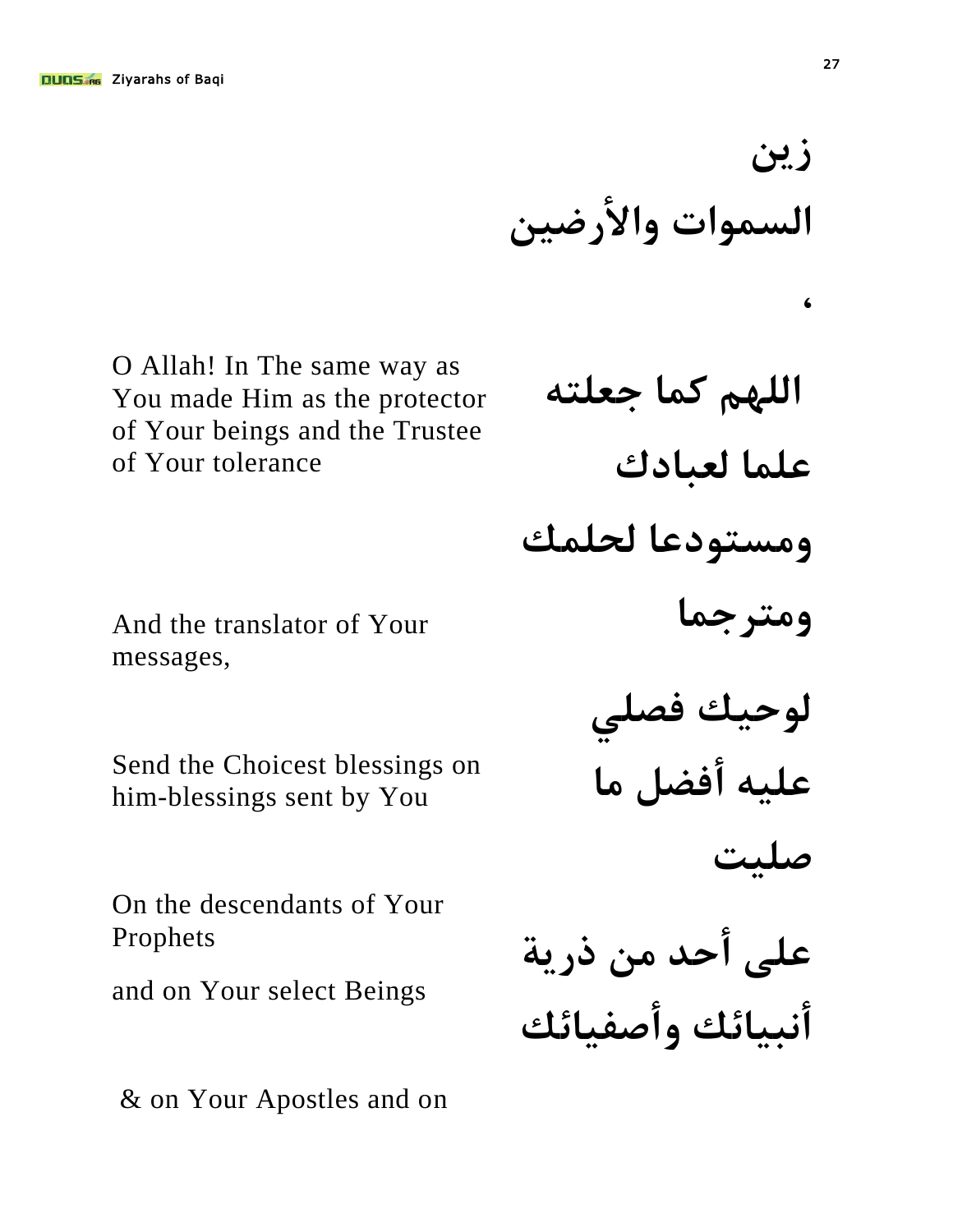زين

السموات والأرضين

،

O Allah! In The same way as You made Him as the protector of Your beings and the Trustee of Your tolerance

اللهم كما جعلته

علما لعبادك

ومستودعا لحلمك

And the translator of Your messages,

ومترجما

لوحيك فصلي

Send the Choicest blessings on him-blessings sent by You

عليه أفضل ما

صليت

On the descendants of Your Prophets

and on Your select Beings

على أحد من ذرية

أنبيائك وأصفيائك

& on Your Apostles and on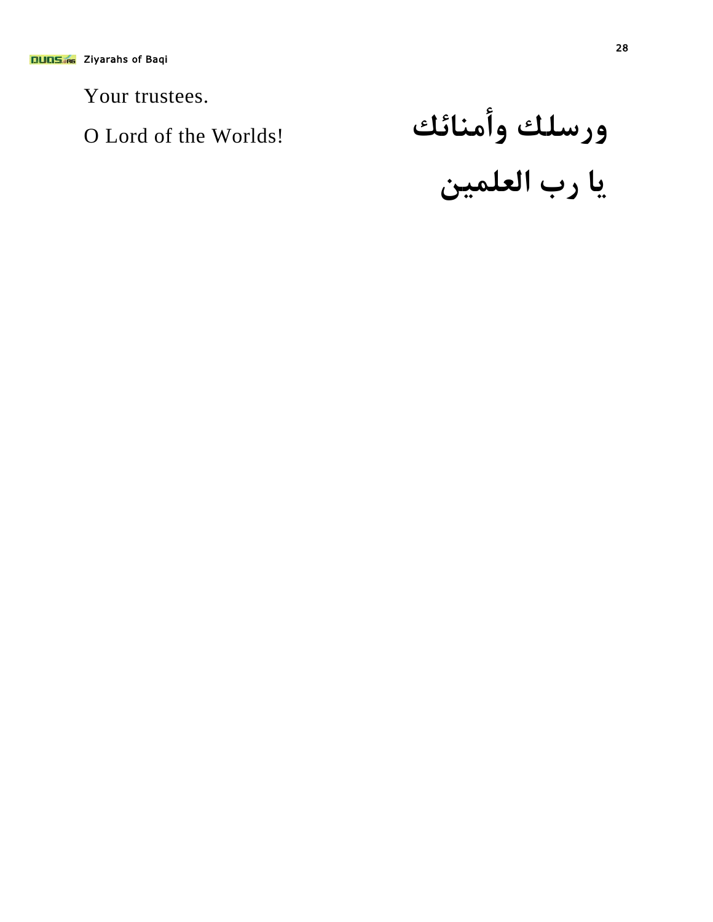Your trustees.

ورسلك وأمنائك

O Lord of the Worlds!

يا رب العلمين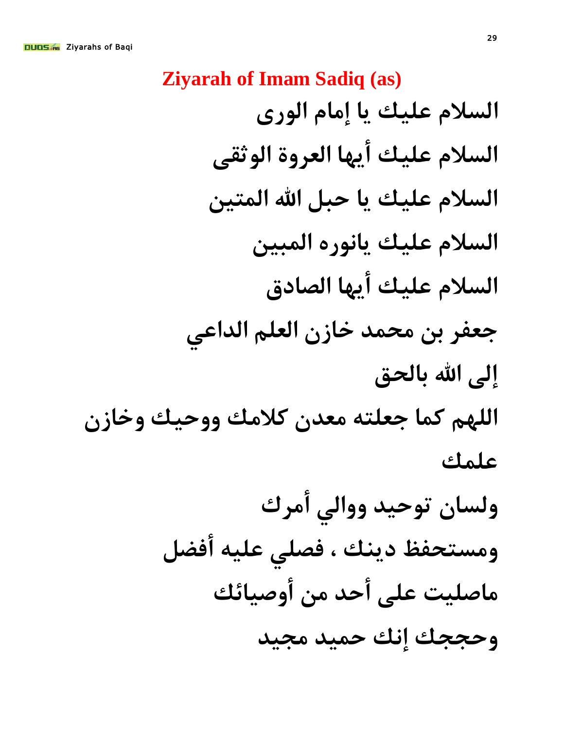## Ziyarah of Imam Sadiq (as)

السلام عليك يا إمام الورى

السلام عليك أيها العروة الوثقى

السلام عليك يا حبل الله المتين

السلام عليك يانوره المبين

السلام عليك أيها الصادق

جعفر بن محمد خازن العلم الداعي

إلى الله بالحق

اللهم كما جعلته معدن كلامك ووحيك وخازن علمك

ولسان توحيد ووالي أمرك

ومستحفظ دينك ، فصلي عليه أفضل

ماصليت على أحد من أوصيائك

وحججك إنك حميد مجيد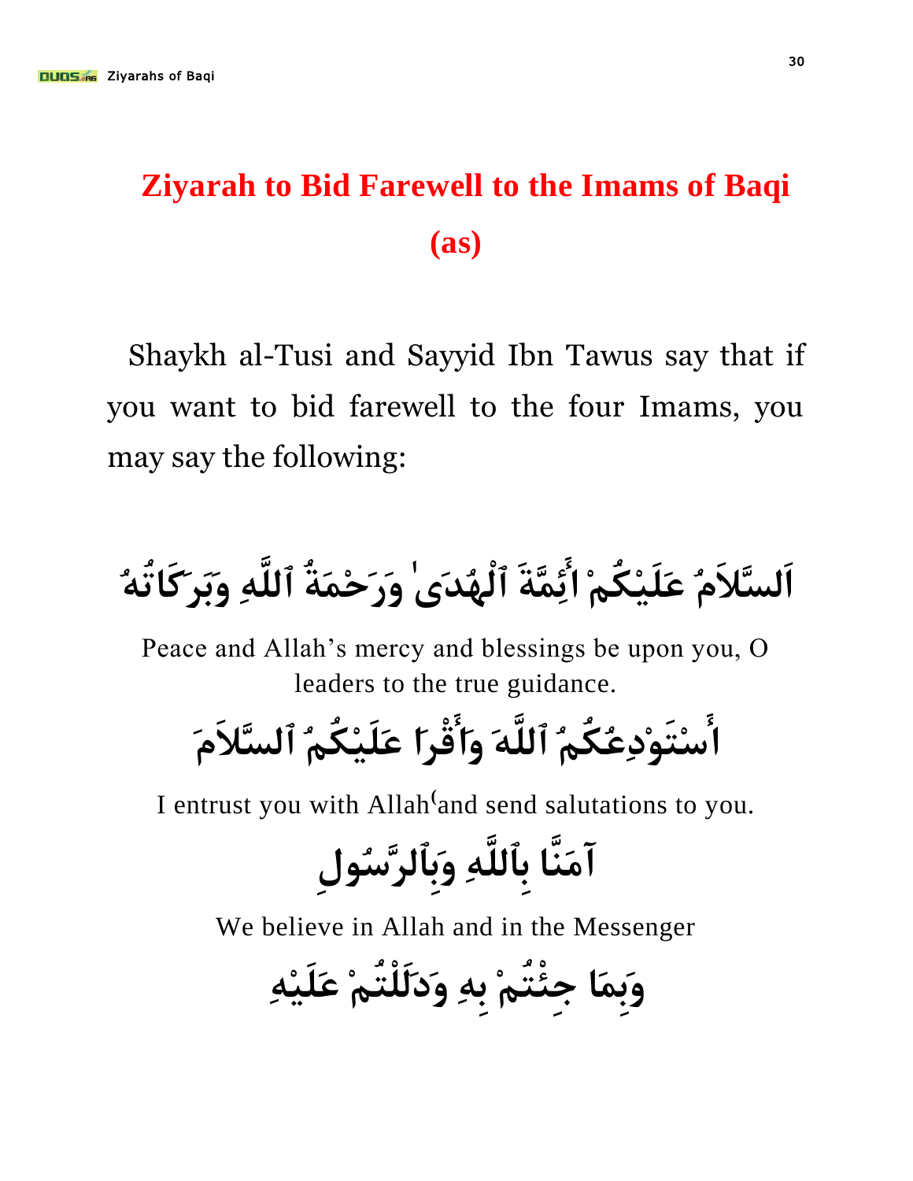# Ziyarah to Bid Farewell to the Imams of Baqi (as)

Shaykh al-Tusi and Sayyid Ibn Tawus say that if you want to bid farewell to the four Imams, you may say the following:

اَلسَّلاَمُ عَلَيْكُمْ اَئِمَّةَ ٱلْهُدَىٰ وَرَحْمَةُ ٱللَّهِ وَبَرَكَاتُهُ

Peace and Allah's mercy and blessings be upon you, O leaders to the true guidance.

أَسْتَوْدِعُكُمُ ٱللَّهَ وَأَقْرَأُ عَلَيْكُمُ ٱلسَّلاَمَ

I entrust you with Allah and send salutations to you.

آمَنَّا بِٱللَّهِ وَبِٱلرَّسُولِ

We believe in Allah and in the Messenger

وَبِمَا جِئْتُمْ بِهِ وَدَلَلْتُمْ عَلَيْهِ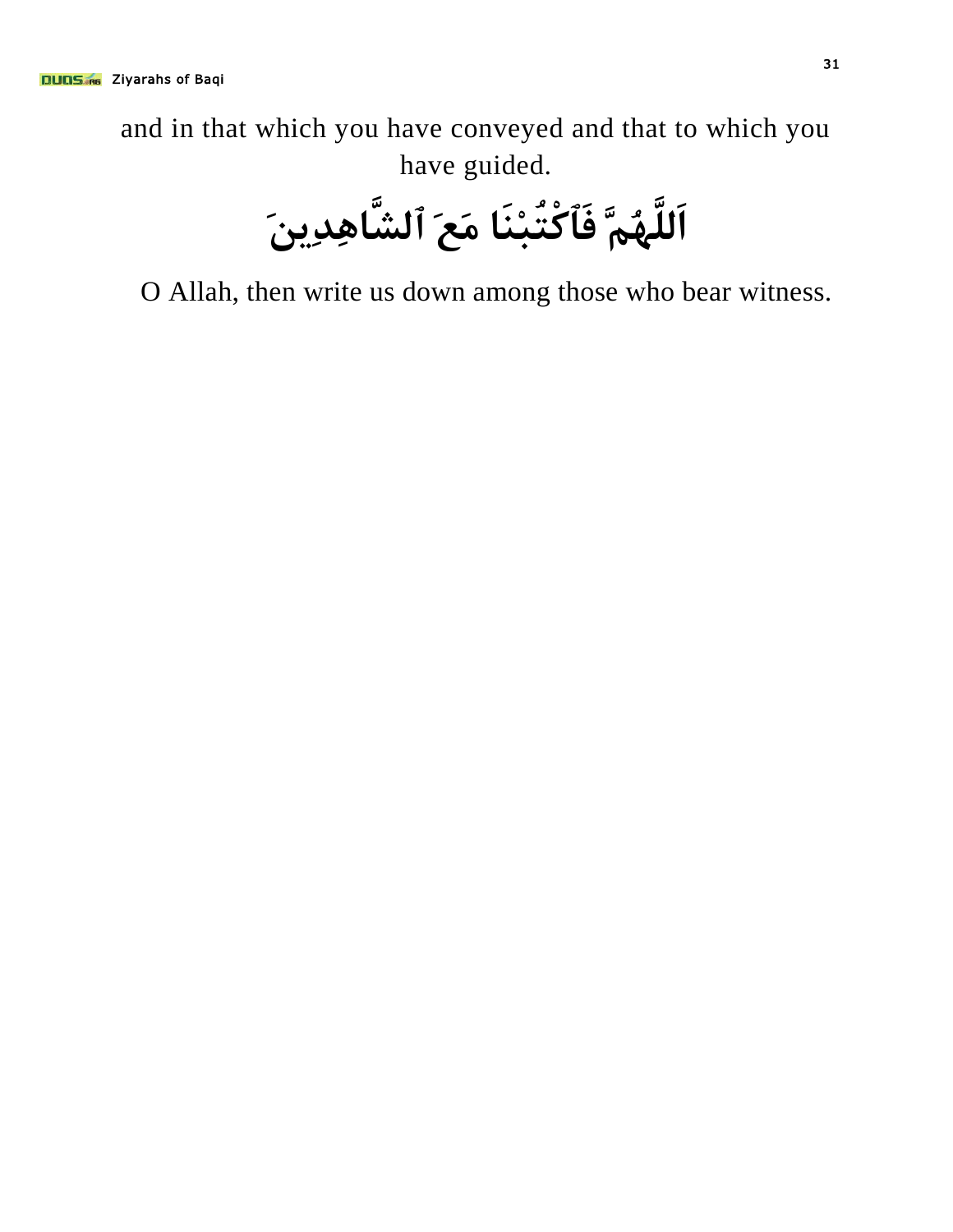and in that which you have conveyed and that to which you have guided.

اَللَّهُمَّ فَٱكْتُبْنَا مَعَ ٱلشَّاهِدِينَ

O Allah, then write us down among those who bear witness.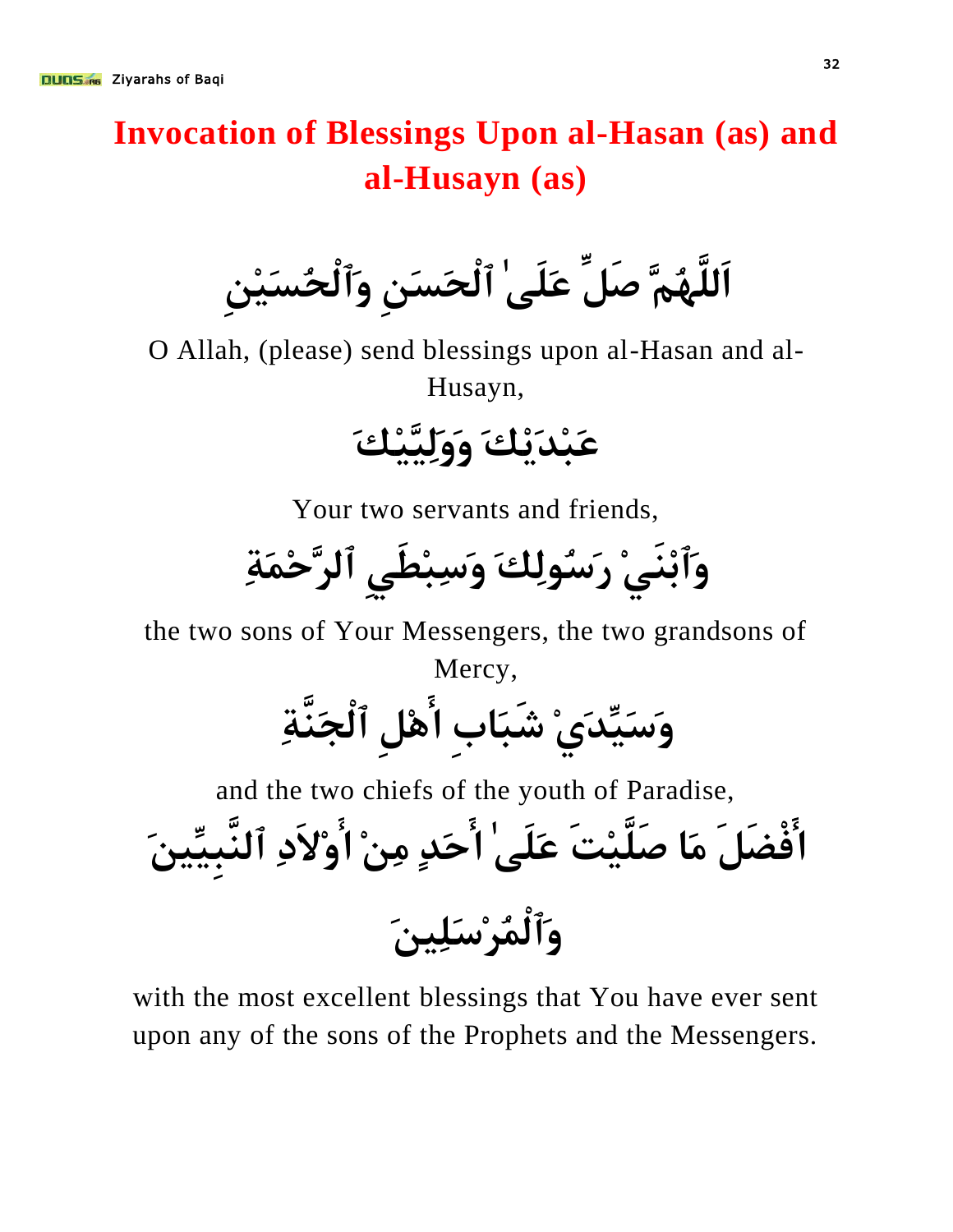# Invocation of Blessings Upon al-Hasan (as) and al-Husayn (as)

اَللَّهُمَّ صَلِّ عَلَىٰ ٱلْحَسَنِ وَٱلْحُسَيْنِ

O Allah, (please) send blessings upon al-Hasan and al-Husayn,

عَبْدَيْكَ وَوَلِيَّيْكَ

Your two servants and friends,

وَٱبْنَيْ رَسُولِكَ وَسِبْطَيِ ٱلرَّحْمَةِ

the two sons of Your Messengers, the two grandsons of Mercy,

وَسَيِّدَيْ شَبَابِ أَهْلِ ٱلْجَنَّةِ

and the two chiefs of the youth of Paradise,

أَفْضَلَ مَا صَلَّيْتَ عَلَىٰ أَحَدٍ مِنْ أَوْلاَدِ ٱلنَّبِيِّينَ وَٱلْمُرْسَلِينَ

with the most excellent blessings that You have ever sent upon any of the sons of the Prophets and the Messengers.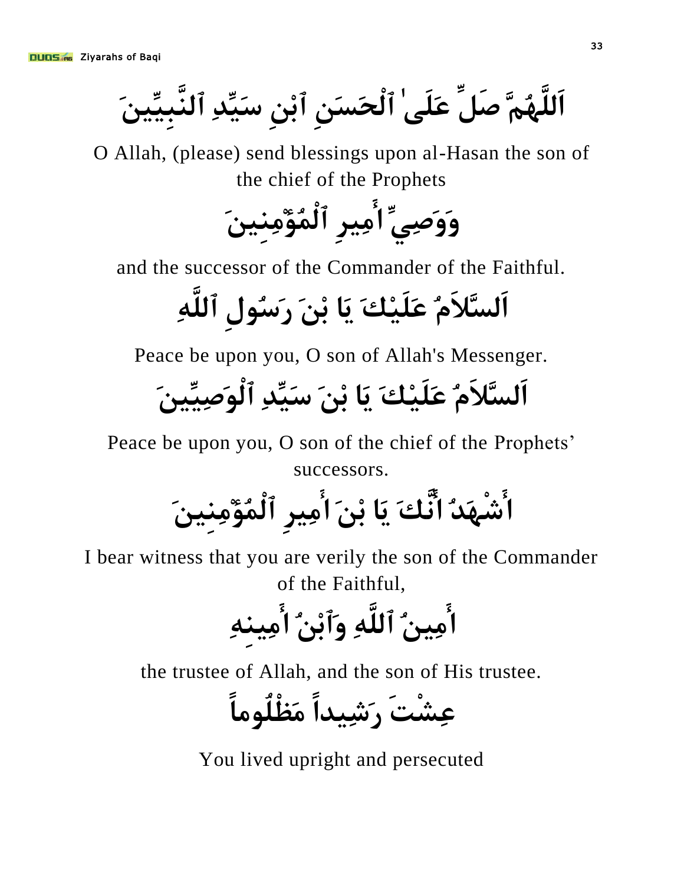اَللَّهُمَّ صَلِّ عَلَىٰ ٱلْحَسَنِ ٱبْنِ سَيِّدِ ٱلنَّبِيِّينَ

O Allah, (please) send blessings upon al-Hasan the son of the chief of the Prophets

وَوَصِيِّ أَمِيرِ ٱلْمُؤْمِنِينَ

and the successor of the Commander of the Faithful.

اَلسَّلاَمُ عَلَيْكَ يَا بْنَ رَسُولِ ٱللَّهِ

Peace be upon you, O son of Allah's Messenger.

اَلسَّلاَمُ عَلَيْكَ يَا بْنَ سَيِّدِ ٱلْوَصِيِّينَ

Peace be upon you, O son of the chief of the Prophets' successors.

أَشْهَدُ أَنَّكَ يَا بْنَ أَمِيرِ ٱلْمُؤْمِنِينَ

I bear witness that you are verily the son of the Commander of the Faithful,

أَمِينُ ٱللَّهِ وَٱبْنُ أَمِينِهِ

the trustee of Allah, and the son of His trustee.

عِشْتَ رَشِيداً مَظْلُوماً

You lived upright and persecuted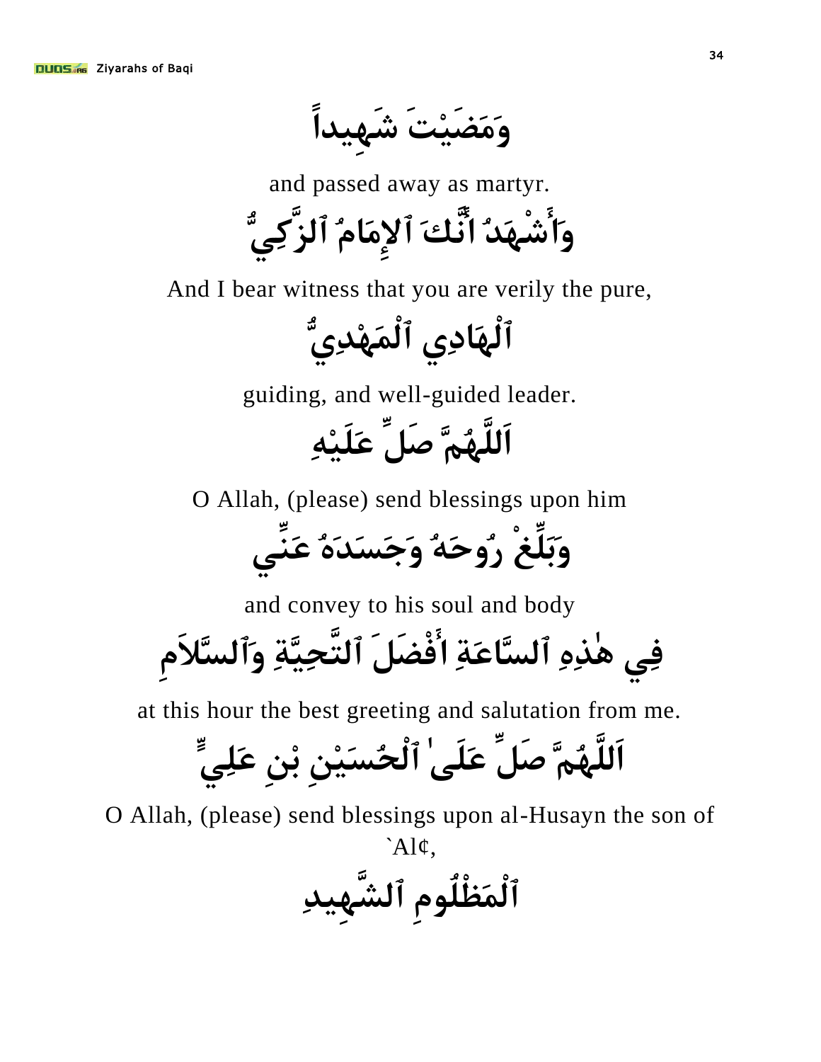وَمَضَيْتَ شَهِيداً

and passed away as martyr.

وَأَشْهَدُ أَنَّكَ ٱلإِمَامُ ٱلزَّكِيُّ

And I bear witness that you are verily the pure,

ٱلْهَادِي ٱلْمَهْدِيُّ

guiding, and well-guided leader.

اَللَّهُمَّ صَلِّ عَلَيْهِ

O Allah, (please) send blessings upon him

وَبَلِّغْ رُوحَهُ وَجَسَدَهُ عَنِّي

and convey to his soul and body

فِي هٰذِهِ ٱلسَّاعَةِ أَفْضَلَ ٱلتَّحِيَّةِ وَٱلسَّلاَمِ

at this hour the best greeting and salutation from me.

اَللَّهُمَّ صَلِّ عَلَىٰ ٱلْحُسَيْنِ بْنِ عَلِيٍّ

O Allah, (please) send blessings upon al-Husayn the son of `Al¢,

ٱلْمَظْلُومِ ٱلشَّهِيدِ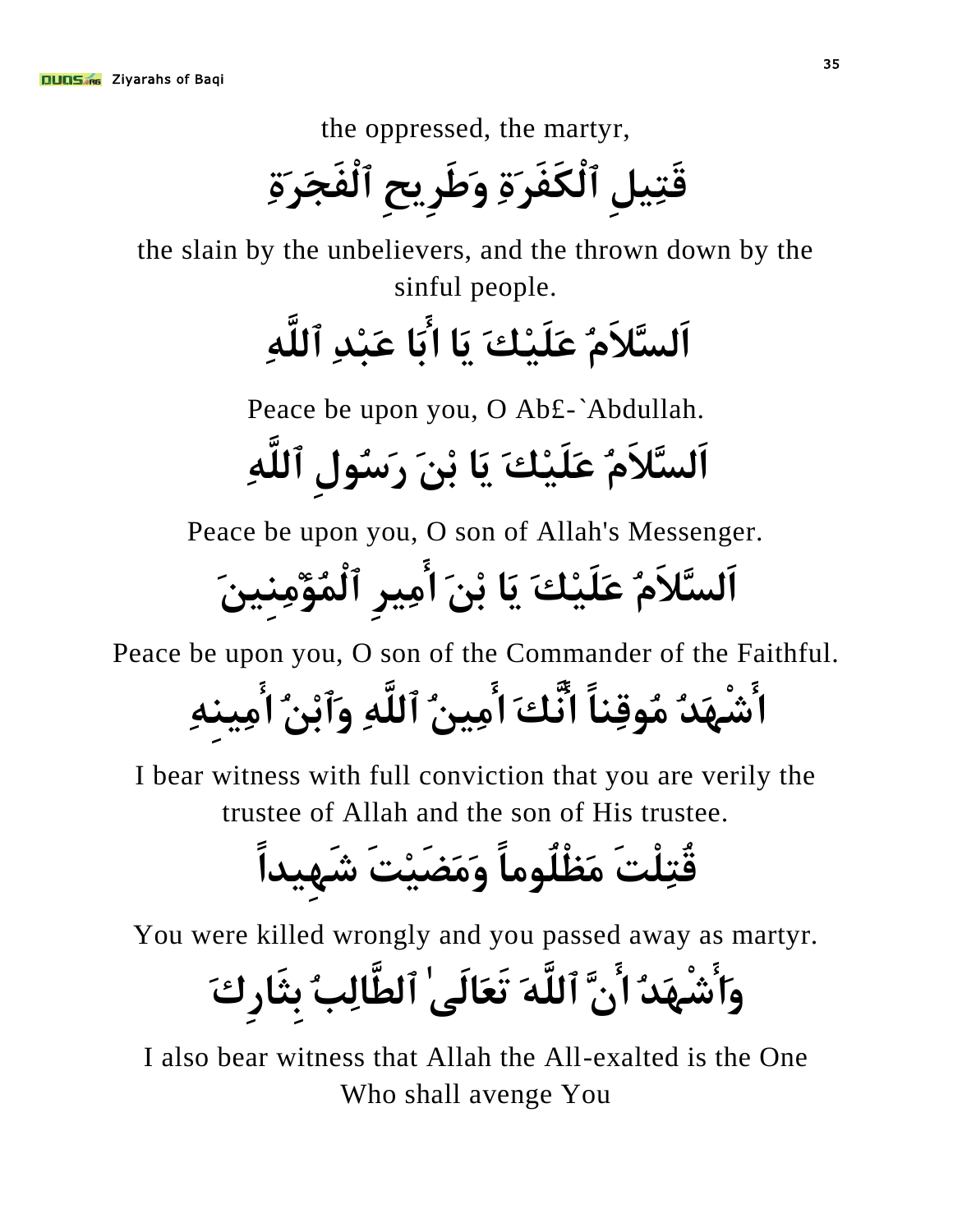the oppressed, the martyr,

قَتِيلِ ٱلْكَفَرَةِ وَطَرِيحِ ٱلْفَجَرَةِ

the slain by the unbelievers, and the thrown down by the sinful people.

اَلسَّلاَمُ عَلَيْكَ يَا أَبَا عَبْدِ ٱللَّهِ

Peace be upon you, O Ab£-`Abdullah.

اَلسَّلاَمُ عَلَيْكَ يَا بْنَ رَسُولِ ٱللَّهِ

Peace be upon you, O son of Allah's Messenger.

اَلسَّلاَمُ عَلَيْكَ يَا بْنَ أَمِيرِ ٱلْمُؤْمِنِينَ

Peace be upon you, O son of the Commander of the Faithful.

أَشْهَدُ مُوقِناً أَنَّكَ أَمِينُ ٱللَّهِ وَٱبْنُ أَمِينِهِ

I bear witness with full conviction that you are verily the trustee of Allah and the son of His trustee.

قُتِلْتَ مَظْلُوماً وَمَضَيْتَ شَهِيداً

You were killed wrongly and you passed away as martyr.

وَأَشْهَدُ أَنَّ ٱللَّهَ تَعَالَىٰ ٱلطَّالِبُ بِثَارِكَ

I also bear witness that Allah the All-exalted is the One Who shall avenge You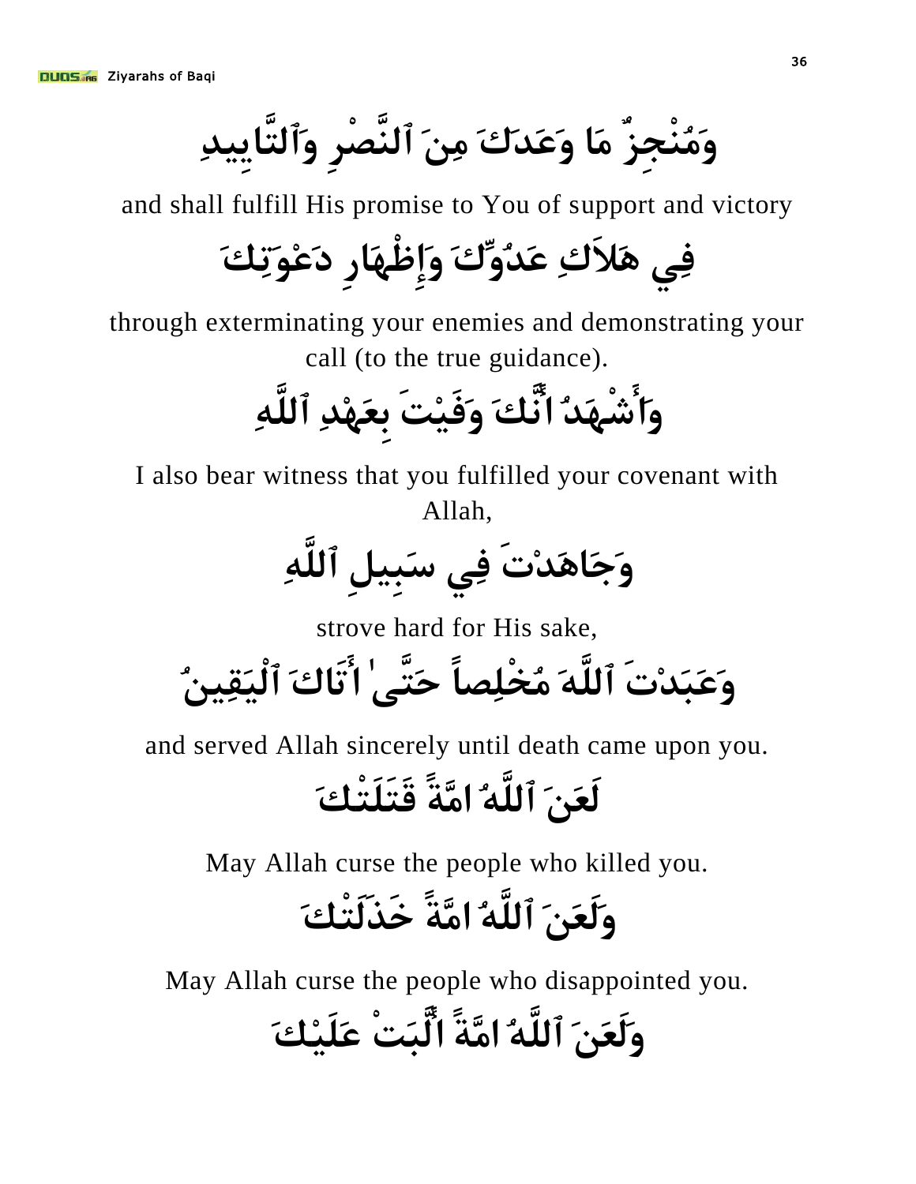وَمُنْجِزٌ مَا وَعَدَكَ مِنَ ٱلنَّصْرِ وَٱلتَّايِيدِ

and shall fulfill His promise to You of support and victory

فِي هَلاَكِ عَدُوِّكَ وَإِظْهَارِ دَعْوَتِكَ

through exterminating your enemies and demonstrating your call (to the true guidance).

وَأَشْهَدُ انَّكَ وَفَيْتَ بِعَهْدِ ٱللَّهِ

I also bear witness that you fulfilled your covenant with Allah,

وَجَاهَدْتَ فِي سَبِيلِ ٱللَّهِ

strove hard for His sake,

وَعَبَدْتَ ٱللَّهَ مُخْلِصاً حَتَّىٰ اتَاكَ ٱلْيَقِينُ

and served Allah sincerely until death came upon you.

لَعَنَ ٱللَّهُ امَّةً قَتَلَتْكَ

May Allah curse the people who killed you.

وَلَعَنَ ٱللَّهُ امَّةً خَذَلَتْكَ

May Allah curse the people who disappointed you.

وَلَعَنَ ٱللَّهُ امَّةً الَّبَتْ عَلَيْكَ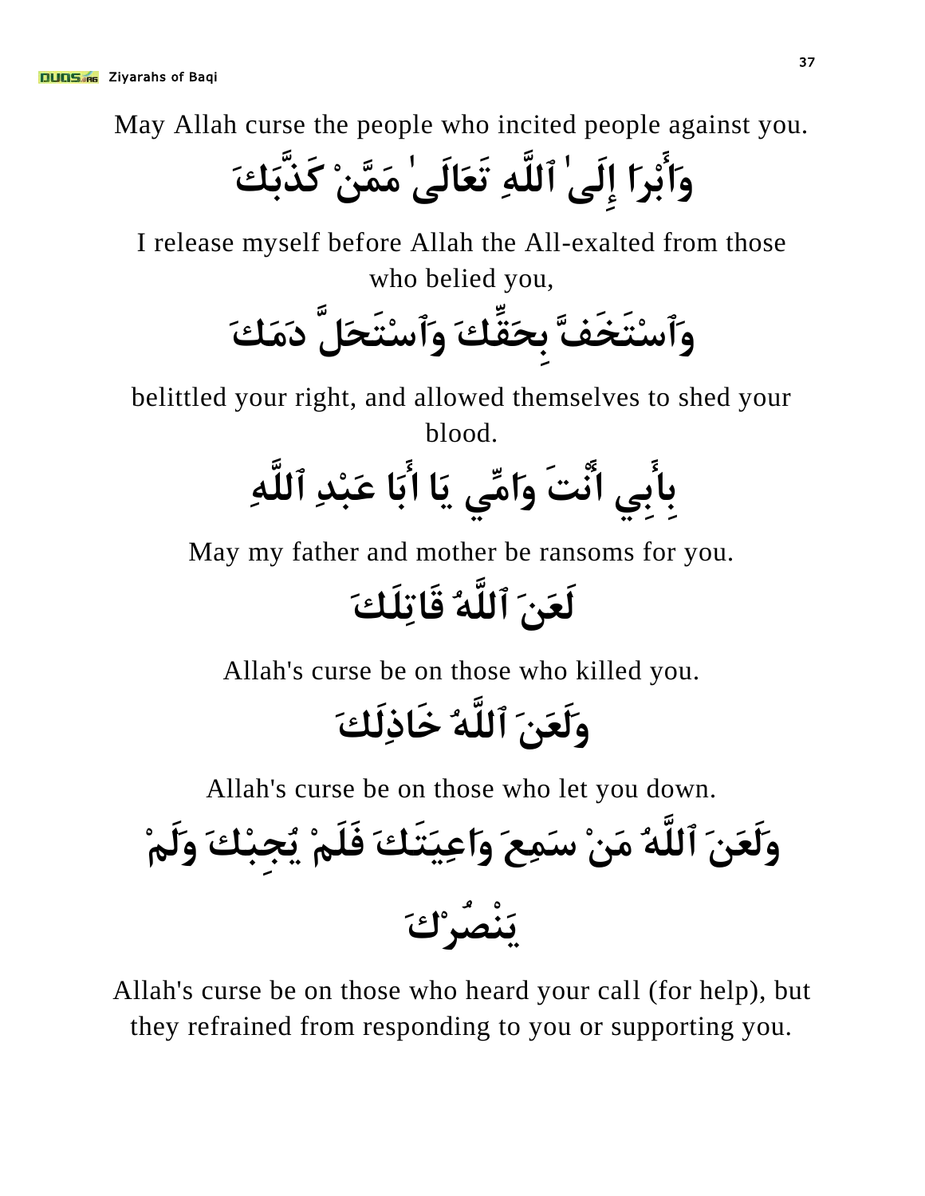May Allah curse the people who incited people against you.

وَأَبْرَاُ إِلَىٰ ٱللَّهِ تَعَالَىٰ مِمَّنْ كَذَّبَكَ

I release myself before Allah the All-exalted from those who belied you,

وَٱسْتَخَفَّ بِحَقِّكَ وَٱسْتَحَلَّ دَمَكَ

belittled your right, and allowed themselves to shed your blood.

بِأَبِي انْتَ وَامِّي يَا أَبَا عَبْدِ ٱللَّهِ

May my father and mother be ransoms for you.

لَعَنَ ٱللَّهُ قَاتِلَكَ

Allah's curse be on those who killed you.

وَلَعَنَ ٱللَّهُ خَاذِلَكَ

Allah's curse be on those who let you down.

وَلَعَنَ ٱللَّهُ مَنْ سَمِعَ وَاعِيَتَكَ فَلَمْ يُجِبْكَ وَلَمْ يَنْصُرْكَ

Allah's curse be on those who heard your call (for help), but they refrained from responding to you or supporting you.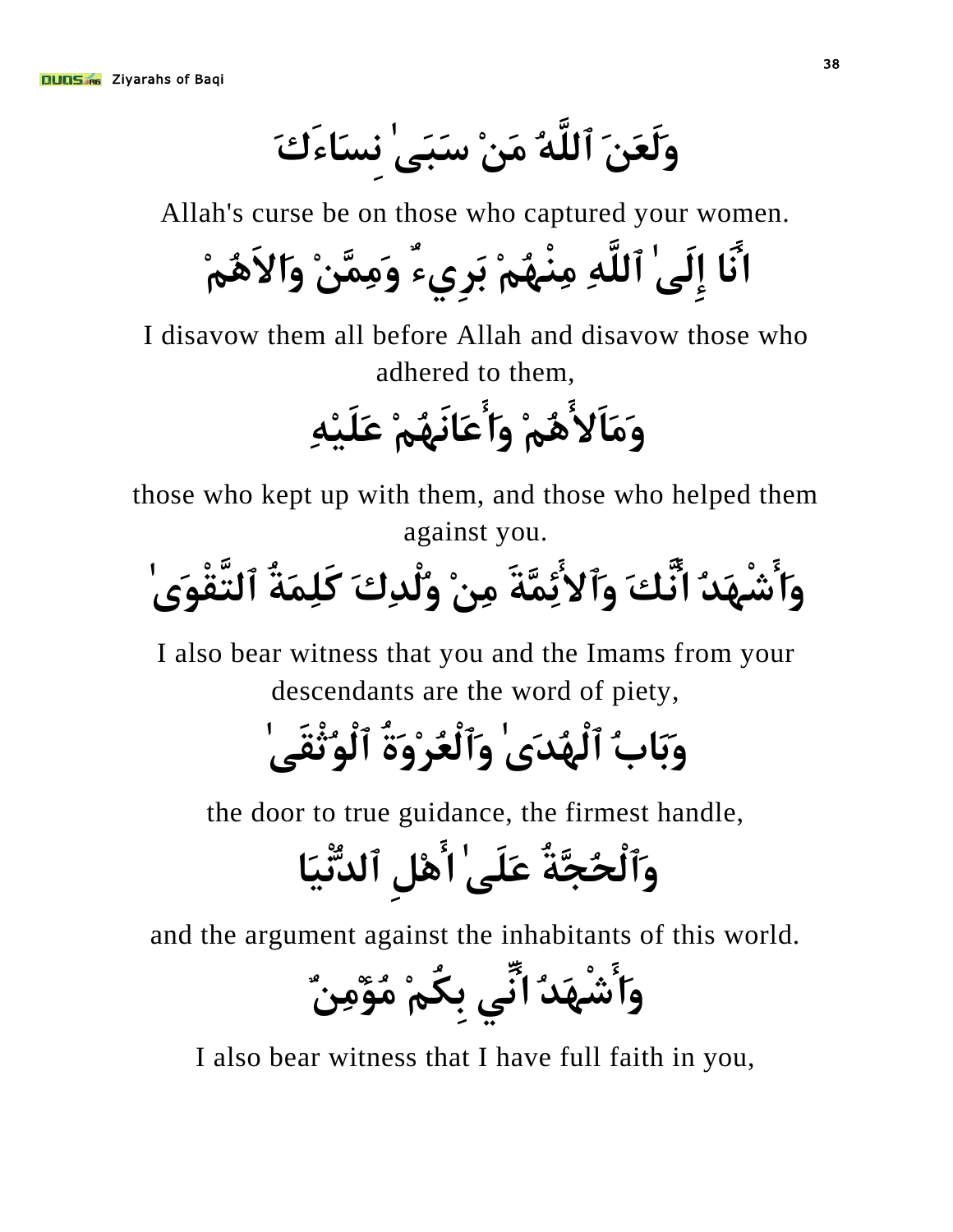وَلَعَنَ ٱللَّهُ مَنْ سَبَىٰ نِسَاءَكَ

Allah's curse be on those who captured your women.

انَا إِلَىٰ ٱللَّهِ مِنْهُمْ بَرِيءٌ وَمِمَّنْ وَالاَهُمْ

I disavow them all before Allah and disavow those who adhered to them,

وَمَالأَهُمْ وَأَعَانَهُمْ عَلَيْهِ

those who kept up with them, and those who helped them against you.

وَأَشْهَدُ انَّكَ وَٱلأَئِمَّةَ مِنْ وُلْدِكَ كَلِمَةُ ٱلتَّقْوَىٰ

I also bear witness that you and the Imams from your descendants are the word of piety,

وَبَابُ ٱلْهُدَىٰ وَٱلْعُرْوَةُ ٱلْوُثْقَىٰ

the door to true guidance, the firmest handle,

وَٱلْحُجَّةُ عَلَىٰ اهْلِ ٱلدُّنْيَا

and the argument against the inhabitants of this world.

وَأَشْهَدُ انِّي بِكُمْ مُؤْمِنٌ

I also bear witness that I have full faith in you,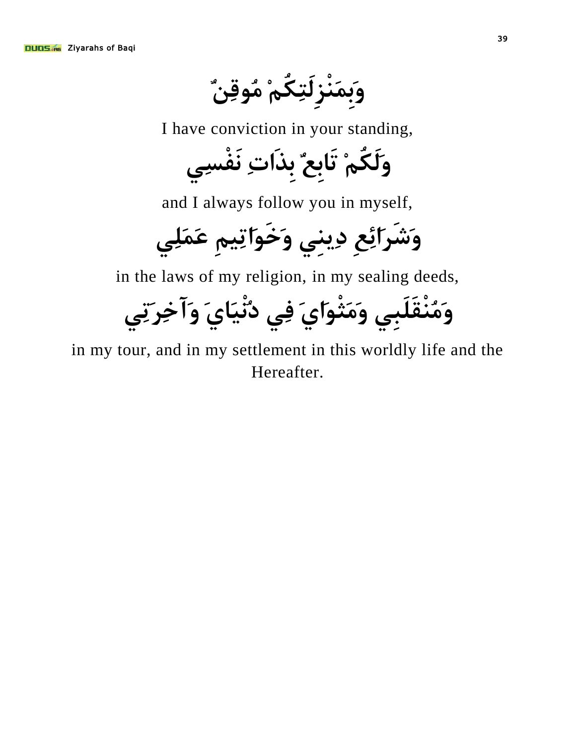وَبِمَنْزِلَتِكُمْ مُوقِنٌ

I have conviction in your standing,

وَلَكُمْ تَابِعٌ بِذَاتِ نَفْسِي

and I always follow you in myself,

وَشَرَائِعِ دِينِي وَخَوَاتِيمِ عَمَلِي

in the laws of my religion, in my sealing deeds,

وَمُنْقَلَبِي وَمَثْوَايَ فِي دُنْيَايَ وَآخِرَتِي

in my tour, and in my settlement in this worldly life and the Hereafter.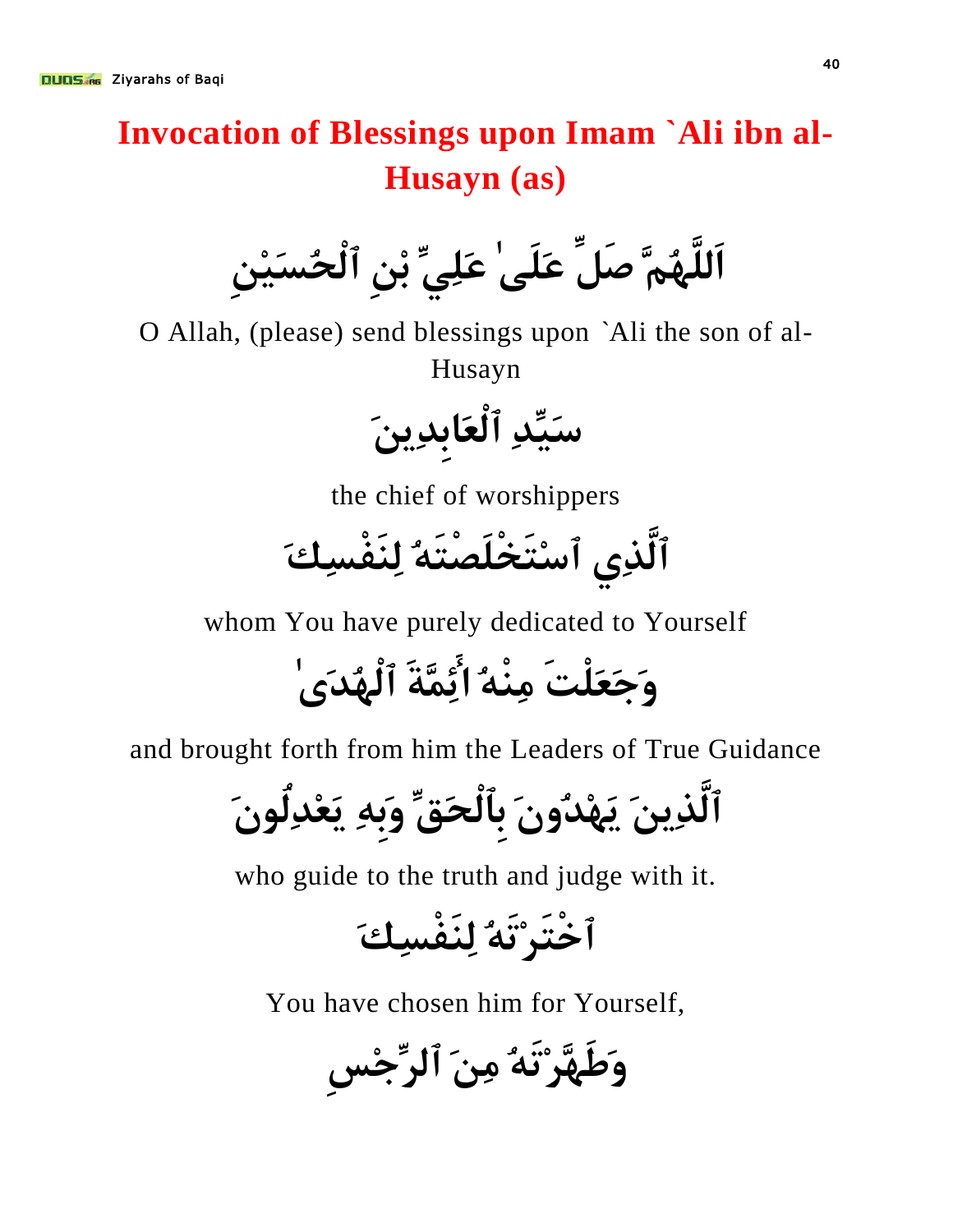# Invocation of Blessings upon Imam `Ali ibn al-Husayn (as)

اَللَّهُمَّ صَلِّ عَلَىٰ عَلِيِّ بْنِ ٱلْحُسَيْنِ

O Allah, (please) send blessings upon `Ali the son of al-Husayn

سَيِّدِ ٱلْعَابِدِينَ

the chief of worshippers

ٱلَّذِي ٱسْتَخْلَصْتَهُ لِنَفْسِكَ

whom You have purely dedicated to Yourself

وَجَعَلْتَ مِنْهُ أَئِمَّةَ ٱلْهُدَىٰ

and brought forth from him the Leaders of True Guidance

ٱلَّذِينَ يَهْدُونَ بِٱلْحَقِّ وَبِهِ يَعْدِلُونَ

who guide to the truth and judge with it.

ٱخْتَرْتَهُ لِنَفْسِكَ

You have chosen him for Yourself,

وَطَهَّرْتَهُ مِنَ ٱلرِّجْسِ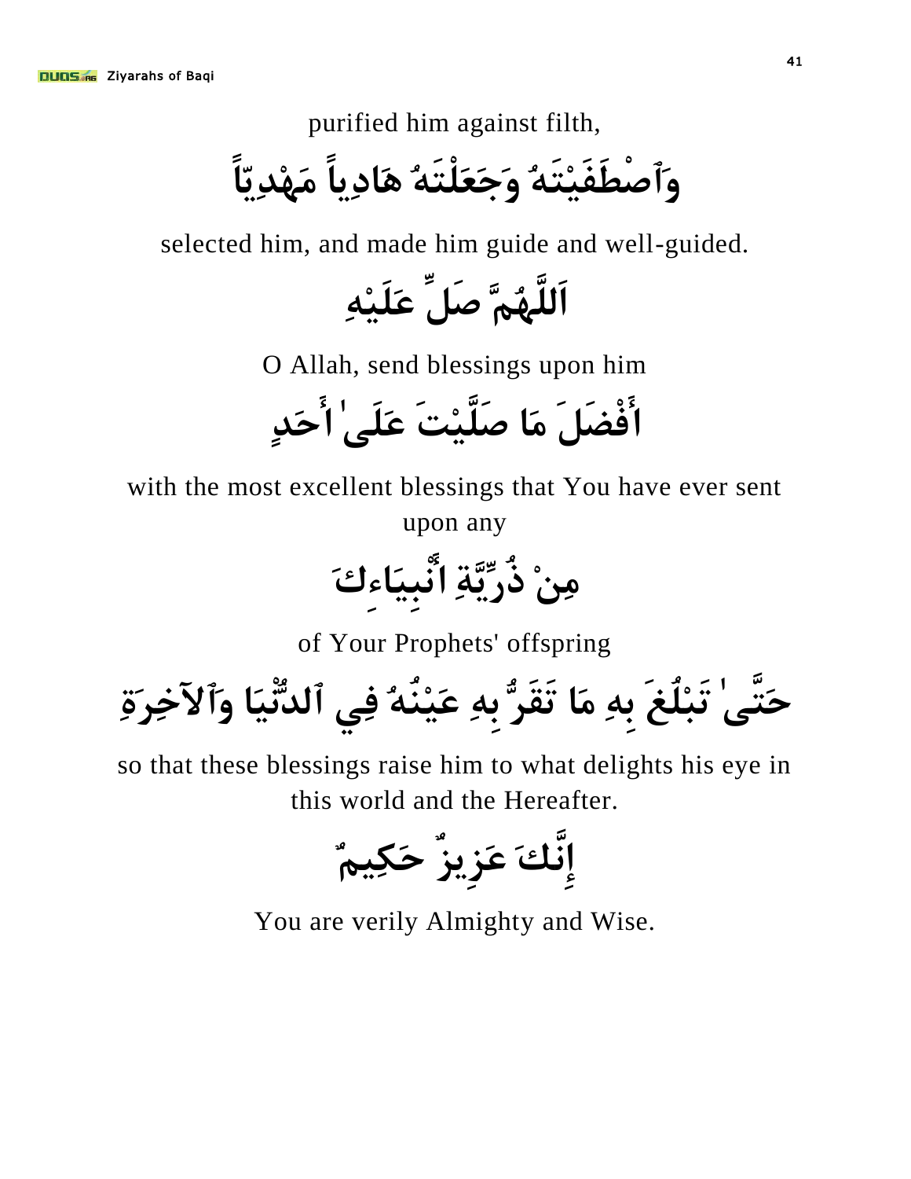purified him against filth,

وَٱصْطَفَيْتَهُ وَجَعَلْتَهُ هَادِياً مَهْدِيّاً

selected him, and made him guide and well-guided.

اَللَّهُمَّ صَلِّ عَلَيْهِ

O Allah, send blessings upon him

أَفْضَلَ مَا صَلَّيْتَ عَلَىٰ أَحَدٍ

with the most excellent blessings that You have ever sent upon any

مِنْ ذُرِّيَّةِ أَنْبِيَاءِكَ

of Your Prophets' offspring

حَتَّىٰ تَبْلُغَ بِهِ مَا تَقَرُّ بِهِ عَيْنُهُ فِي ٱلدُّنْيَا وَٱلآخِرَةِ

so that these blessings raise him to what delights his eye in this world and the Hereafter.

إِنَّكَ عَزِيزٌ حَكِيمٌ

You are verily Almighty and Wise.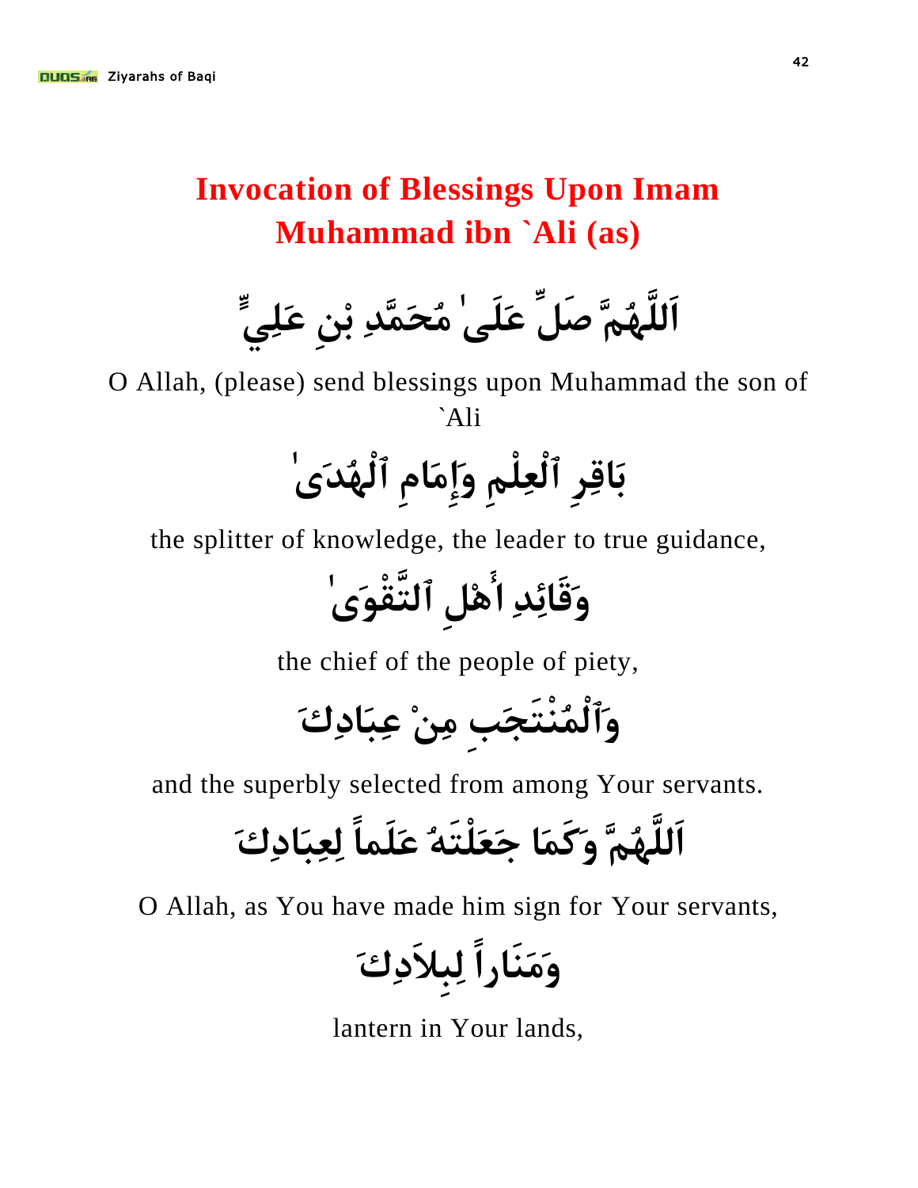# Invocation of Blessings Upon Imam Muhammad ibn `Ali (as)

اَللَّهُمَّ صَلِّ عَلَىٰ مُحَمَّدِ بْنِ عَلِيٍّ

O Allah, (please) send blessings upon Muhammad the son of `Ali

بَاقِرِ ٱلْعِلْمِ وَإِمَامِ ٱلْهُدَىٰ

the splitter of knowledge, the leader to true guidance,

وَقَائِدِ اَهْلِ ٱلتَّقْوَىٰ

the chief of the people of piety,

وَٱلْمُنْتَجَبِ مِنْ عِبَادِكَ

and the superbly selected from among Your servants.

اَللَّهُمَّ وَكَمَا جَعَلْتَهُ عَلَماً لِعِبَادِكَ

O Allah, as You have made him sign for Your servants,

وَمَنَاراً لِبِلاَدِكَ

lantern in Your lands,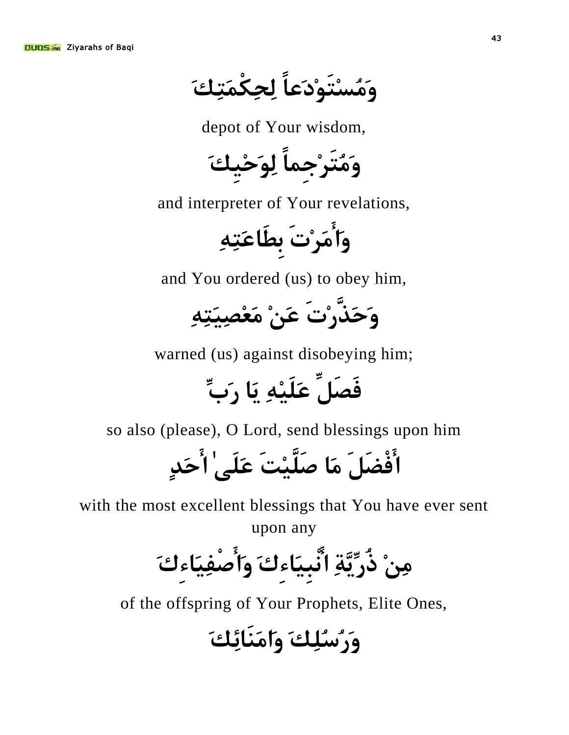وَمُسْتَوْدَعاً لِحِكْمَتِكَ

depot of Your wisdom,

وَمُتَرْجِماً لِوَحْيِكَ

and interpreter of Your revelations,

وَأَمَرْتَ بِطَاعَتِهِ

and You ordered (us) to obey him,

وَحَذَّرْتَ عَنْ مَعْصِيَتِهِ

warned (us) against disobeying him;

فَصَلِّ عَلَيْهِ يَا رَبِّ

so also (please), O Lord, send blessings upon him

أَفْضَلَ مَا صَلَّيْتَ عَلَىٰ أَحَدٍ

with the most excellent blessings that You have ever sent upon any

مِنْ ذُرِّيَّةِ أَنْبِيَاءِكَ وَأَصْفِيَاءِكَ

of the offspring of Your Prophets, Elite Ones,

وَرُسُلِكَ وَامَنَائِكَ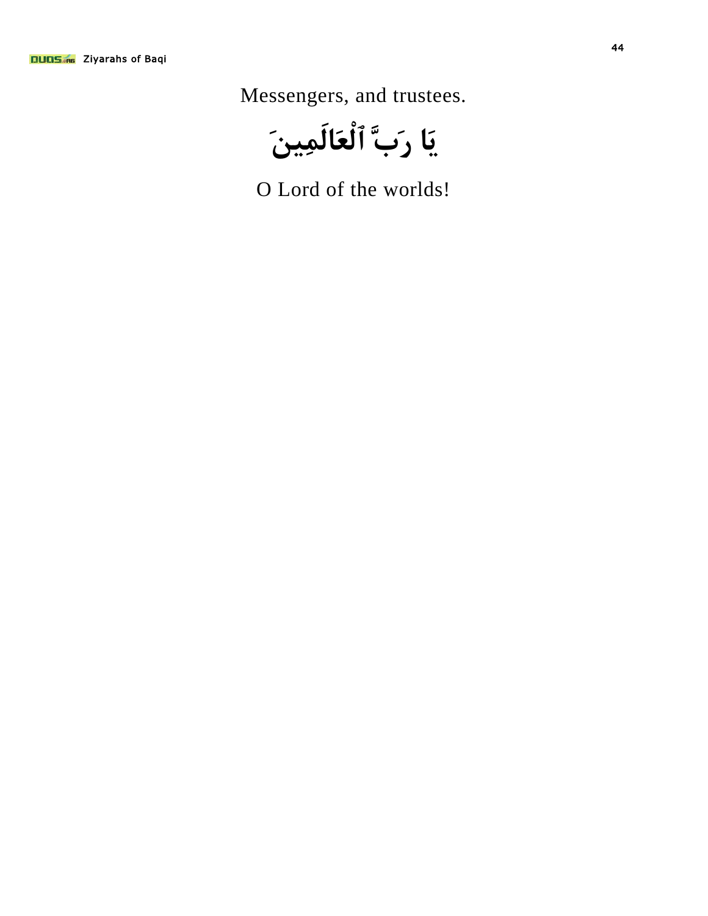Messengers, and trustees.

يَا رَبَّ ٱلْعَالَمِينَ

O Lord of the worlds!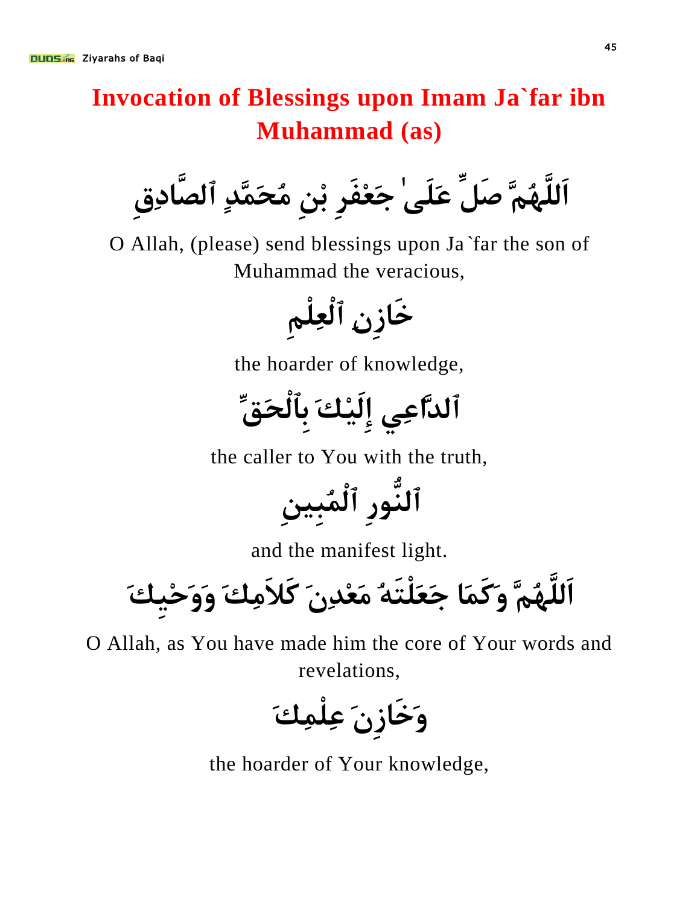# Invocation of Blessings upon Imam Ja`far ibn Muhammad (as)

اَللَّهُمَّ صَلِّ عَلَىٰ جَعْفَرِ بْنِ مُحَمَّدٍ ٱلصَّادِقِ

O Allah, (please) send blessings upon Ja`far the son of Muhammad the veracious,

خَازِنِ ٱلْعِلْمِ

the hoarder of knowledge,

ٱلدَّاعِي إِلَيْكَ بِٱلْحَقِّ

the caller to You with the truth,

ٱلنُّورِ ٱلْمُبِينِ

and the manifest light.

اَللَّهُمَّ وَكَمَا جَعَلْتَهُ مَعْدِنَ كَلاَمِكَ وَوَحْيِكَ

O Allah, as You have made him the core of Your words and revelations,

وَخَازِنَ عِلْمِكَ

the hoarder of Your knowledge,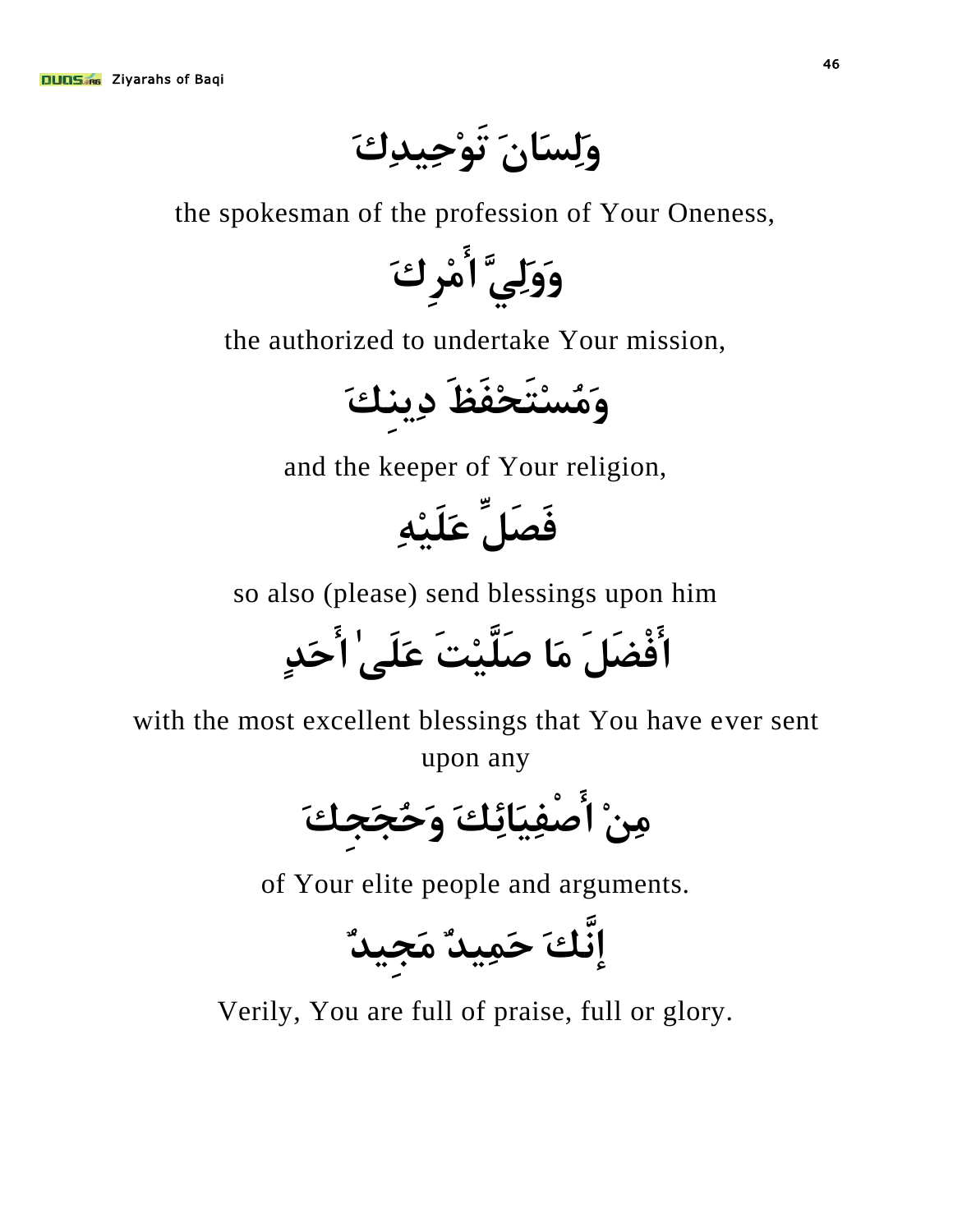وَلِسَانَ تَوْحِيدِكَ

the spokesman of the profession of Your Oneness,

وَوَلِيَّ أَمْرِكَ

the authorized to undertake Your mission,

وَمُسْتَحْفَظَ دِينِكَ

and the keeper of Your religion,

فَصَلِّ عَلَيْهِ

so also (please) send blessings upon him

أَفْضَلَ مَا صَلَّيْتَ عَلَىٰ أَحَدٍ

with the most excellent blessings that You have ever sent upon any

مِنْ أَصْفِيَائِكَ وَحُجَجِكَ

of Your elite people and arguments.

إِنَّكَ حَمِيدٌ مَجِيدٌ

Verily, You are full of praise, full or glory.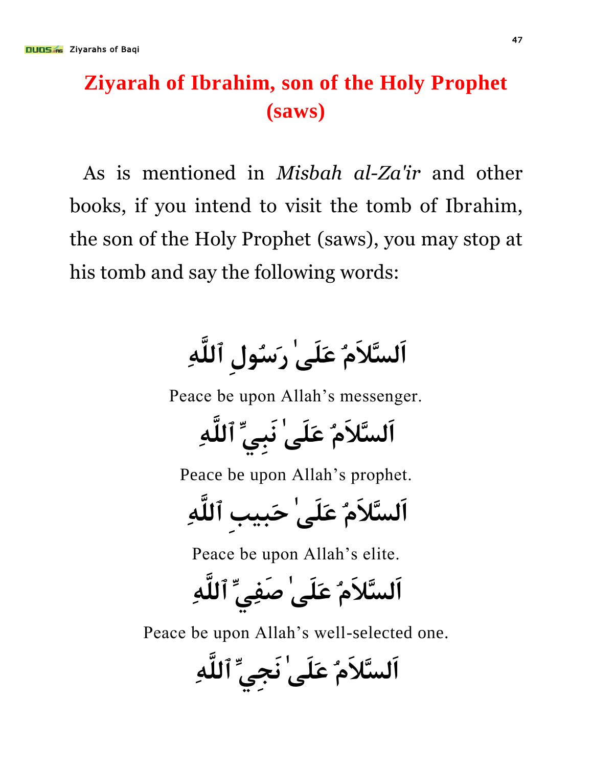# Ziyarah of Ibrahim, son of the Holy Prophet (saws)

As is mentioned in *Misbah al-Za'ir* and other books, if you intend to visit the tomb of Ibrahim, the son of the Holy Prophet (saws), you may stop at his tomb and say the following words:

اَلسَّلاَمُ عَلَىٰ رَسُولِ ٱللَّهِ

Peace be upon Allah's messenger.

اَلسَّلاَمُ عَلَىٰ نَبِيِّ ٱللَّهِ

Peace be upon Allah's prophet.

اَلسَّلاَمُ عَلَىٰ حَبِيبِ ٱللَّهِ

Peace be upon Allah's elite.

اَلسَّلاَمُ عَلَىٰ صَفِيِّ ٱللَّهِ

Peace be upon Allah's well-selected one.

اَلسَّلاَمُ عَلَىٰ نَجِيِّ ٱللَّهِ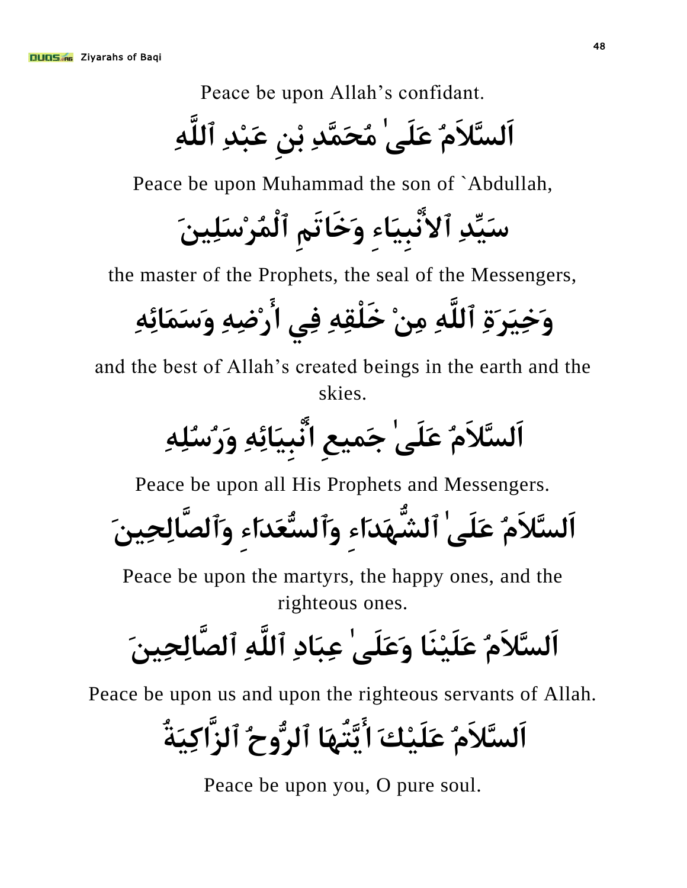Peace be upon Allah's confidant.

اَلسَّلاَمُ عَلَىٰ مُحَمَّدِ بْنِ عَبْدِ ٱللَّهِ

Peace be upon Muhammad the son of `Abdullah,

سَيِّدِ ٱلأَنْبِيَاءِ وَخَاتَمِ ٱلْمُرْسَلِينَ

the master of the Prophets, the seal of the Messengers,

وَخِيَرَةِ ٱللَّهِ مِنْ خَلْقِهِ فِي أَرْضِهِ وَسَمَائِهِ

and the best of Allah's created beings in the earth and the skies.

اَلسَّلاَمُ عَلَىٰ جَمِيعِ أَنْبِيَائِهِ وَرُسُلِهِ

Peace be upon all His Prophets and Messengers.

اَلسَّلاَمُ عَلَىٰ ٱلشُّهَدَاءِ وَٱلسُّعَدَاءِ وَٱلصَّالِحِينَ

Peace be upon the martyrs, the happy ones, and the righteous ones.

اَلسَّلاَمُ عَلَيْنَا وَعَلَىٰ عِبَادِ ٱللَّهِ ٱلصَّالِحِينَ

Peace be upon us and upon the righteous servants of Allah.

اَلسَّلاَمُ عَلَيْكَ أَيَّتُهَا ٱلرُّوحُ ٱلزَّاكِيَةُ

Peace be upon you, O pure soul.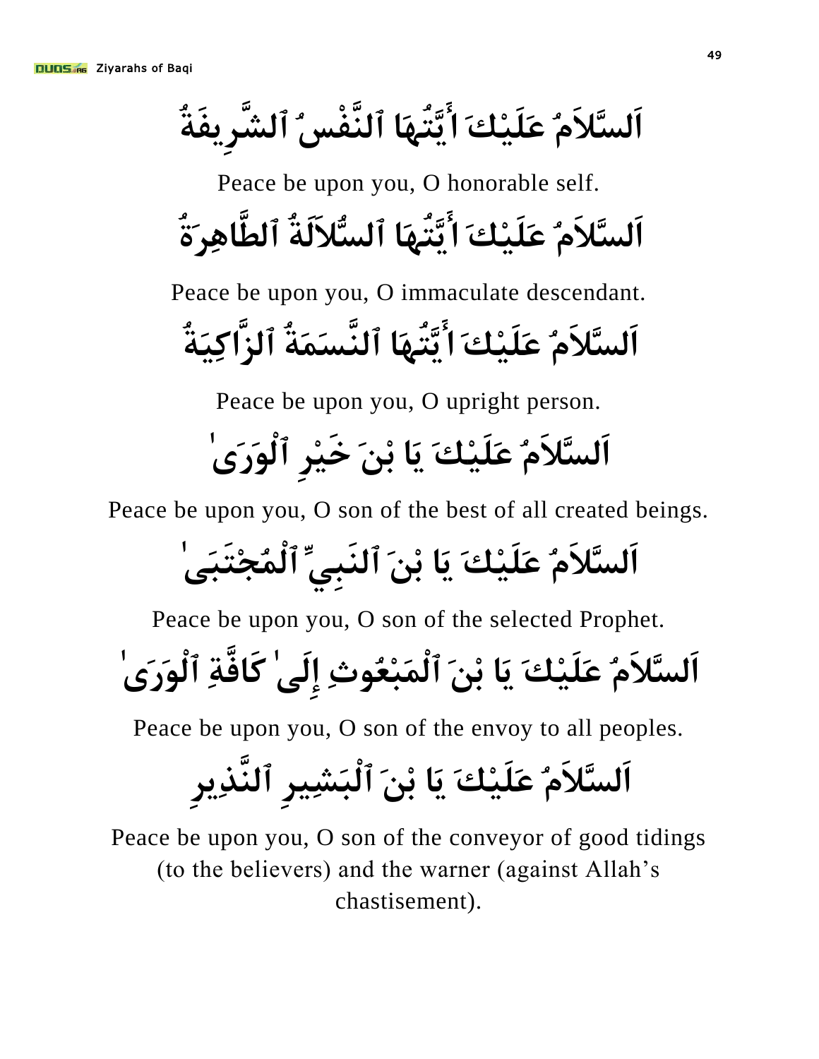اَلسَّلاَمُ عَلَيْكَ أَيَّتُهَا ٱلنَّفْسُ ٱلشَّرِيفَةُ

Peace be upon you, O honorable self.

اَلسَّلاَمُ عَلَيْكَ أَيَّتُهَا ٱلسُّلاَلَةُ ٱلطَّاهِرَةُ

Peace be upon you, O immaculate descendant.

اَلسَّلاَمُ عَلَيْكَ أَيَّتُهَا ٱلنَّسَمَةُ ٱلزَّاكِيَةُ

Peace be upon you, O upright person.

اَلسَّلاَمُ عَلَيْكَ يَا بْنَ خَيْرِ ٱلْوَرَىٰ

Peace be upon you, O son of the best of all created beings.

اَلسَّلاَمُ عَلَيْكَ يَا بْنَ ٱلنَبِيِّ ٱلْمُجْتَبَىٰ

Peace be upon you, O son of the selected Prophet.

اَلسَّلاَمُ عَلَيْكَ يَا بْنَ ٱلْمَبْعُوثِ إِلَىٰ كَافَّةِ ٱلْوَرَىٰ

Peace be upon you, O son of the envoy to all peoples.

اَلسَّلاَمُ عَلَيْكَ يَا بْنَ ٱلْبَشِيرِ ٱلنَّذِيرِ

Peace be upon you, O son of the conveyor of good tidings (to the believers) and the warner (against Allah's chastisement).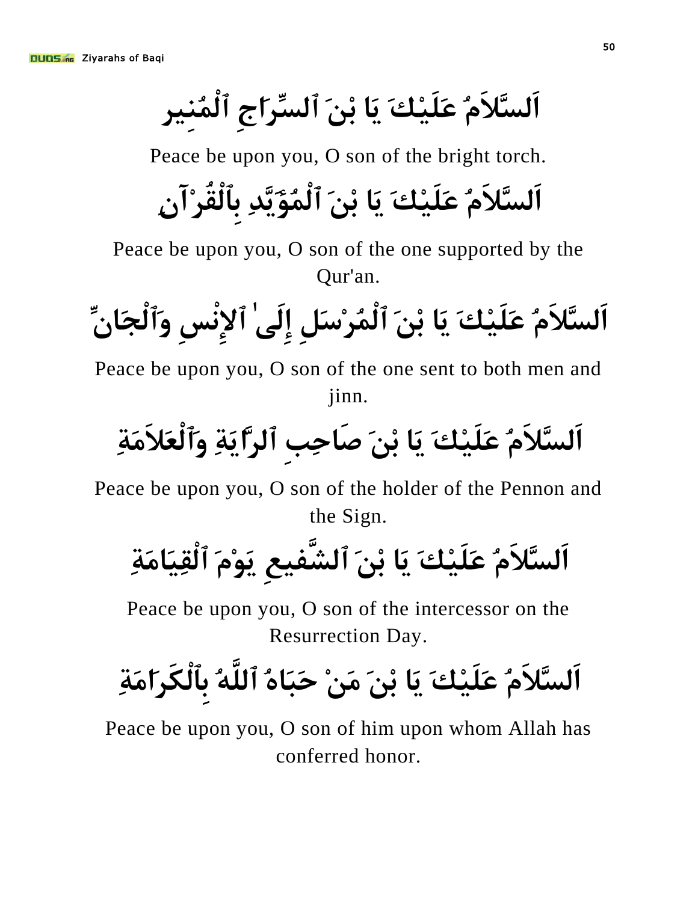اَلسَّلاَمُ عَلَيْكَ يَا بْنَ ٱلسِّرَاجِ ٱلْمُنِيرِ

Peace be upon you, O son of the bright torch.

اَلسَّلاَمُ عَلَيْكَ يَا بْنَ ٱلْمُؤَيَّدِ بِٱلْقُرْآنِ

Peace be upon you, O son of the one supported by the Qur'an.

اَلسَّلاَمُ عَلَيْكَ يَا بْنَ ٱلْمُرْسَلِ إِلَىٰ ٱلإِنْسِ وَٱلْجَانِّ

Peace be upon you, O son of the one sent to both men and jinn.

اَلسَّلاَمُ عَلَيْكَ يَا بْنَ صَاحِبِ ٱلرَّايَةِ وَٱلْعَلاَمَةِ

Peace be upon you, O son of the holder of the Pennon and the Sign.

اَلسَّلاَمُ عَلَيْكَ يَا بْنَ ٱلشَّفِيعِ يَوْمَ ٱلْقِيَامَةِ

Peace be upon you, O son of the intercessor on the Resurrection Day.

اَلسَّلاَمُ عَلَيْكَ يَا بْنَ مَنْ حَبَاهُ ٱللَّهُ بِٱلْكَرَامَةِ

Peace be upon you, O son of him upon whom Allah has conferred honor.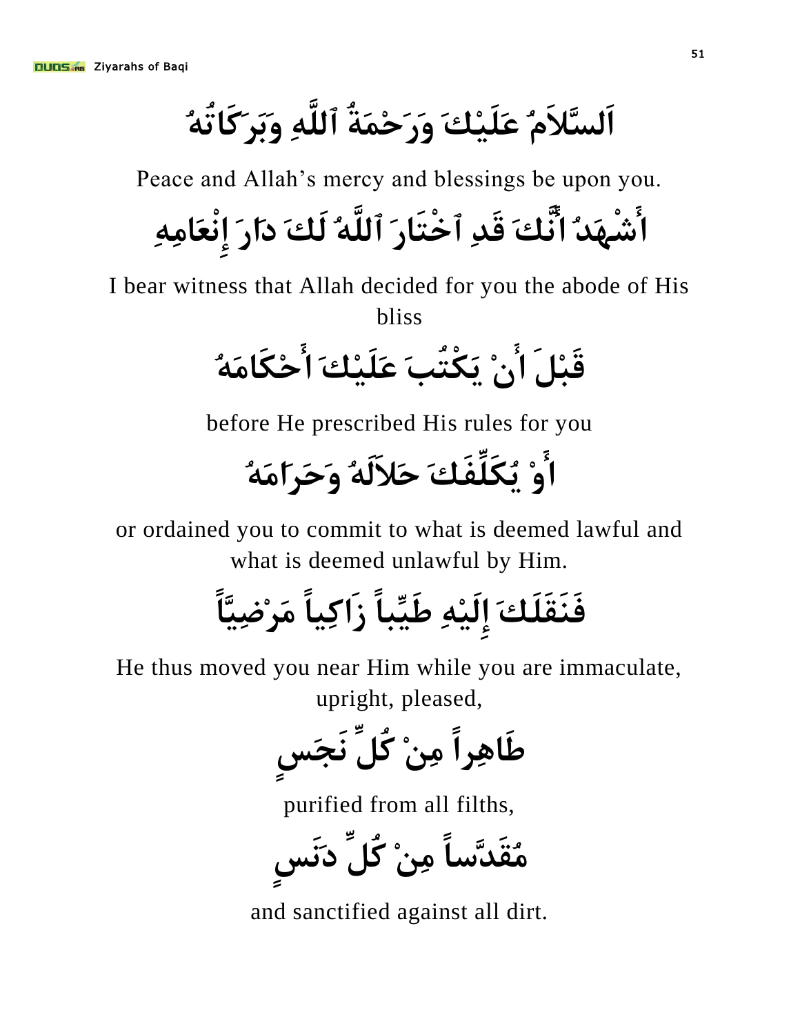اَلسَّلاَمُ عَلَيْكَ وَرَحْمَةُ ٱللَّهِ وَبَرَكَاتُهُ

Peace and Allah's mercy and blessings be upon you.

أَشْهَدُ انَّكَ قَدِ ٱخْتَارَ ٱللَّهُ لَكَ دَارَ إِنْعَامِهِ

I bear witness that Allah decided for you the abode of His bliss

قَبْلَ أَنْ يَكْتُبَ عَلَيْكَ أَحْكَامَهُ

before He prescribed His rules for you

أَوْ يُكَلِّفَكَ حَلاَلَهُ وَحَرَامَهُ

or ordained you to commit to what is deemed lawful and what is deemed unlawful by Him.

فَنَقَلَكَ إِلَيْهِ طَيِّباً زَاكِياً مَرْضِيّاً

He thus moved you near Him while you are immaculate, upright, pleased,

طَاهِراً مِنْ كُلِّ نَجَسٍ

purified from all filths,

مُقَدَّساً مِنْ كُلِّ دَنَسٍ

and sanctified against all dirt.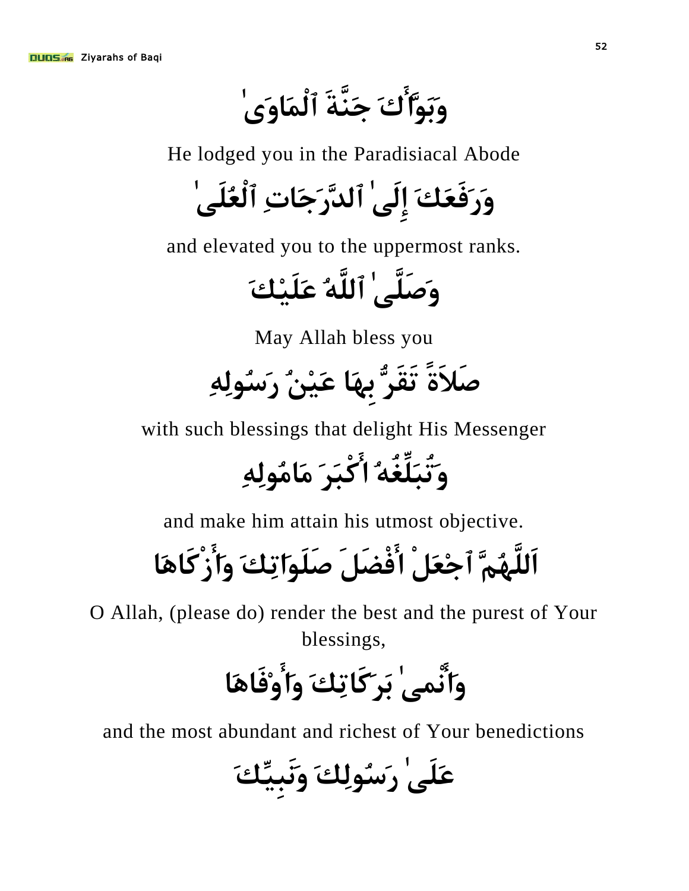وَبَوَّأَكَ جَنَّةَ ٱلْمَاوَىٰ

He lodged you in the Paradisiacal Abode

وَرَفَعَكَ إِلَىٰ ٱلدَّرَجَاتِ ٱلْعُلَىٰ

and elevated you to the uppermost ranks.

وَصَلَّىٰ ٱللَّهُ عَلَيْكَ

May Allah bless you

صَلاَةً تَقَرُّ بِهَا عَيْنُ رَسُولِهِ

with such blessings that delight His Messenger

وَتُبَلِّغُهُ اكْبَرَ مَامُولِهِ

and make him attain his utmost objective.

اَللَّهُمَّ ٱجْعَلْ افْضَلَ صَلَوَاتِكَ وَازْكَاهَا

O Allah, (please do) render the best and the purest of Your blessings,

وَانْمىٰ بَرَكَاتِكَ وَاوْفَاهَا

and the most abundant and richest of Your benedictions

عَلَىٰ رَسُولِكَ وَنَبِيِّكَ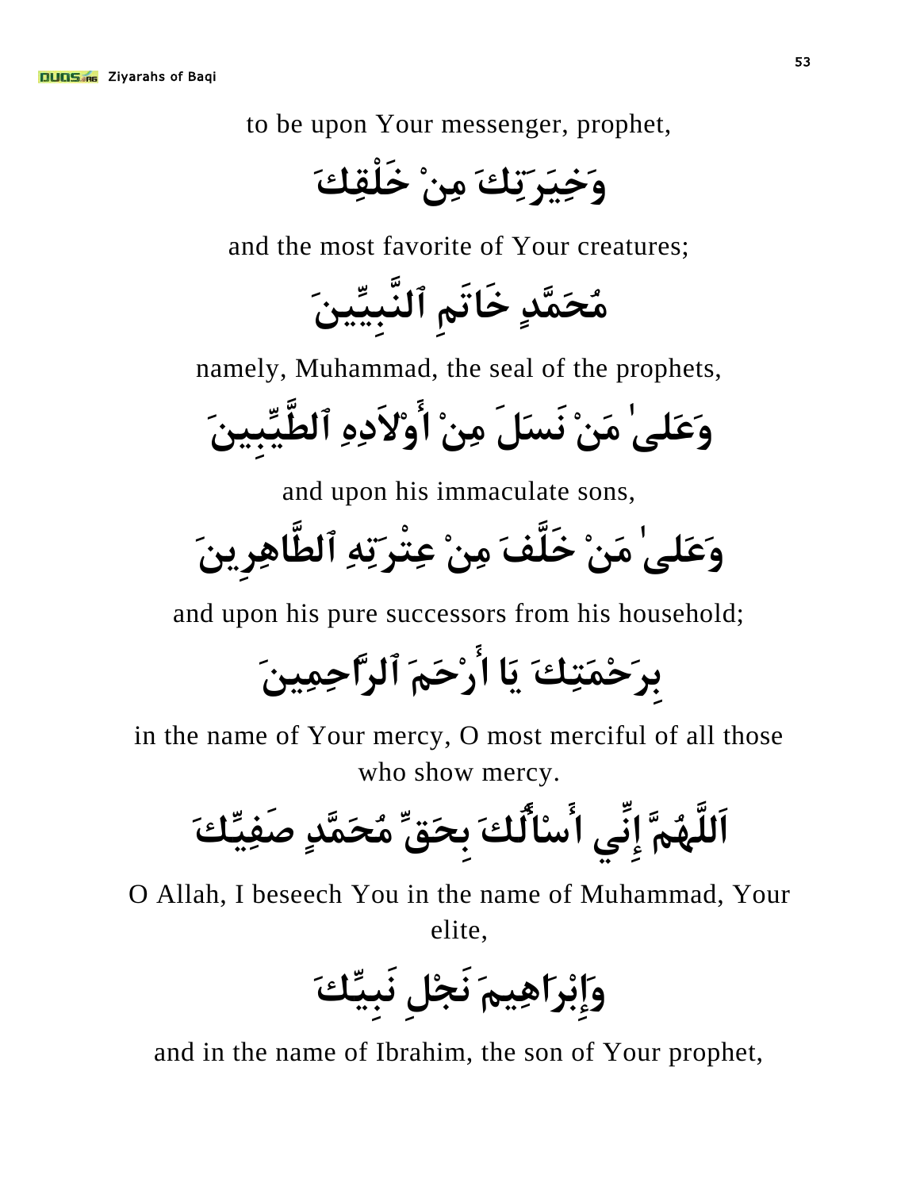to be upon Your messenger, prophet,

وَخِيَرَتِكَ مِنْ خَلْقِكَ

and the most favorite of Your creatures;

مُحَمَّدٍ خَاتَمِ ٱلنَّبِيِّينَ

namely, Muhammad, the seal of the prophets,

وَعَلَىٰ مَنْ نَسَلَ مِنْ أَوْلاَدِهِ ٱلطَّيِّبِينَ

and upon his immaculate sons,

وَعَلَىٰ مَنْ خَلَّفَ مِنْ عِتْرَتِهِ ٱلطَّاهِرِينَ

and upon his pure successors from his household;

بِرَحْمَتِكَ يَا أَرْحَمَ ٱلرَّاحِمِينَ

in the name of Your mercy, O most merciful of all those who show mercy.

اَللَّهُمَّ إِنِّي أَسْأَلُكَ بِحَقِّ مُحَمَّدٍ صَفِيِّكَ

O Allah, I beseech You in the name of Muhammad, Your elite,

وَإِبْرَاهِيمَ نَجْلِ نَبِيِّكَ

and in the name of Ibrahim, the son of Your prophet,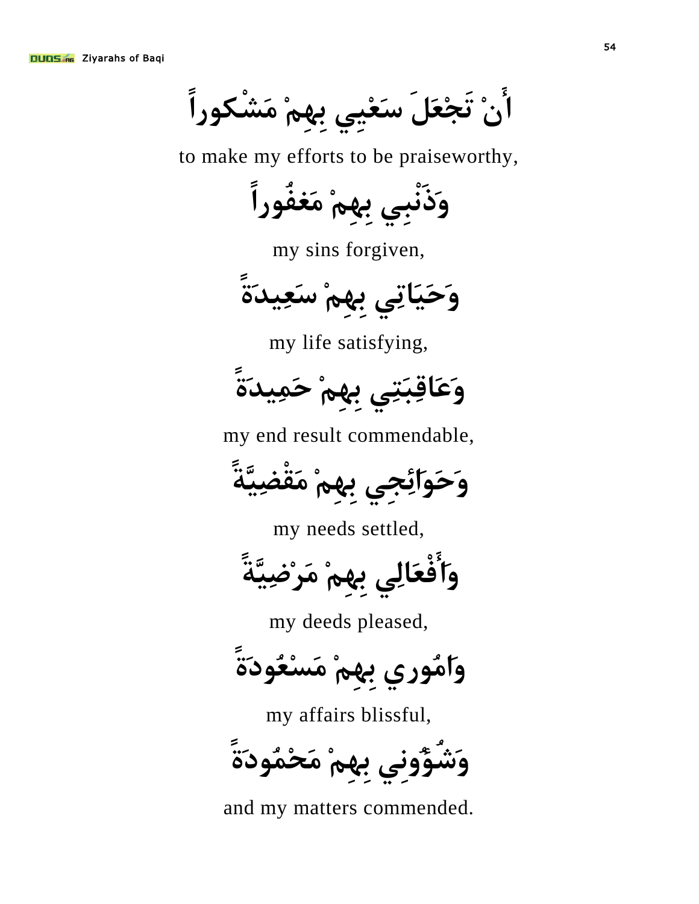أَنْ تَجْعَلَ سَعْيِي بِهِمْ مَشْكوراً

to make my efforts to be praiseworthy,

وَذَنْبِي بِهِمْ مَغفُوراً

my sins forgiven,

وَحَيَاتِي بِهِمْ سَعِيدَةً

my life satisfying,

وَعَاقِبَتِي بِهِمْ حَمِيدَةً

my end result commendable,

وَحَوَائِجِي بِهِمْ مَقْضِيَّةً

my needs settled,

وَأَفْعَالِي بِهِمْ مَرْضِيَّةً

my deeds pleased,

وَامُوري بِهِمْ مَسْعُودَةً

my affairs blissful,

وَشُؤُونِي بِهِمْ مَحْمُودَةً

and my matters commended.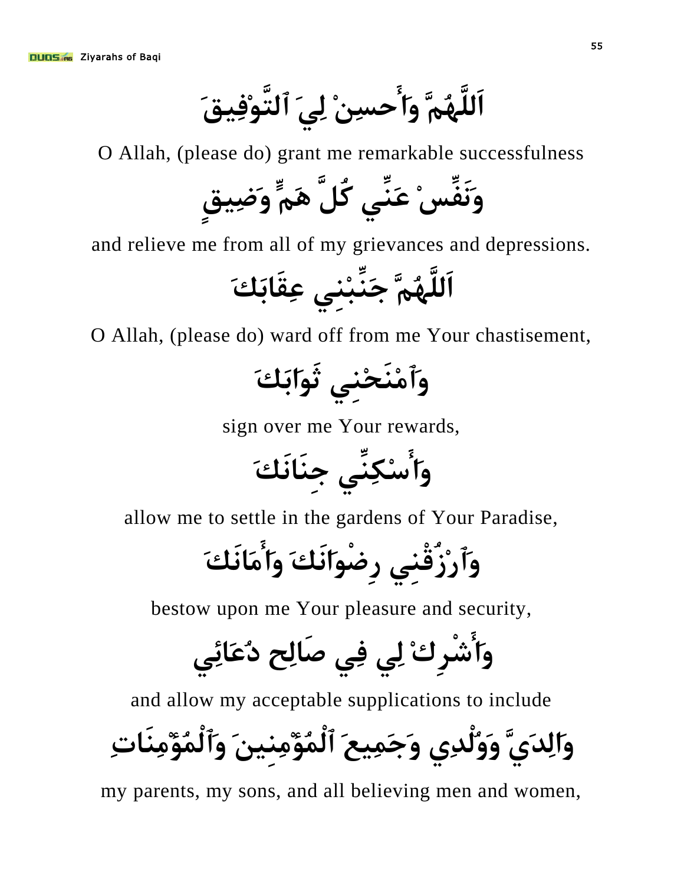اَللَّهُمَّ وَأَحسِنْ لِيَ ٱلتَّوْفِيقَ

O Allah, (please do) grant me remarkable successfulness

وَنَفِّسْ عَنِّي كُلَّ هَمٍّ وَضِيقٍ

and relieve me from all of my grievances and depressions.

اَللَّهُمَّ جَنِّبْنِي عِقَابَكَ

O Allah, (please do) ward off from me Your chastisement,

وَٱمْنَحْنِي ثَوَابَكَ

sign over me Your rewards,

وَأَسْكِنِّي جِنَانَكَ

allow me to settle in the gardens of Your Paradise,

وَٱرْزُقْنِي رِضْوَانَكَ وَأَمَانَكَ

bestow upon me Your pleasure and security,

وَأَشْرِكْ لِي فِي صَالِح دُعَائِي

and allow my acceptable supplications to include

وَالِدَيَّ وَوُلْدِي وَجَمِيعَ ٱلْمُؤْمِنِينَ وَٱلْمُؤْمِنَاتِ

my parents, my sons, and all believing men and women,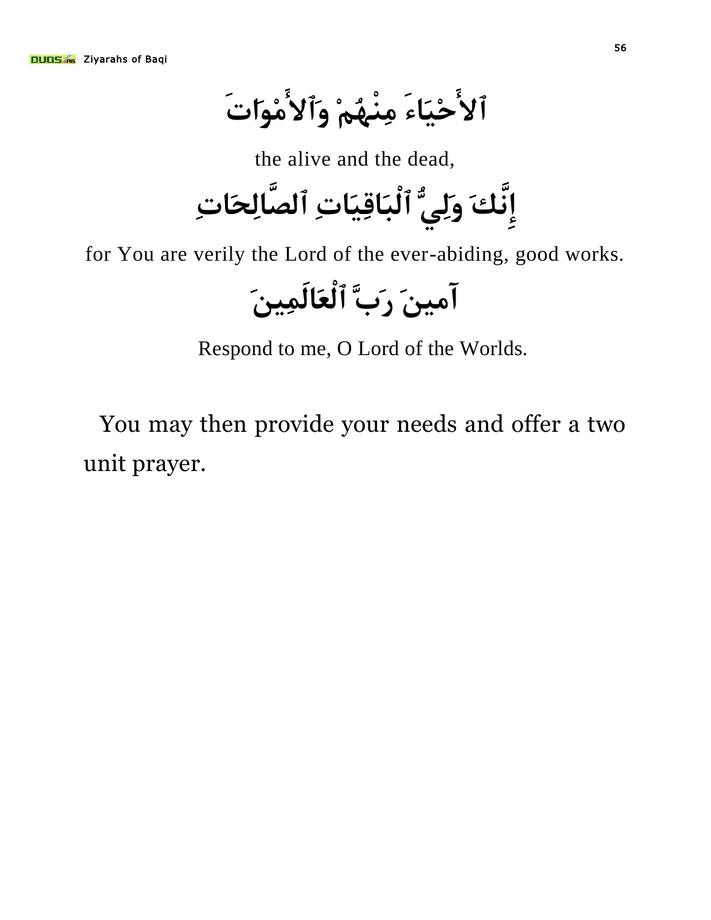ٱلأَحْيَاءَ مِنْهُمْ وَٱلأَمْوَاتَ

the alive and the dead,

إِنَّكَ وَلِيُّ ٱلْبَاقِيَاتِ ٱلصَّالِحَاتِ

for You are verily the Lord of the ever-abiding, good works.

آمينَ رَبَّ ٱلْعَالَمِينَ

Respond to me, O Lord of the Worlds.

You may then provide your needs and offer a two unit prayer.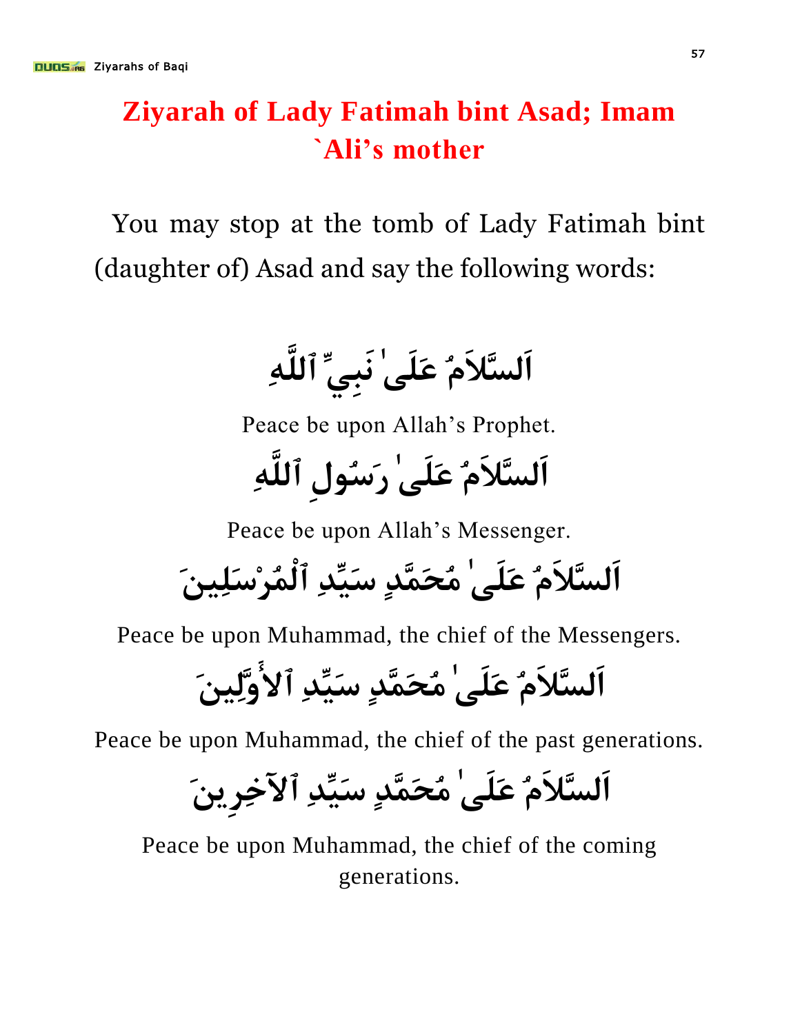# Ziyarah of Lady Fatimah bint Asad; Imam `Ali's mother

You may stop at the tomb of Lady Fatimah bint (daughter of) Asad and say the following words:

اَلسَّلاَمُ عَلَىٰ نَبِيِّ ٱللَّهِ

Peace be upon Allah's Prophet.

اَلسَّلاَمُ عَلَىٰ رَسُولِ ٱللَّهِ

Peace be upon Allah's Messenger.

اَلسَّلاَمُ عَلَىٰ مُحَمَّدٍ سَيِّدِ ٱلْمُرْسَلِينَ

Peace be upon Muhammad, the chief of the Messengers.

اَلسَّلاَمُ عَلَىٰ مُحَمَّدٍ سَيِّدِ ٱلأَوَّلِينَ

Peace be upon Muhammad, the chief of the past generations.

اَلسَّلاَمُ عَلَىٰ مُحَمَّدٍ سَيِّدِ ٱلآخِرِينَ

Peace be upon Muhammad, the chief of the coming generations.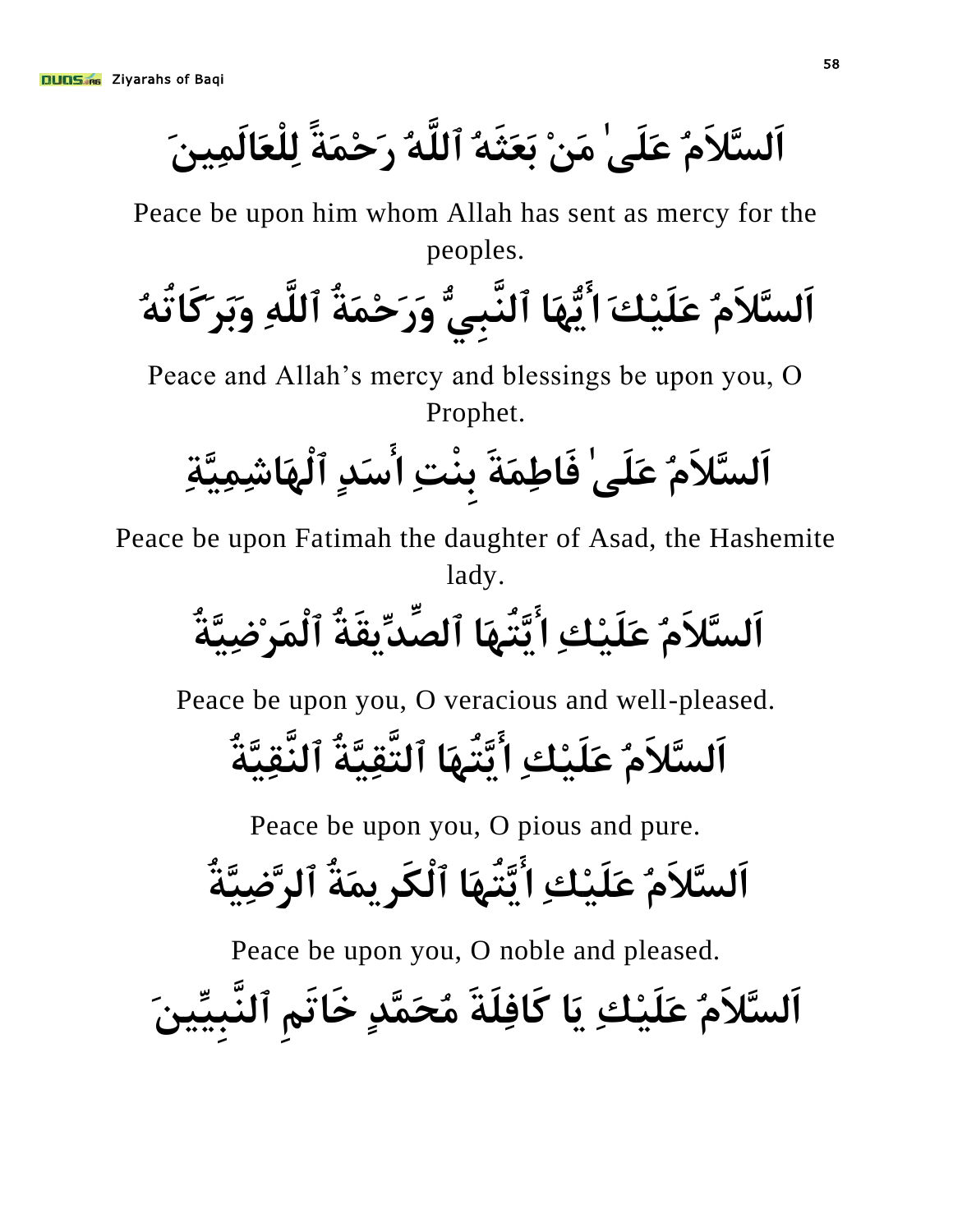اَلسَّلاَمُ عَلَىٰ مَنْ بَعَثَهُ ٱللَّهُ رَحْمَةً لِلْعَالَمِينَ

Peace be upon him whom Allah has sent as mercy for the peoples.

اَلسَّلاَمُ عَلَيْكَ أَيُّهَا ٱلنَّبِيُّ وَرَحْمَةُ ٱللَّهِ وَبَرَكَاتُهُ

Peace and Allah’s mercy and blessings be upon you, O Prophet.

اَلسَّلاَمُ عَلَىٰ فَاطِمَةَ بِنْتِ أَسَدٍ ٱلْهَاشِمِيَّةِ

Peace be upon Fatimah the daughter of Asad, the Hashemite lady.

اَلسَّلاَمُ عَلَيْكِ أَيَّتُهَا ٱلصِّدِّيقَةُ ٱلْمَرْضِيَّةُ

Peace be upon you, O veracious and well-pleased.

اَلسَّلاَمُ عَلَيْكِ أَيَّتُهَا ٱلتَّقِيَّةُ ٱلنَّقِيَّةُ

Peace be upon you, O pious and pure.

اَلسَّلاَمُ عَلَيْكِ أَيَّتُهَا ٱلْكَرِيمَةُ ٱلرَّضِيَّةُ

Peace be upon you, O noble and pleased.

اَلسَّلاَمُ عَلَيْكِ يَا كَافِلَةَ مُحَمَّدٍ خَاتَمِ ٱلنَّبِيِّينَ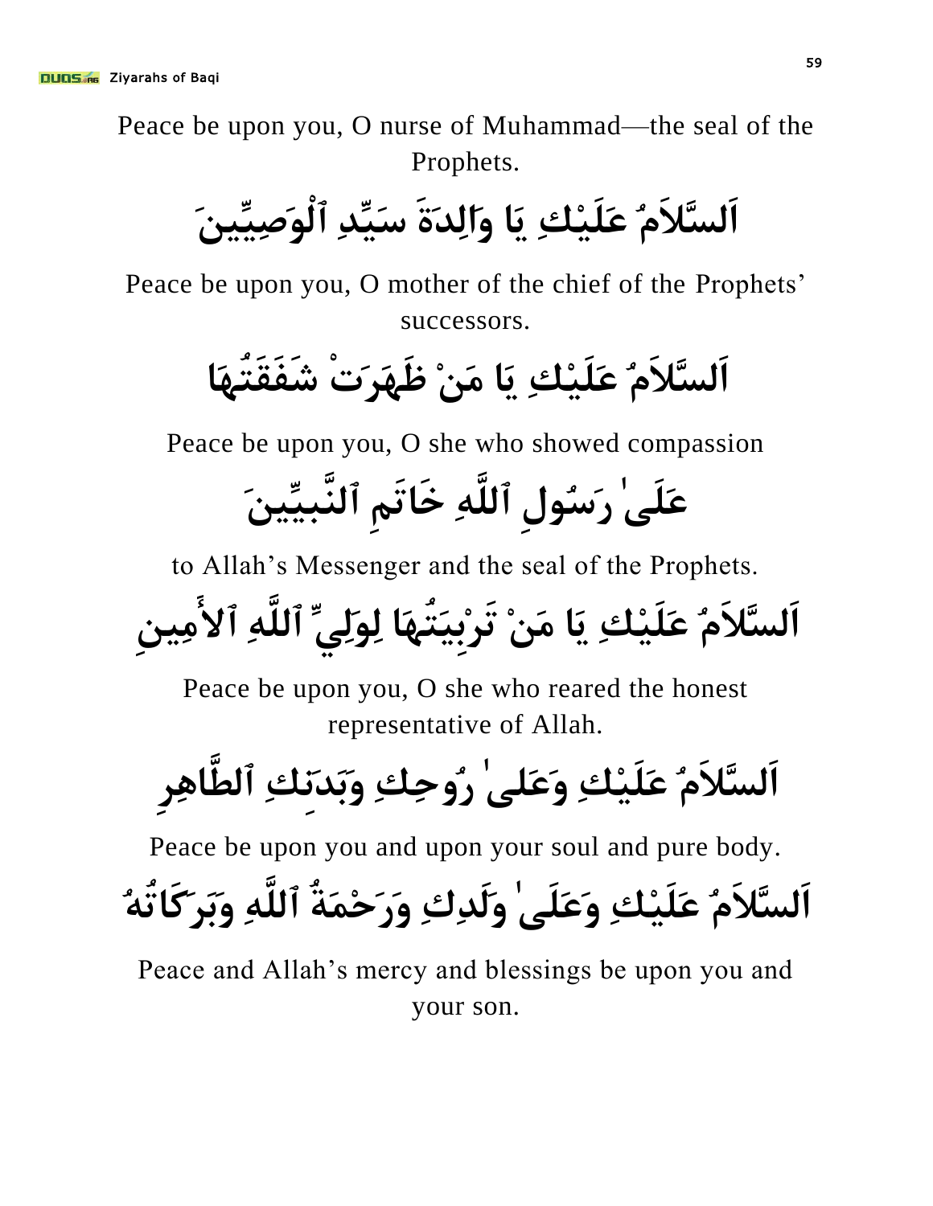Peace be upon you, O nurse of Muhammad—the seal of the Prophets.

اَلسَّلاَمُ عَلَيْكِ يَا وَالِدَةَ سَيِّدِ ٱلْوَصِيِّينَ

Peace be upon you, O mother of the chief of the Prophets' successors.

اَلسَّلاَمُ عَلَيْكِ يَا مَنْ ظَهَرَتْ شَفَقَتُهَا

Peace be upon you, O she who showed compassion

عَلَىٰ رَسُولِ ٱللَّهِ خَاتَمِ ٱلنَّبِيِّينَ

to Allah's Messenger and the seal of the Prophets.

اَلسَّلاَمُ عَلَيْكِ يَا مَنْ تَرْبِيَتُهَا لِوَلِيِّ ٱللَّهِ ٱلأَمِينِ

Peace be upon you, O she who reared the honest representative of Allah.

اَلسَّلاَمُ عَلَيْكِ وَعَلىٰ رُوحِكِ وَبَدَنِكِ ٱلطَّاهِرِ

Peace be upon you and upon your soul and pure body.

اَلسَّلاَمُ عَلَيْكِ وَعَلَىٰ وَلَدِكِ وَرَحْمَةُ ٱللَّهِ وَبَرَكَاتُهُ

Peace and Allah's mercy and blessings be upon you and your son.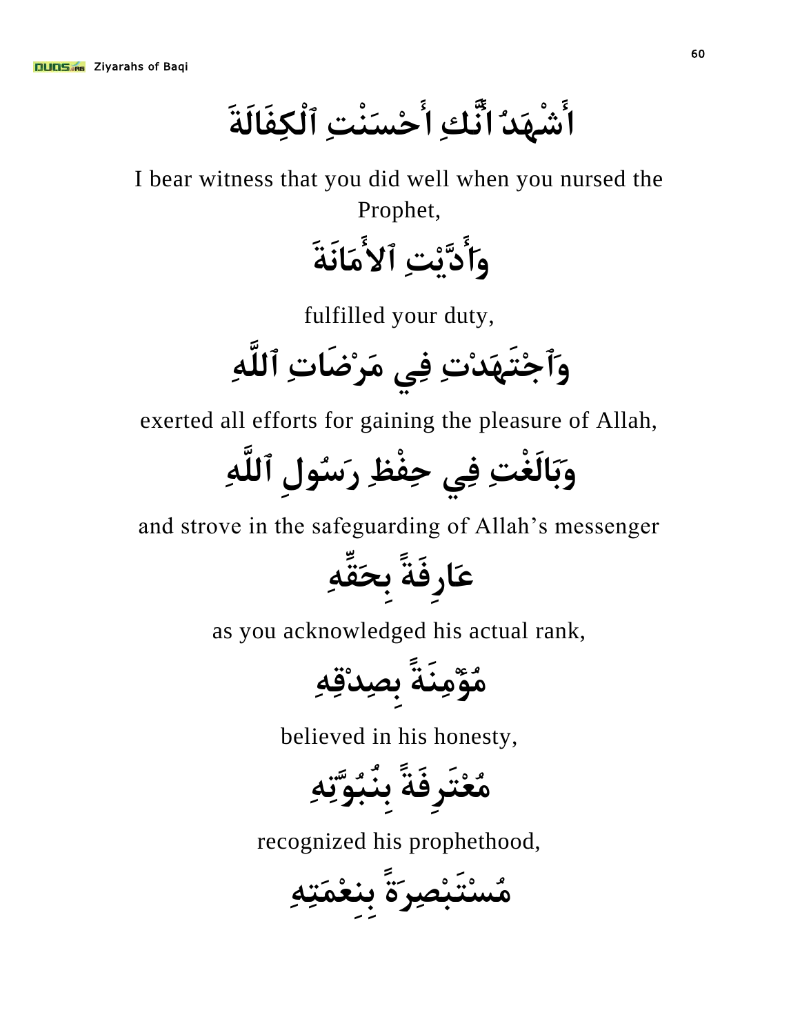أَشْهَدُ أَنَّكِ أَحْسَنْتِ ٱلْكِفَالَةَ

I bear witness that you did well when you nursed the Prophet,

وَأَدَّيْتِ ٱلأَمَانَةَ

fulfilled your duty,

وَٱجْتَهَدْتِ فِي مَرْضَاتِ ٱللَّهِ

exerted all efforts for gaining the pleasure of Allah,

وَبَالَغْتِ فِي حِفْظِ رَسُولِ ٱللَّهِ

and strove in the safeguarding of Allah’s messenger

عَارِفَةً بِحَقِّهِ

as you acknowledged his actual rank,

مُؤْمِنَةً بِصِدْقِهِ

believed in his honesty,

مُعْتَرِفَةً بِنُبُوَّتِهِ

recognized his prophethood,

مُسْتَبْصِرَةً بِنِعْمَتِهِ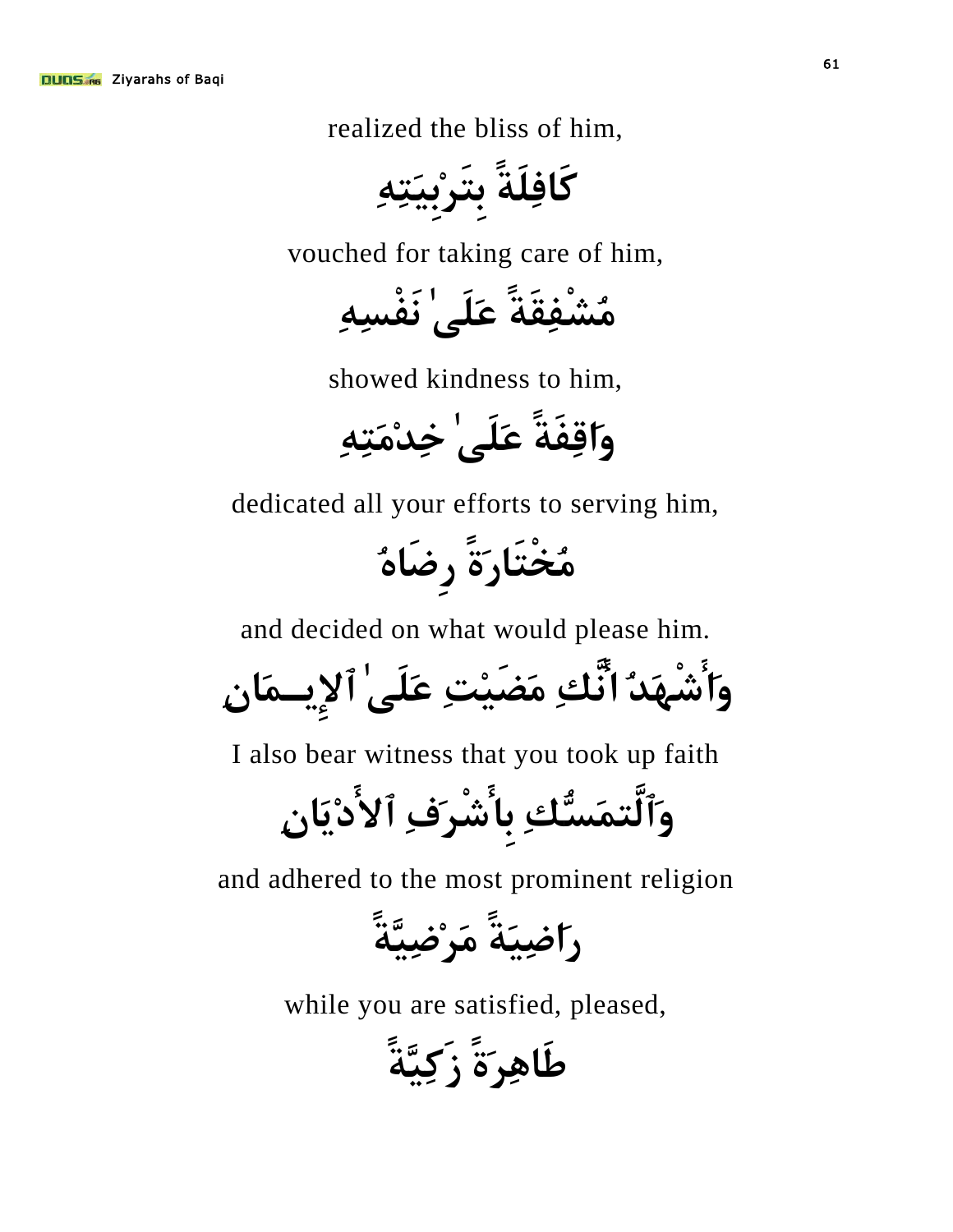realized the bliss of him,

كَافِلَةً بِتَرْبِيَتِهِ

vouched for taking care of him,

مُشْفِقَةً عَلَىٰ نَفْسِهِ

showed kindness to him,

وَاقِفَةً عَلَىٰ خِدْمَتِهِ

dedicated all your efforts to serving him,

مُخْتَارَةً رِضَاهُ

and decided on what would please him.

وَأَشْهَدُ أَنَّكِ مَضَيْتِ عَلَىٰ ٱلإِيـمَانِ

I also bear witness that you took up faith

وَٱلتَّمَسُّكِ بِأَشْرَفِ ٱلأَدْيَانِ

and adhered to the most prominent religion

رَاضِيَةً مَرْضِيَّةً

while you are satisfied, pleased,

طَاهِرَةً زَكِيَّةً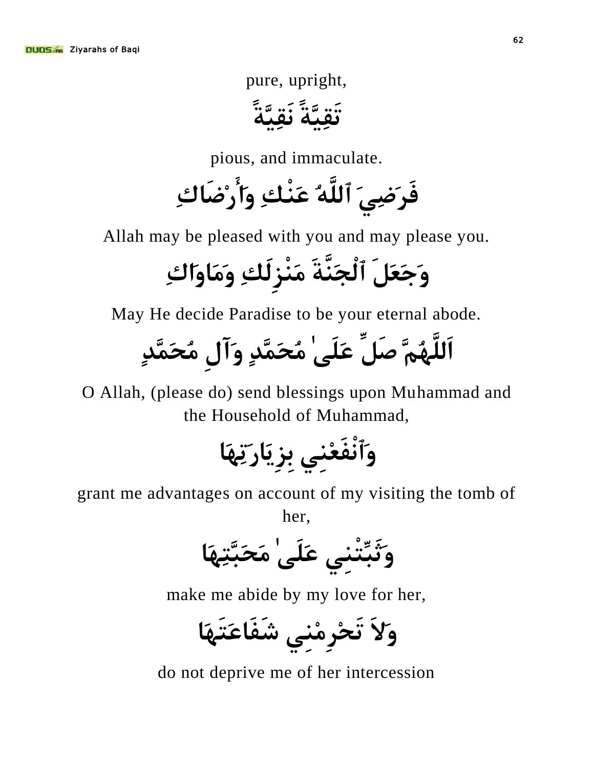pure, upright,

تَقِيَّةً نَقِيَّةً

pious, and immaculate.

فَرَضِيَ ٱللَّهُ عَنْكِ وَأَرْضَاكِ

Allah may be pleased with you and may please you.

وَجَعَلَ ٱلْجَنَّةَ مَنْزِلَكِ وَمَاوَاكِ

May He decide Paradise to be your eternal abode.

اَللَّهُمَّ صَلِّ عَلَىٰ مُحَمَّدٍ وَآلِ مُحَمَّدٍ

O Allah, (please do) send blessings upon Muhammad and the Household of Muhammad,

وَٱنْفَعْنِي بِزِيَارَتِهَا

grant me advantages on account of my visiting the tomb of her,

وَثَبِّتْنِي عَلَىٰ مَحَبَّتِهَا

make me abide by my love for her,

وَلاَ تَحْرِمْنِي شَفَاعَتَهَا

do not deprive me of her intercession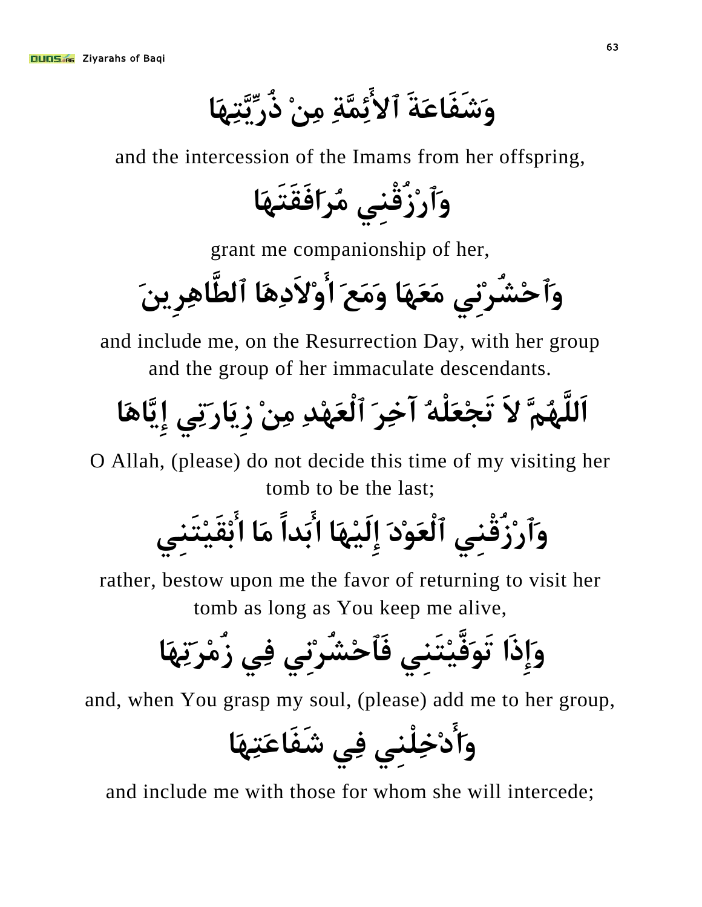وَشَفَاعَةَ ٱلأَئِمَّةِ مِنْ ذُرِّيَّتِهَا

and the intercession of the Imams from her offspring,

وَٱرْزُقْنِي مُرَافَقَتَهَا

grant me companionship of her,

وَٱحْشُرْنِي مَعَهَا وَمَعَ أَوْلاَدِهَا ٱلطَّاهِرِينَ

and include me, on the Resurrection Day, with her group and the group of her immaculate descendants.

اَللَّهُمَّ لاَ تَجْعَلْهُ آخِرَ ٱلْعَهْدِ مِنْ زِيَارَتِي إِيَّاهَا

O Allah, (please) do not decide this time of my visiting her tomb to be the last;

وَٱرْزُقْنِي ٱلْعَوْدَ إِلَيْهَا أَبَداً مَا أَبْقَيْتَنِي

rather, bestow upon me the favor of returning to visit her tomb as long as You keep me alive,

وَإِذَا تَوَفَّيْتَنِي فَٱحْشُرْنِي فِي زُمْرَتِهَا

and, when You grasp my soul, (please) add me to her group,

وَأَدْخِلْنِي فِي شَفَاعَتِهَا

and include me with those for whom she will intercede;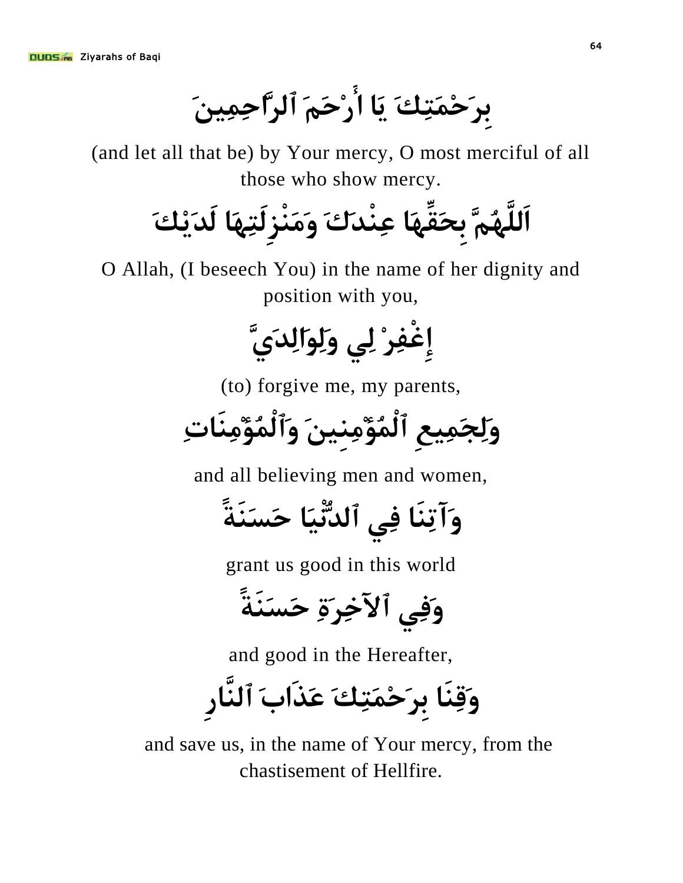بِرَحْمَتِكَ يَا أَرْحَمَ ٱلرَّاحِمِينَ

(and let all that be) by Your mercy, O most merciful of all those who show mercy.

اَللَّهُمَّ بِحَقِّهَا عِنْدَكَ وَمَنْزِلَتِهَا لَدَيْكَ

O Allah, (I beseech You) in the name of her dignity and position with you,

إِغْفِرْ لِي وَلِوَالِدَيَّ

(to) forgive me, my parents,

وَلِجَمِيعِ ٱلْمُؤْمِنِينَ وَٱلْمُؤْمِنَاتِ

and all believing men and women,

وَآتِنَا فِي ٱلدُّنْيَا حَسَنَةً

grant us good in this world

وَفِي ٱلآخِرَةِ حَسَنَةً

and good in the Hereafter,

وَقِنَا بِرَحْمَتِكَ عَذَابَ ٱلنَّارِ

and save us, in the name of Your mercy, from the chastisement of Hellfire.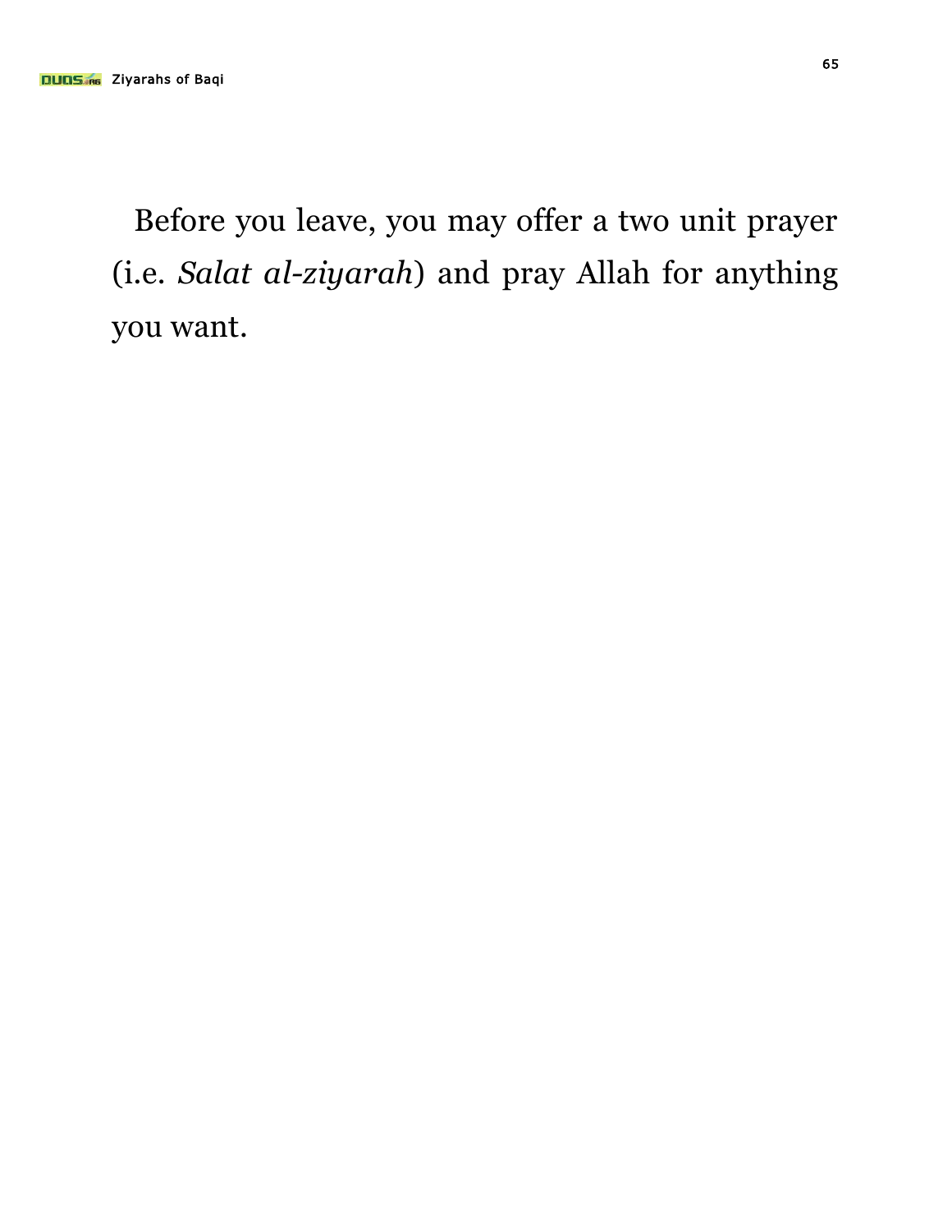Before you leave, you may offer a two unit prayer (i.e. *Salat al-ziyarah*) and pray Allah for anything you want.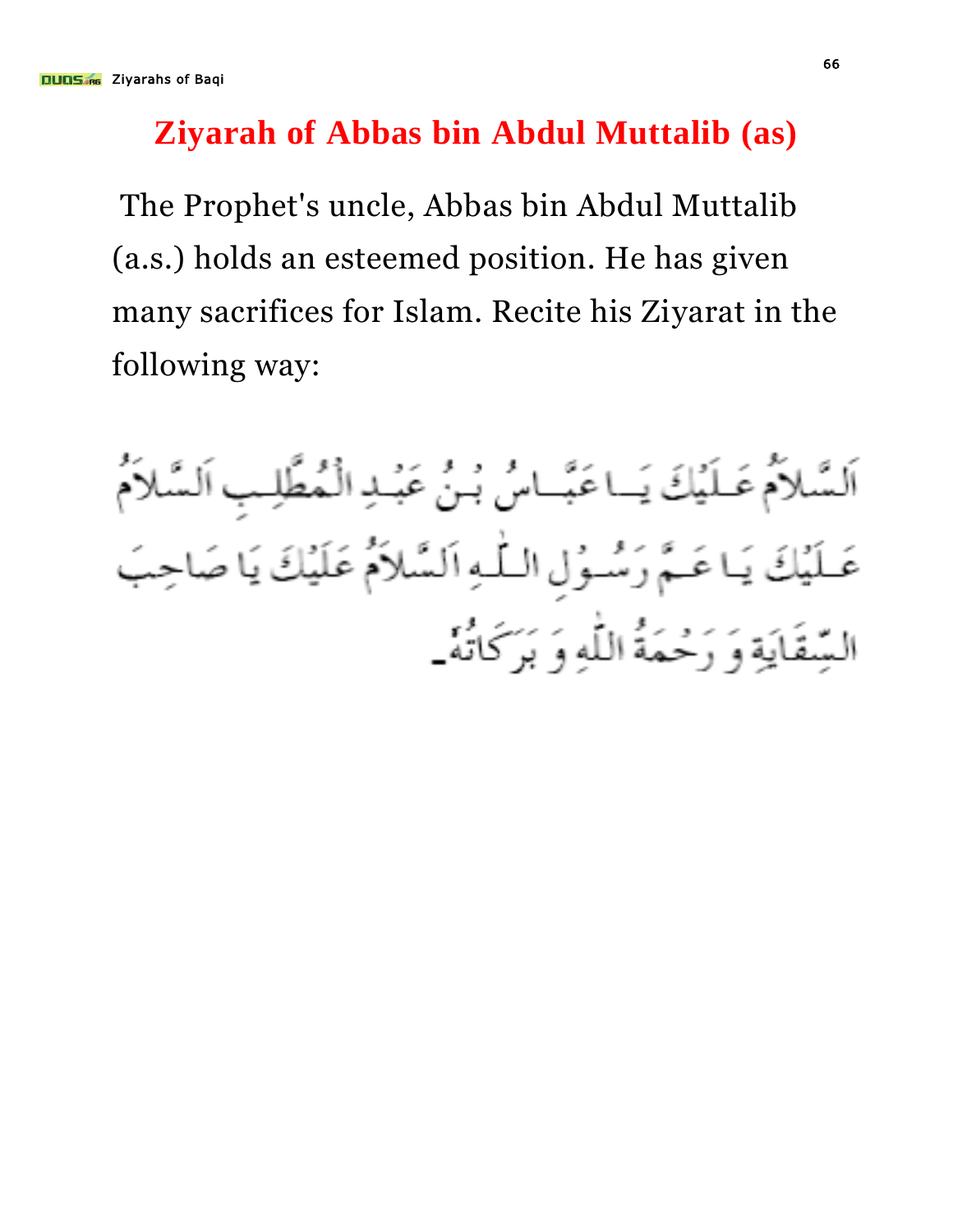# Ziyarah of Abbas bin Abdul Muttalib (as)

The Prophet's uncle, Abbas bin Abdul Muttalib (a.s.) holds an esteemed position. He has given many sacrifices for Islam. Recite his Ziyarat in the following way:

اَلسَّلاَمُ عَلَيْكَ يَا عَبَّاسُ بْنُ عَبْدِ الْمُطَّلِبِ اَلسَّلاَمُ عَلَيْكَ يَا عَمَّ رَسُوْلِ اللّٰهِ اَلسَّلاَمُ عَلَيْكَ يَا صَاحِبَ السِّقَايَةِ وَ رَحْمَةُ اللّٰهِ وَ بَرَكَاتُهٗ۔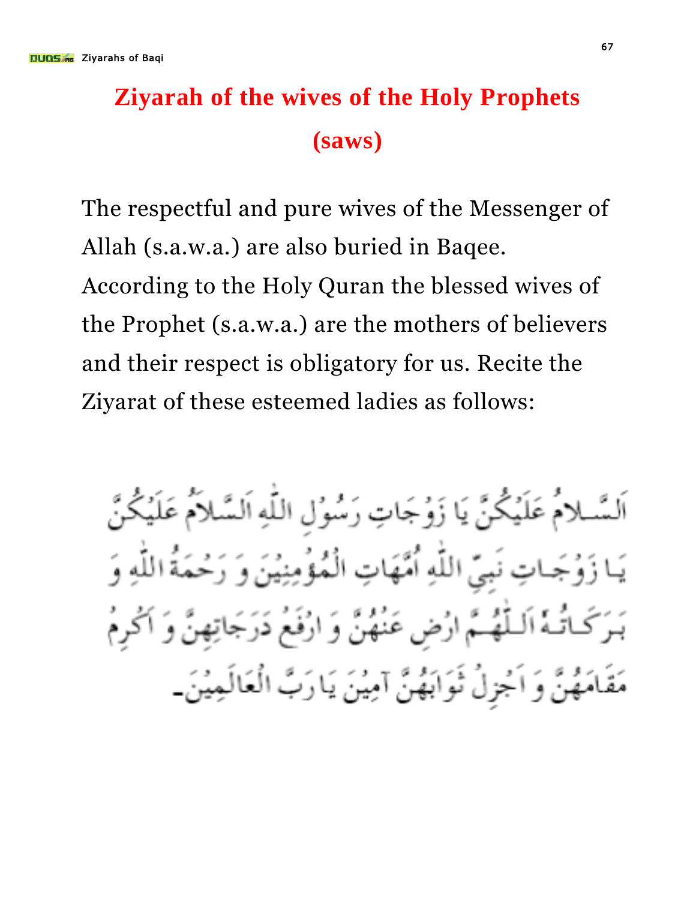# Ziyarah of the wives of the Holy Prophets (saws)

The respectful and pure wives of the Messenger of Allah (s.a.w.a.) are also buried in Baqee. According to the Holy Quran the blessed wives of the Prophet (s.a.w.a.) are the mothers of believers and their respect is obligatory for us. Recite the Ziyarat of these esteemed ladies as follows:

اَلسَّلامُ عَلَيْكُنَّ يَا زَوْجَاتِ رَسُوْلِ اللّٰهِ اَلسَّلامُ عَلَيْكُنَّ يَا زَوْجَاتِ نَبِيِّ اللّٰهِ اُمَّهَاتِ الْمُؤْمِنِيْنَ وَ رَحْمَةُ اللّٰهِ وَ بَرَكَاتُهٗ اَللّٰهُمَّ ارْضِ عَنْهُنَّ وَ ارْفَعْ دَرَجَاتِهِنَّ وَ اَكْرِمْ مَقَامَهُنَّ وَ اَجْزِلْ ثَوَابَهُنَّ آمِيْنَ يَا رَبَّ الْعَالَمِيْنَ۔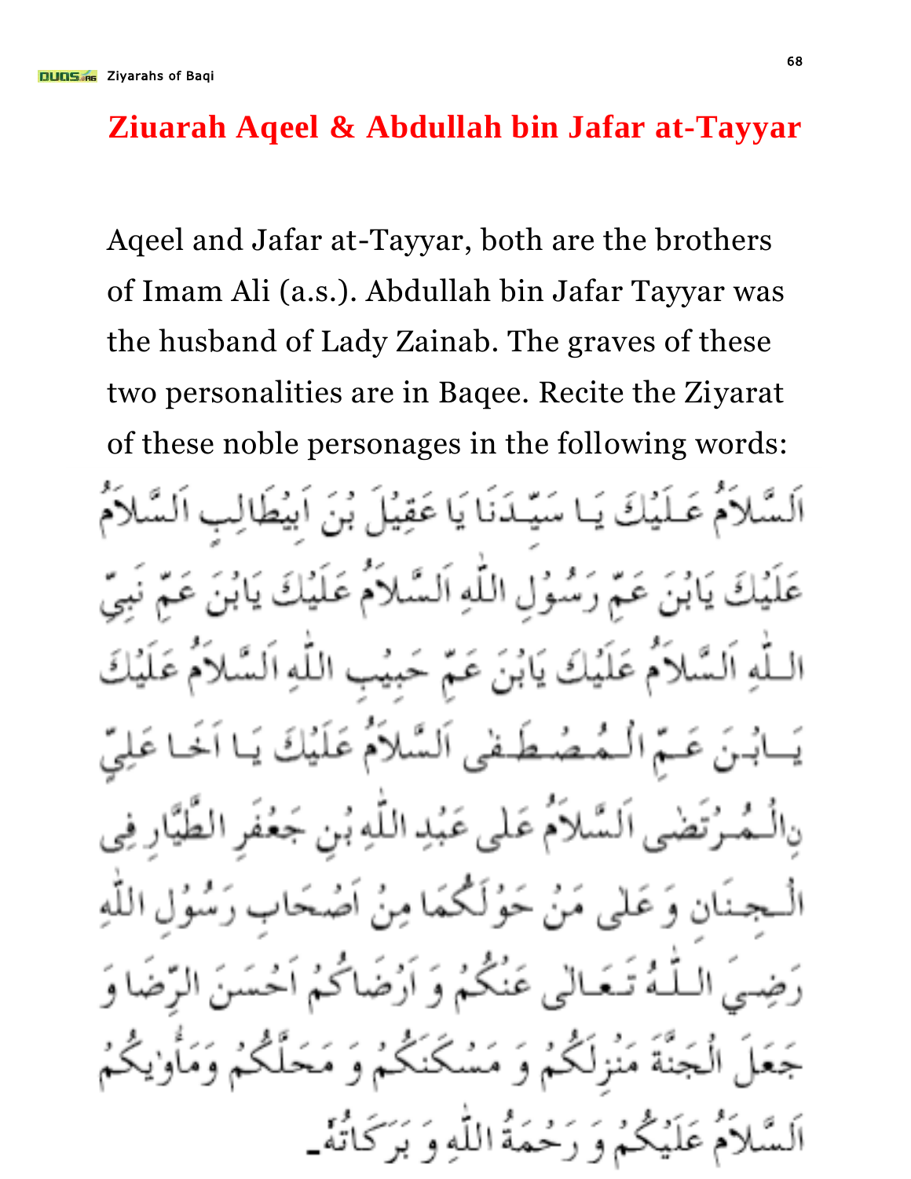# Ziuarah Aqeel & Abdullah bin Jafar at-Tayyar

Aqeel and Jafar at-Tayyar, both are the brothers of Imam Ali (a.s.). Abdullah bin Jafar Tayyar was the husband of Lady Zainab. The graves of these two personalities are in Baqee. Recite the Ziyarat of these noble personages in the following words:

اَلسَّلاَمُ عَلَيْكَ يَا سَيِّدَنَا يَا عَقِيْلَ بْنَ اَبِيْطَالِبِ اَلسَّلاَمُ عَلَيْكَ يَابْنَ عَمِّ رَسُوْلِ اللّٰهِ اَلسَّلاَمُ عَلَيْكَ يَابْنَ عَمِّ نَبِيِّ اللّٰهِ اَلسَّلاَمُ عَلَيْكَ يَابْنَ عَمِّ حَبِيْبِ اللّٰهِ اَلسَّلاَمُ عَلَيْكَ يَابْنَ عَمِّ الْمُصْطَفٰى اَلسَّلاَمُ عَلَيْكَ يَا اَخَا عَلِيِّ نِالْمُرْتَضٰى اَلسَّلاَمُ عَلٰى عَبْدِ اللّٰهِ بْنِ جَعْفَرِ الطَّيَّارِ فِى الْجِنَانِ وَ عَلٰى مَنْ حَوْلَكُمَا مِنْ اَصْحَابِ رَسُوْلِ اللّٰهِ رَضِيَ اللّٰهُ تَعَالٰى عَنْكُمْ وَ اَرْضَاكُمْ اَحْسَنَ الرِّضَا وَ جَعَلَ الْجَنَّةَ مَنْزِلَكُمْ وَ مَسْكَنَكُمْ وَ مَحَلَّكُمْ وَمَاْوٰيكُمْ اَلسَّلاَمُ عَلَيْكُمْ وَ رَحْمَةُ اللّٰهِ وَ بَرَكَاتُهٗ۔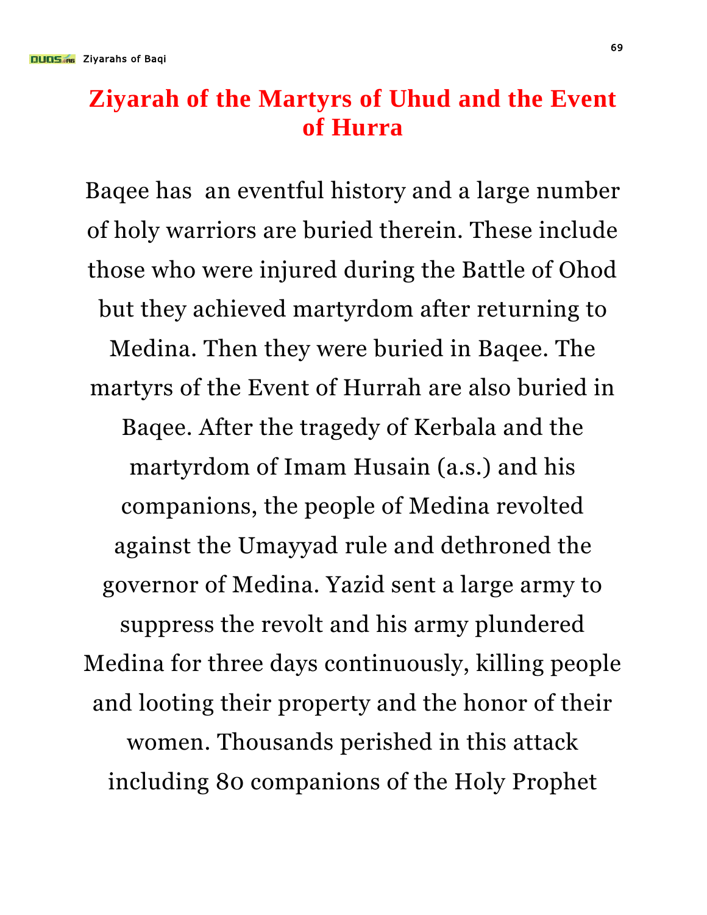# Ziyarah of the Martyrs of Uhud and the Event of Hurra

Baqee has an eventful history and a large number of holy warriors are buried therein. These include those who were injured during the Battle of Ohod but they achieved martyrdom after returning to Medina. Then they were buried in Baqee. The martyrs of the Event of Hurrah are also buried in Baqee. After the tragedy of Kerbala and the martyrdom of Imam Husain (a.s.) and his companions, the people of Medina revolted against the Umayyad rule and dethroned the governor of Medina. Yazid sent a large army to suppress the revolt and his army plundered Medina for three days continuously, killing people and looting their property and the honor of their women. Thousands perished in this attack including 80 companions of the Holy Prophet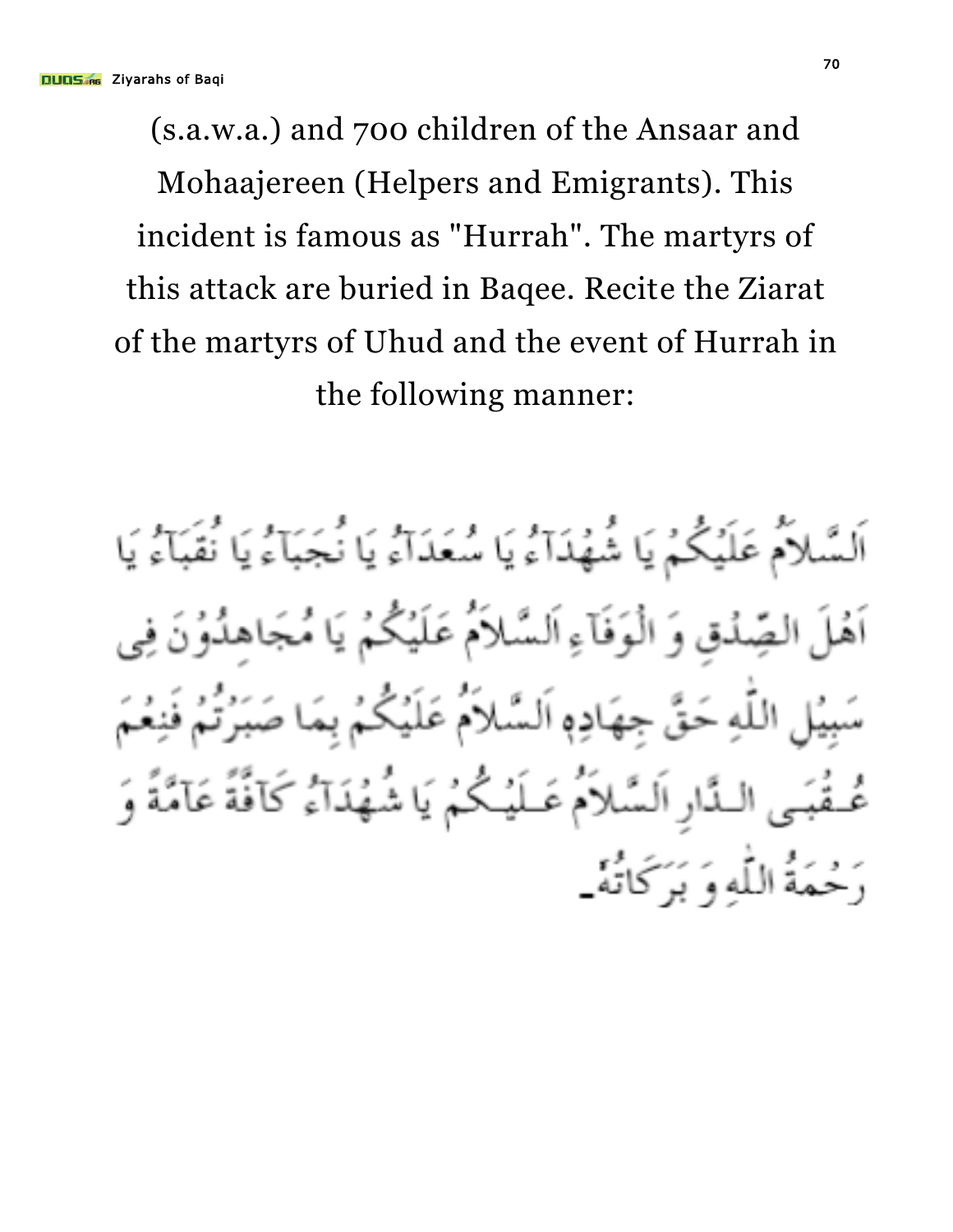(s.a.w.a.) and 700 children of the Ansaar and Mohaajereen (Helpers and Emigrants). This incident is famous as "Hurrah". The martyrs of this attack are buried in Baqee. Recite the Ziarat of the martyrs of Uhud and the event of Hurrah in the following manner:

اَلسَّلاَمُ عَلَيْكُمْ يَا شُهْدَآءُ يَا سُعَدَآءُ يَا نُجَبَآءُ يَا نُقَبَآءُ يَا اَهْلَ الصِّدْقِ وَ الْوَفَآءِ اَلسَّلاَمُ عَلَيْكُمْ يَا مُجَاهِدُوْنَ فِى سَبِيْلِ اللّٰهِ حَقَّ جِهَادِهٖ اَلسَّلاَمُ عَلَيْكُمْ بِمَا صَبَرْتُمْ فَنِعْمَ عُقْبَى الدَّارِ اَلسَّلاَمُ عَلَيْكُمْ يَا شُهْدَآءُ كَآفَّةً عَامَّةً وَ رَحْمَةُ اللّٰهِ وَ بَرَكَاتُهٗ۔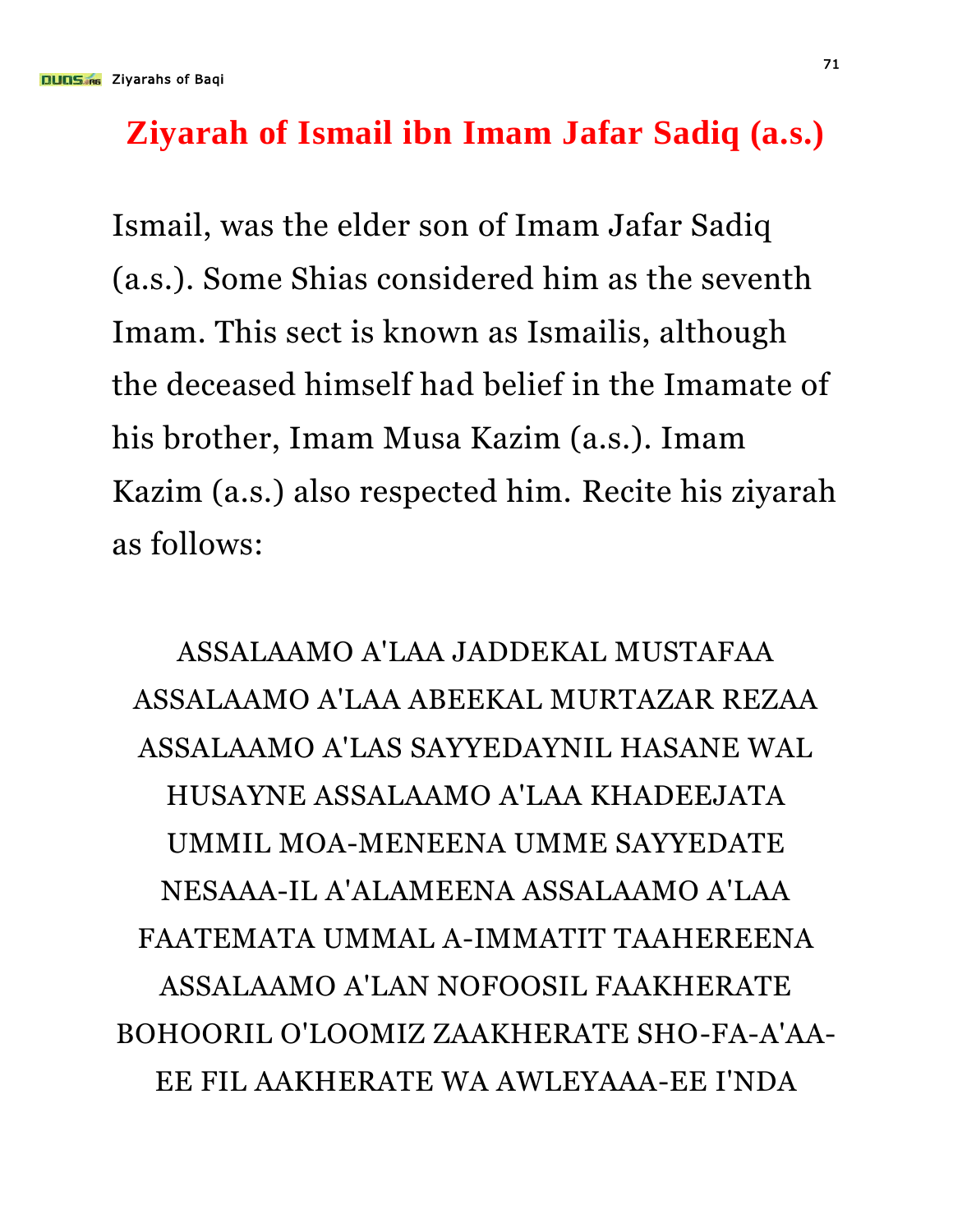# Ziyarah of Ismail ibn Imam Jafar Sadiq (a.s.)

Ismail, was the elder son of Imam Jafar Sadiq (a.s.). Some Shias considered him as the seventh Imam. This sect is known as Ismailis, although the deceased himself had belief in the Imamate of his brother, Imam Musa Kazim (a.s.). Imam Kazim (a.s.) also respected him. Recite his ziyarah as follows:

ASSALAAMO A'LAA JADDEKAL MUSTAFAA ASSALAAMO A'LAA ABEEKAL MURTAZAR REZAA ASSALAAMO A'LAS SAYYEDAYNIL HASANE WAL HUSAYNE ASSALAAMO A'LAA KHADEEJATA UMMIL MOA-MENEENA UMME SAYYEDATE NESAAA-IL A'ALAMEENA ASSALAAMO A'LAA FAATEMATA UMMAL A-IMMATIT TAAHEREENA ASSALAAMO A'LAN NOFOOSIL FAAKHERATE BOHOORIL O'LOOMIZ ZAAKHERATE SHO-FA-A'AA-EE FIL AAKHERATE WA AWLEYAAA-EE I'NDA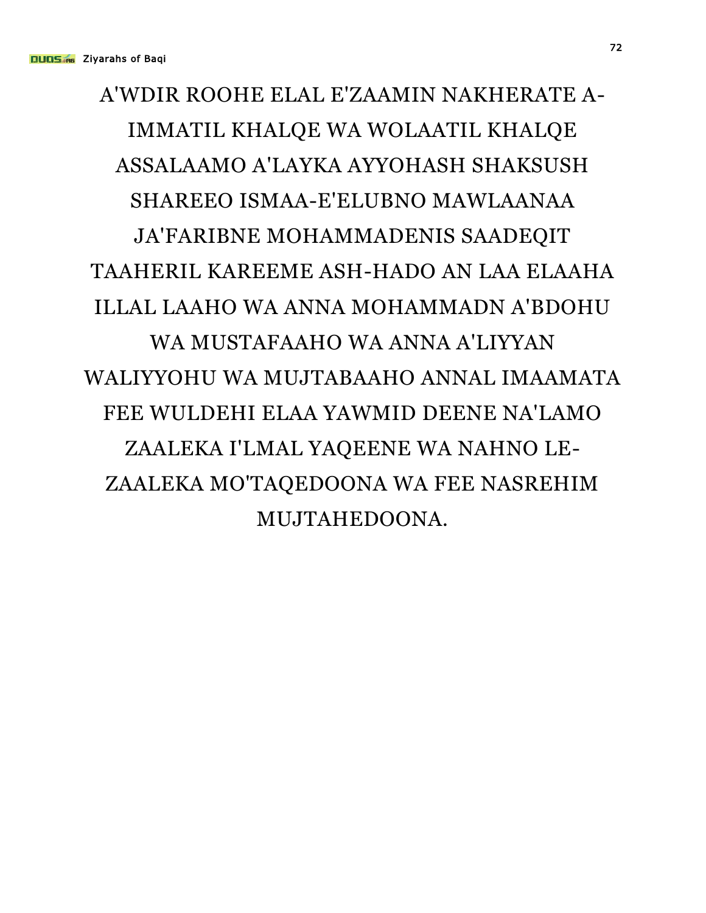A'WDIR ROOHE ELAL E'ZAAMIN NAKHERATE A-IMMATIL KHALQE WA WOLAATIL KHALQE ASSALAAMO A'LAYKA AYYOHASH SHAKSUSH SHAREEO ISMAA-E'ELUBNO MAWLAANAA JA'FARIBNE MOHAMMADENIS SAADEQIT TAAHERIL KAREEME ASH-HADO AN LAA ELAAHA ILLAL LAAHO WA ANNA MOHAMMADN A'BDOHU WA MUSTAFAAHO WA ANNA A'LIYYAN WALIYYOHU WA MUJTABAAHO ANNAL IMAAMATA FEE WULDEHI ELAA YAWMID DEENE NA'LAMO ZAALEKA I'LMAL YAQEENE WA NAHNO LE-ZAALEKA MO'TAQEDOONA WA FEE NASREHIM MUJTAHEDOONA.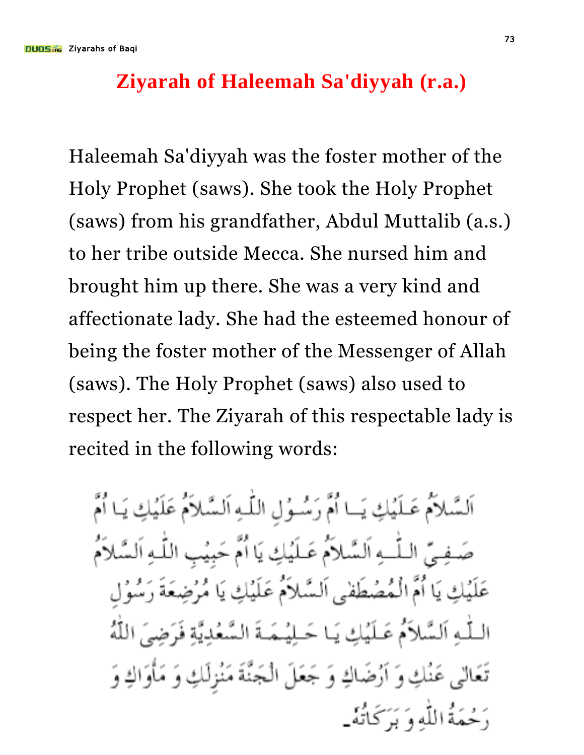# Ziyarah of Haleemah Sa'diyyah (r.a.)

Haleemah Sa'diyyah was the foster mother of the Holy Prophet (saws). She took the Holy Prophet (saws) from his grandfather, Abdul Muttalib (a.s.) to her tribe outside Mecca. She nursed him and brought him up there. She was a very kind and affectionate lady. She had the esteemed honour of being the foster mother of the Messenger of Allah (saws). The Holy Prophet (saws) also used to respect her. The Ziyarah of this respectable lady is recited in the following words:

اَلسَّلاَمُ عَلَيْكِ يَا اُمَّ رَسُوْلِ اللّٰهِ اَلسَّلاَمُ عَلَيْكِ يَا اُمَّ صَفِيِّ اللّٰهِ اَلسَّلاَمُ عَلَيْكِ يَا اُمَّ حَبِيْبِ اللّٰهِ اَلسَّلاَمُ عَلَيْكِ يَا اُمَّ الْمُصْطَفٰى اَلسَّلاَمُ عَلَيْكِ يَا مُرْضِعَةَ رَسُوْلِ اللّٰهِ اَلسَّلاَمُ عَلَيْكِ يَا حَلِيْمَةَ السَّعْدِيَّةِ فَرَضِيَ اللّٰهُ تَعَالٰى عَنْكِ وَ اَرْضَاكِ وَ جَعَلَ الْجَنَّةَ مَنْزِلَكِ وَ مَأْوَاكِ وَ رَحْمَةُ اللّٰهِ وَ بَرَكَاتُهٗ۔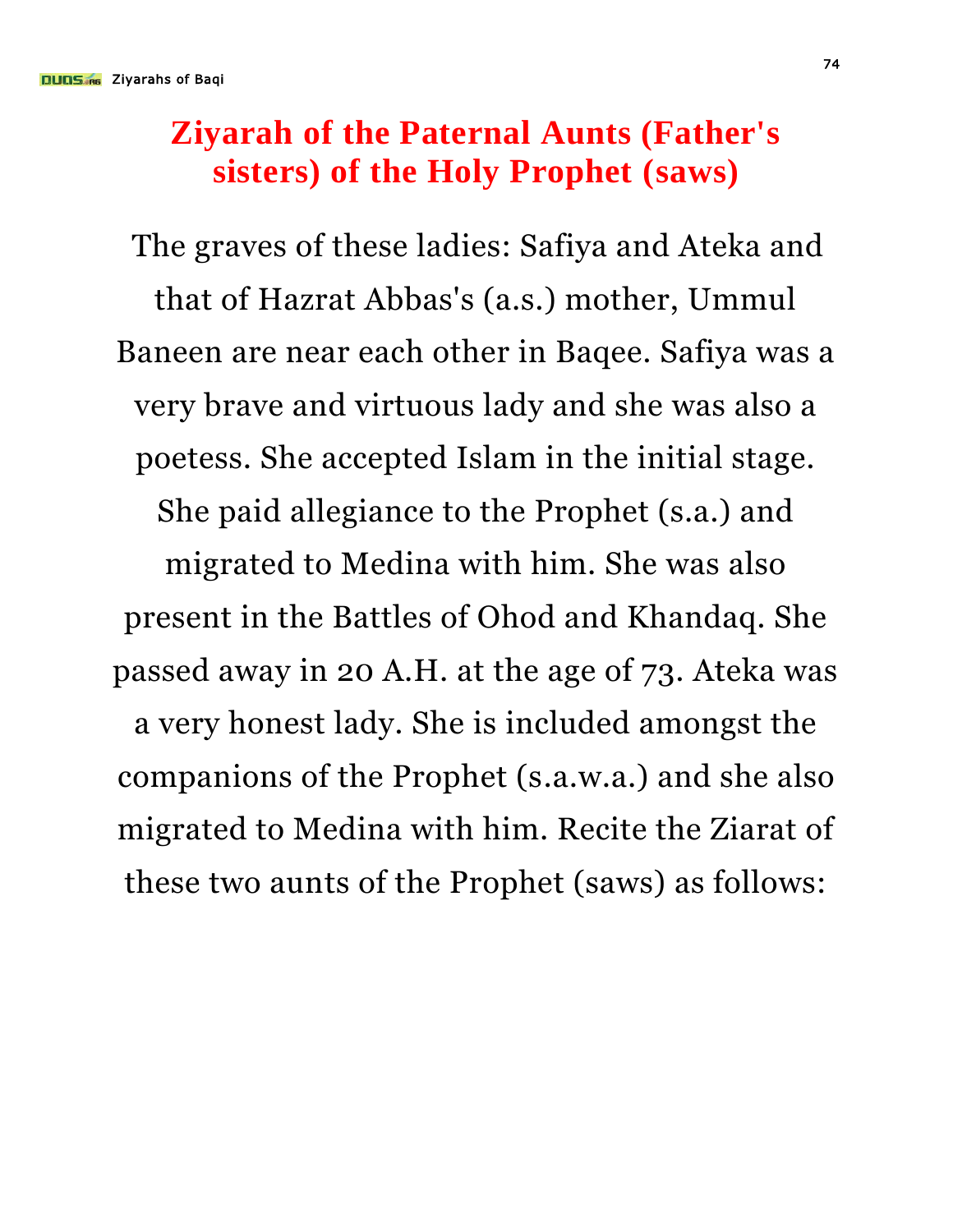# Ziyarah of the Paternal Aunts (Father's sisters) of the Holy Prophet (saws)

The graves of these ladies: Safiya and Ateka and that of Hazrat Abbas's (a.s.) mother, Ummul Baneen are near each other in Baqee. Safiya was a very brave and virtuous lady and she was also a poetess. She accepted Islam in the initial stage. She paid allegiance to the Prophet (s.a.) and migrated to Medina with him. She was also present in the Battles of Ohod and Khandaq. She passed away in 20 A.H. at the age of 73. Ateka was a very honest lady. She is included amongst the companions of the Prophet (s.a.w.a.) and she also migrated to Medina with him. Recite the Ziarat of these two aunts of the Prophet (saws) as follows: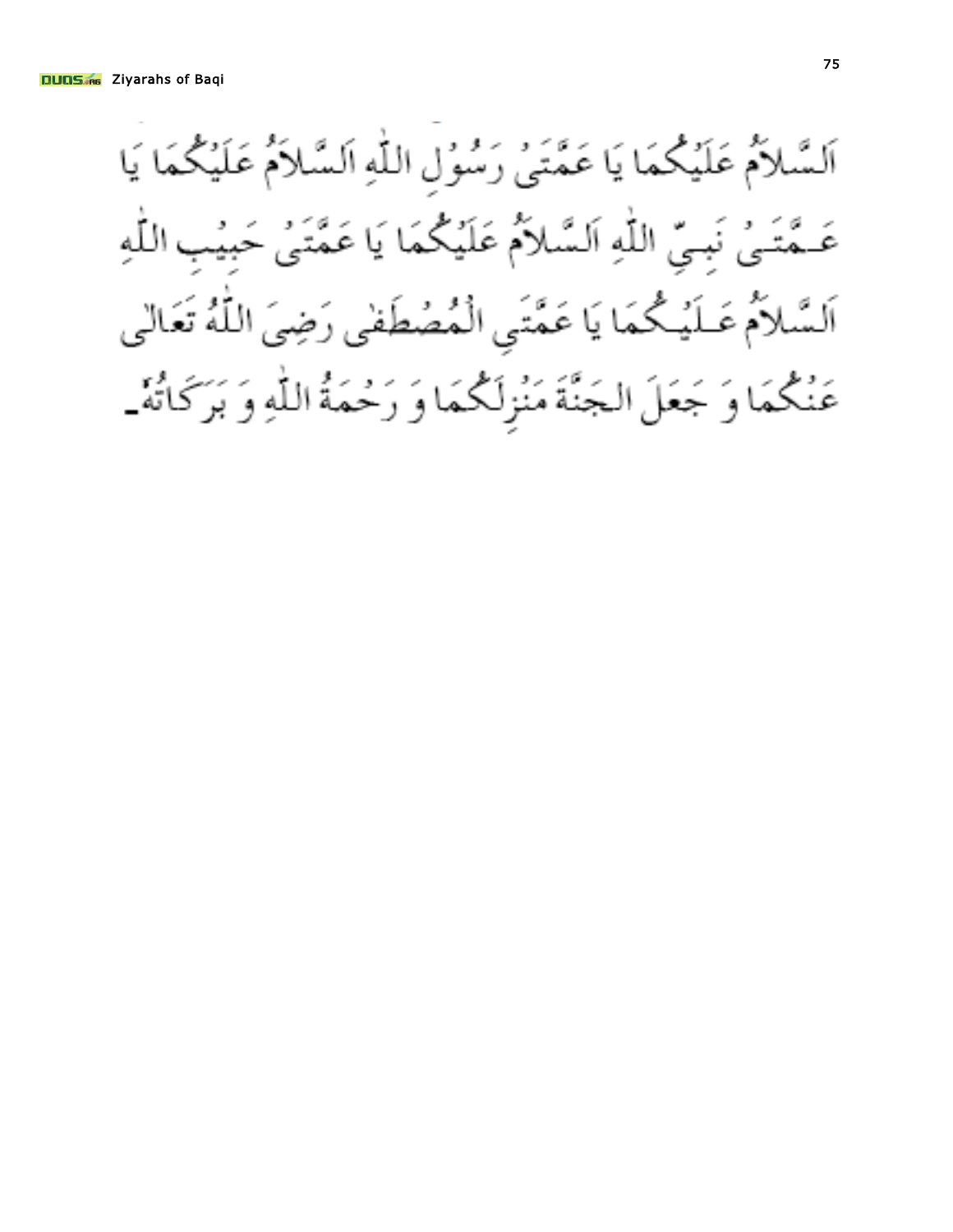اَلسَّلاَمُ عَلَيْكُمَا يَا عَمَّتَيْ رَسُوْلِ اللّٰهِ اَلسَّلاَمُ عَلَيْكُمَا يَا

عَمَّتَيْ نَبِيِّ اللّٰهِ اَلسَّلاَمُ عَلَيْكُمَا يَا عَمَّتَيْ حَبِيْبِ اللّٰهِ

اَلسَّلاَمُ عَلَيْكُمَا يَا عَمَّتَيِ الْمُصْطَفٰى رَضِيَ اللّٰهُ تَعَالٰى

عَنْكُمَا وَ جَعَلَ الجَنَّةَ مَنْزِلَكُمَا وَ رَحْمَةُ اللّٰهِ وَ بَرَكَاتُهٗ۔